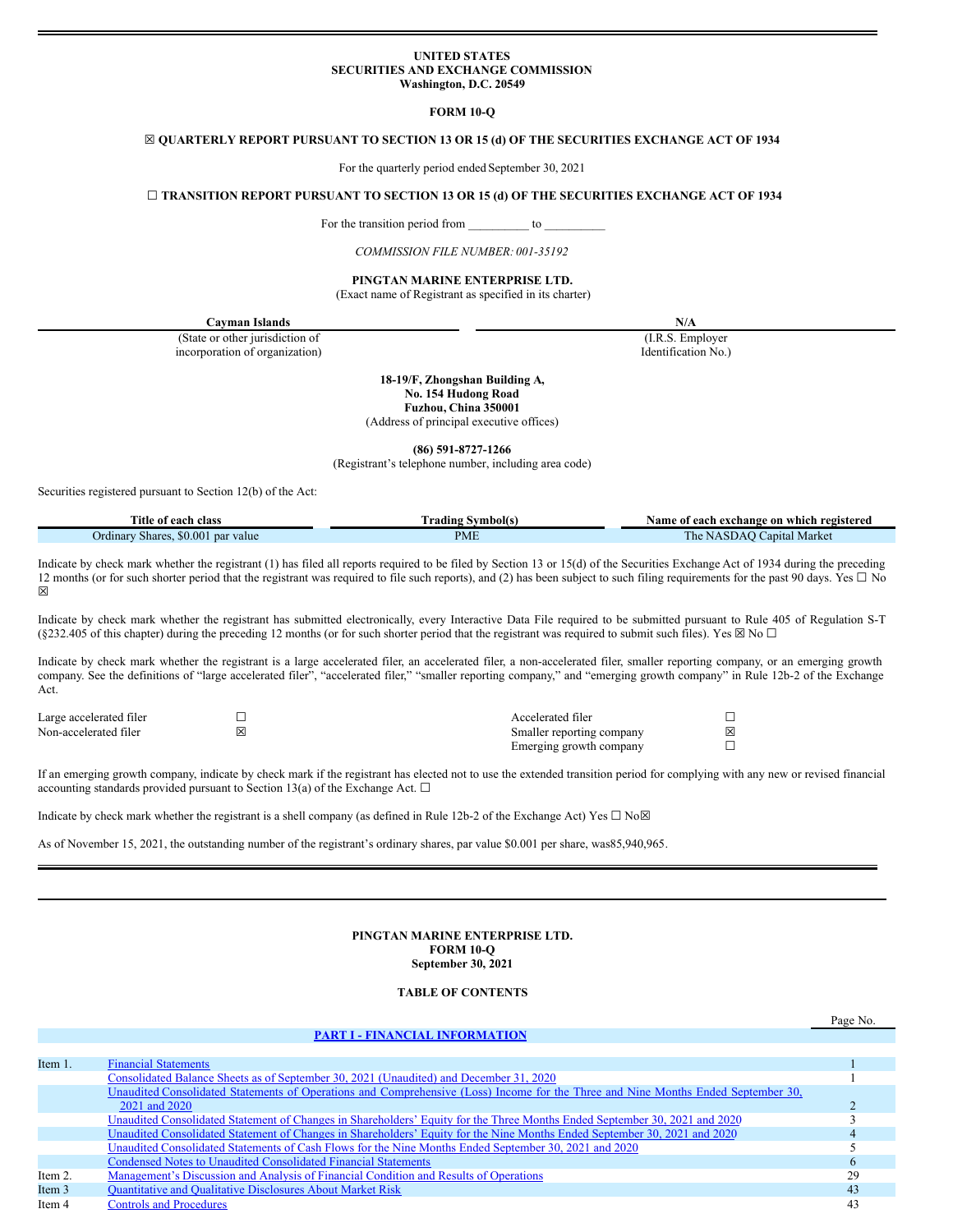**UNITED STATES**
**SECURITIES AND EXCHANGE COMMISSION**
**Washington, D.C. 20549**

**FORM 10-Q**

☒ **QUARTERLY REPORT PURSUANT TO SECTION 13 OR 15 (d) OF THE SECURITIES EXCHANGE ACT OF 1934**

For the quarterly period ended September 30, 2021

☐ **TRANSITION REPORT PURSUANT TO SECTION 13 OR 15 (d) OF THE SECURITIES EXCHANGE ACT OF 1934**

For the transition period from __________ to __________

*COMMISSION FILE NUMBER: 001-35192*

**PINGTAN MARINE ENTERPRISE LTD.**
(Exact name of Registrant as specified in its charter)

| | |
|---|---|
| **Cayman Islands** | **N/A** |
| (State or other jurisdiction of incorporation of organization) | (I.R.S. Employer Identification No.) |

**18-19/F, Zhongshan Building A,**
**No. 154 Hudong Road**
**Fuzhou, China 350001**
(Address of principal executive offices)

**(86) 591-8727-1266**
(Registrant's telephone number, including area code)

Securities registered pursuant to Section 12(b) of the Act:

| Title of each class | Trading Symbol(s) | Name of each exchange on which registered |
|---|---|---|
| Ordinary Shares, $0.001 par value | PME | The NASDAQ Capital Market |

Indicate by check mark whether the registrant (1) has filed all reports required to be filed by Section 13 or 15(d) of the Securities Exchange Act of 1934 during the preceding 12 months (or for such shorter period that the registrant was required to file such reports), and (2) has been subject to such filing requirements for the past 90 days. Yes ☐ No ☒

Indicate by check mark whether the registrant has submitted electronically, every Interactive Data File required to be submitted pursuant to Rule 405 of Regulation S-T (§232.405 of this chapter) during the preceding 12 months (or for such shorter period that the registrant was required to submit such files). Yes ☒ No ☐

Indicate by check mark whether the registrant is a large accelerated filer, an accelerated filer, a non-accelerated filer, smaller reporting company, or an emerging growth company. See the definitions of "large accelerated filer", "accelerated filer," "smaller reporting company," and "emerging growth company" in Rule 12b-2 of the Exchange Act.

| | | | |
|---|---|---|---|
| Large accelerated filer | ☐ | Accelerated filer | ☐ |
| Non-accelerated filer | ☒ | Smaller reporting company | ☒ |
| | | Emerging growth company | ☐ |

If an emerging growth company, indicate by check mark if the registrant has elected not to use the extended transition period for complying with any new or revised financial accounting standards provided pursuant to Section 13(a) of the Exchange Act. ☐

Indicate by check mark whether the registrant is a shell company (as defined in Rule 12b-2 of the Exchange Act) Yes ☐ No☒

As of November 15, 2021, the outstanding number of the registrant's ordinary shares, par value $0.001 per share, was85,940,965.

---

**PINGTAN MARINE ENTERPRISE LTD.**
**FORM 10-Q**
**September 30, 2021**

**TABLE OF CONTENTS**

| | | Page No. |
|---|---|---|
| | **PART I - FINANCIAL INFORMATION** | |
| Item 1. | Financial Statements | 1 |
| | Consolidated Balance Sheets as of September 30, 2021 (Unaudited) and December 31, 2020 | 1 |
| | Unaudited Consolidated Statements of Operations and Comprehensive (Loss) Income for the Three and Nine Months Ended September 30, 2021 and 2020 | 2 |
| | Unaudited Consolidated Statement of Changes in Shareholders' Equity for the Three Months Ended September 30, 2021 and 2020 | 3 |
| | Unaudited Consolidated Statement of Changes in Shareholders' Equity for the Nine Months Ended September 30, 2021 and 2020 | 4 |
| | Unaudited Consolidated Statements of Cash Flows for the Nine Months Ended September 30, 2021 and 2020 | 5 |
| | Condensed Notes to Unaudited Consolidated Financial Statements | 6 |
| Item 2. | Management's Discussion and Analysis of Financial Condition and Results of Operations | 29 |
| Item 3 | Quantitative and Qualitative Disclosures About Market Risk | 43 |
| Item 4 | Controls and Procedures | 43 |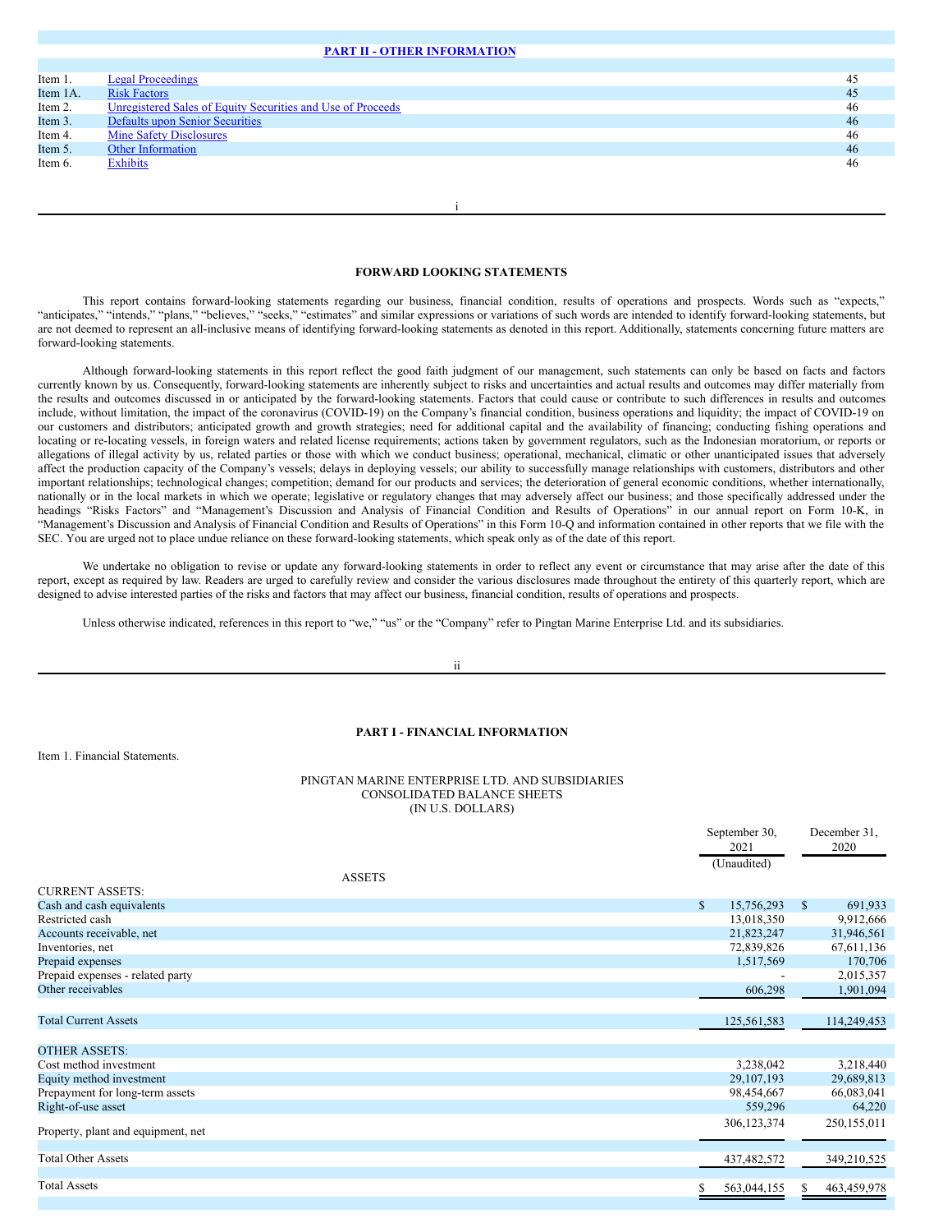## PART II - OTHER INFORMATION

| | | |
|---|---|---|
| Item 1. | Legal Proceedings | 45 |
| Item 1A. | Risk Factors | 45 |
| Item 2. | Unregistered Sales of Equity Securities and Use of Proceeds | 46 |
| Item 3. | Defaults upon Senior Securities | 46 |
| Item 4. | Mine Safety Disclosures | 46 |
| Item 5. | Other Information | 46 |
| Item 6. | Exhibits | 46 |

### FORWARD LOOKING STATEMENTS

This report contains forward-looking statements regarding our business, financial condition, results of operations and prospects. Words such as “expects,” “anticipates,” “intends,” “plans,” “believes,” “seeks,” “estimates” and similar expressions or variations of such words are intended to identify forward-looking statements, but are not deemed to represent an all-inclusive means of identifying forward-looking statements as denoted in this report. Additionally, statements concerning future matters are forward-looking statements.

Although forward-looking statements in this report reflect the good faith judgment of our management, such statements can only be based on facts and factors currently known by us. Consequently, forward-looking statements are inherently subject to risks and uncertainties and actual results and outcomes may differ materially from the results and outcomes discussed in or anticipated by the forward-looking statements. Factors that could cause or contribute to such differences in results and outcomes include, without limitation, the impact of the coronavirus (COVID-19) on the Company’s financial condition, business operations and liquidity; the impact of COVID-19 on our customers and distributors; anticipated growth and growth strategies; need for additional capital and the availability of financing; conducting fishing operations and locating or re-locating vessels, in foreign waters and related license requirements; actions taken by government regulators, such as the Indonesian moratorium, or reports or allegations of illegal activity by us, related parties or those with which we conduct business; operational, mechanical, climatic or other unanticipated issues that adversely affect the production capacity of the Company’s vessels; delays in deploying vessels; our ability to successfully manage relationships with customers, distributors and other important relationships; technological changes; competition; demand for our products and services; the deterioration of general economic conditions, whether internationally, nationally or in the local markets in which we operate; legislative or regulatory changes that may adversely affect our business; and those specifically addressed under the headings “Risks Factors” and “Management’s Discussion and Analysis of Financial Condition and Results of Operations” in our annual report on Form 10-K, in “Management’s Discussion and Analysis of Financial Condition and Results of Operations” in this Form 10-Q and information contained in other reports that we file with the SEC. You are urged not to place undue reliance on these forward-looking statements, which speak only as of the date of this report.

We undertake no obligation to revise or update any forward-looking statements in order to reflect any event or circumstance that may arise after the date of this report, except as required by law. Readers are urged to carefully review and consider the various disclosures made throughout the entirety of this quarterly report, which are designed to advise interested parties of the risks and factors that may affect our business, financial condition, results of operations and prospects.

Unless otherwise indicated, references in this report to “we,” “us” or the “Company” refer to Pingtan Marine Enterprise Ltd. and its subsidiaries.

## PART I - FINANCIAL INFORMATION

Item 1. Financial Statements.

PINGTAN MARINE ENTERPRISE LTD. AND SUBSIDIARIES
CONSOLIDATED BALANCE SHEETS
(IN U.S. DOLLARS)

| | September 30, 2021 (Unaudited) | December 31, 2020 |
|---|---|---|
| **ASSETS** | | |
| CURRENT ASSETS: | | |
| Cash and cash equivalents | $ 15,756,293 | $ 691,933 |
| Restricted cash | 13,018,350 | 9,912,666 |
| Accounts receivable, net | 21,823,247 | 31,946,561 |
| Inventories, net | 72,839,826 | 67,611,136 |
| Prepaid expenses | 1,517,569 | 170,706 |
| Prepaid expenses - related party | - | 2,015,357 |
| Other receivables | 606,298 | 1,901,094 |
| Total Current Assets | 125,561,583 | 114,249,453 |
| OTHER ASSETS: | | |
| Cost method investment | 3,238,042 | 3,218,440 |
| Equity method investment | 29,107,193 | 29,689,813 |
| Prepayment for long-term assets | 98,454,667 | 66,083,041 |
| Right-of-use asset | 559,296 | 64,220 |
| Property, plant and equipment, net | 306,123,374 | 250,155,011 |
| Total Other Assets | 437,482,572 | 349,210,525 |
| Total Assets | $ 563,044,155 | $ 463,459,978 |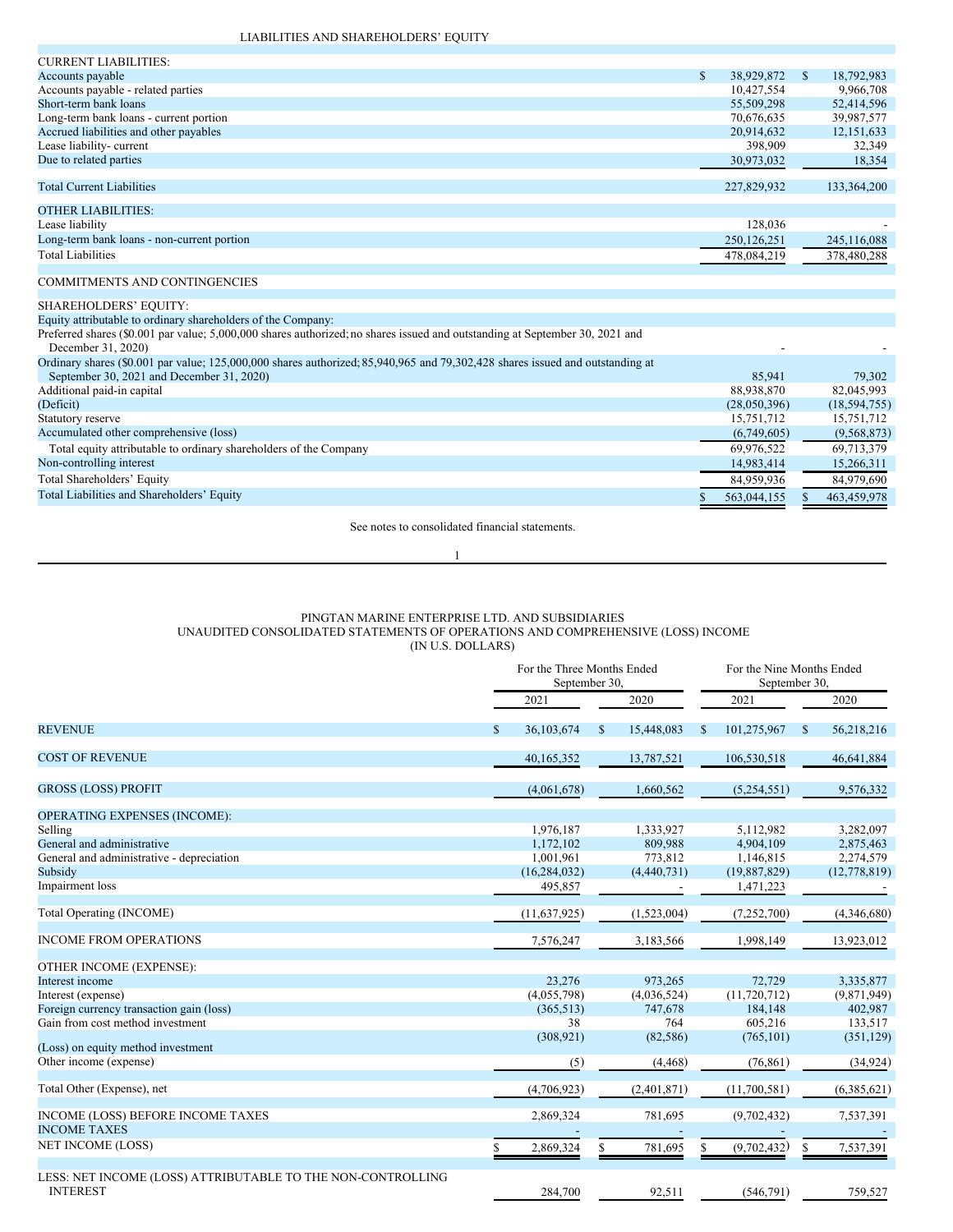LIABILITIES AND SHAREHOLDERS' EQUITY

| | | |
|---|---|---|
| CURRENT LIABILITIES: | | |
| Accounts payable | $ 38,929,872 | $ 18,792,983 |
| Accounts payable - related parties | 10,427,554 | 9,966,708 |
| Short-term bank loans | 55,509,298 | 52,414,596 |
| Long-term bank loans - current portion | 70,676,635 | 39,987,577 |
| Accrued liabilities and other payables | 20,914,632 | 12,151,633 |
| Lease liability- current | 398,909 | 32,349 |
| Due to related parties | 30,973,032 | 18,354 |
| Total Current Liabilities | 227,829,932 | 133,364,200 |
| OTHER LIABILITIES: | | |
| Lease liability | 128,036 | - |
| Long-term bank loans - non-current portion | 250,126,251 | 245,116,088 |
| Total Liabilities | 478,084,219 | 378,480,288 |
| COMMITMENTS AND CONTINGENCIES | | |
| SHAREHOLDERS' EQUITY: | | |
| Equity attributable to ordinary shareholders of the Company: | | |
| Preferred shares ($0.001 par value; 5,000,000 shares authorized; no shares issued and outstanding at September 30, 2021 and December 31, 2020) | - | - |
| Ordinary shares ($0.001 par value; 125,000,000 shares authorized; 85,940,965 and 79,302,428 shares issued and outstanding at September 30, 2021 and December 31, 2020) | 85,941 | 79,302 |
| Additional paid-in capital | 88,938,870 | 82,045,993 |
| (Deficit) | (28,050,396) | (18,594,755) |
| Statutory reserve | 15,751,712 | 15,751,712 |
| Accumulated other comprehensive (loss) | (6,749,605) | (9,568,873) |
| Total equity attributable to ordinary shareholders of the Company | 69,976,522 | 69,713,379 |
| Non-controlling interest | 14,983,414 | 15,266,311 |
| Total Shareholders' Equity | 84,959,936 | 84,979,690 |
| Total Liabilities and Shareholders' Equity | $ 563,044,155 | $ 463,459,978 |

See notes to consolidated financial statements.

PINGTAN MARINE ENTERPRISE LTD. AND SUBSIDIARIES
UNAUDITED CONSOLIDATED STATEMENTS OF OPERATIONS AND COMPREHENSIVE (LOSS) INCOME
(IN U.S. DOLLARS)

| | For the Three Months Ended September 30, | | For the Nine Months Ended September 30, | |
|---|---|---|---|---|
| | 2021 | 2020 | 2021 | 2020 |
| REVENUE | $ 36,103,674 | $ 15,448,083 | $ 101,275,967 | $ 56,218,216 |
| COST OF REVENUE | 40,165,352 | 13,787,521 | 106,530,518 | 46,641,884 |
| GROSS (LOSS) PROFIT | (4,061,678) | 1,660,562 | (5,254,551) | 9,576,332 |
| OPERATING EXPENSES (INCOME): | | | | |
| Selling | 1,976,187 | 1,333,927 | 5,112,982 | 3,282,097 |
| General and administrative | 1,172,102 | 809,988 | 4,904,109 | 2,875,463 |
| General and administrative - depreciation | 1,001,961 | 773,812 | 1,146,815 | 2,274,579 |
| Subsidy | (16,284,032) | (4,440,731) | (19,887,829) | (12,778,819) |
| Impairment loss | 495,857 | - | 1,471,223 | - |
| Total Operating (INCOME) | (11,637,925) | (1,523,004) | (7,252,700) | (4,346,680) |
| INCOME FROM OPERATIONS | 7,576,247 | 3,183,566 | 1,998,149 | 13,923,012 |
| OTHER INCOME (EXPENSE): | | | | |
| Interest income | 23,276 | 973,265 | 72,729 | 3,335,877 |
| Interest (expense) | (4,055,798) | (4,036,524) | (11,720,712) | (9,871,949) |
| Foreign currency transaction gain (loss) | (365,513) | 747,678 | 184,148 | 402,987 |
| Gain from cost method investment | 38 | 764 | 605,216 | 133,517 |
| (Loss) on equity method investment | (308,921) | (82,586) | (765,101) | (351,129) |
| Other income (expense) | (5) | (4,468) | (76,861) | (34,924) |
| Total Other (Expense), net | (4,706,923) | (2,401,871) | (11,700,581) | (6,385,621) |
| INCOME (LOSS) BEFORE INCOME TAXES | 2,869,324 | 781,695 | (9,702,432) | 7,537,391 |
| INCOME TAXES | - | - | - | - |
| NET INCOME (LOSS) | $ 2,869,324 | $ 781,695 | $ (9,702,432) | $ 7,537,391 |
| LESS: NET INCOME (LOSS) ATTRIBUTABLE TO THE NON-CONTROLLING INTEREST | 284,700 | 92,511 | (546,791) | 759,527 |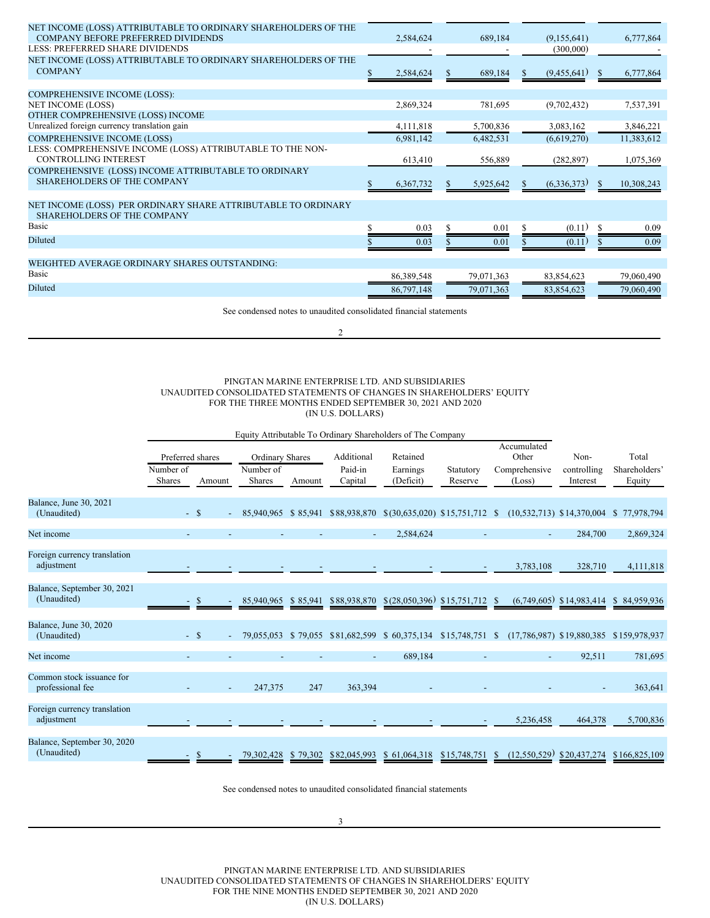| | | | | |
|---|---|---|---|---|
| NET INCOME (LOSS) ATTRIBUTABLE TO ORDINARY SHAREHOLDERS OF THE COMPANY BEFORE PREFERRED DIVIDENDS | 2,584,624 | 689,184 | (9,155,641) | 6,777,864 |
| LESS: PREFERRED SHARE DIVIDENDS | - | - | (300,000) | - |
| NET INCOME (LOSS) ATTRIBUTABLE TO ORDINARY SHAREHOLDERS OF THE COMPANY | $ 2,584,624 | $ 689,184 | $ (9,455,641) | $ 6,777,864 |
| COMPREHENSIVE INCOME (LOSS): | | | | |
| NET INCOME (LOSS) | 2,869,324 | 781,695 | (9,702,432) | 7,537,391 |
| OTHER COMPREHENSIVE (LOSS) INCOME | | | | |
| Unrealized foreign currency translation gain | 4,111,818 | 5,700,836 | 3,083,162 | 3,846,221 |
| COMPREHENSIVE INCOME (LOSS) | 6,981,142 | 6,482,531 | (6,619,270) | 11,383,612 |
| LESS: COMPREHENSIVE INCOME (LOSS) ATTRIBUTABLE TO THE NON-CONTROLLING INTEREST | 613,410 | 556,889 | (282,897) | 1,075,369 |
| COMPREHENSIVE (LOSS) INCOME ATTRIBUTABLE TO ORDINARY SHAREHOLDERS OF THE COMPANY | $ 6,367,732 | $ 5,925,642 | $ (6,336,373) | $ 10,308,243 |
| NET INCOME (LOSS) PER ORDINARY SHARE ATTRIBUTABLE TO ORDINARY SHAREHOLDERS OF THE COMPANY | | | | |
| Basic | $ 0.03 | $ 0.01 | $ (0.11) | $ 0.09 |
| Diluted | $ 0.03 | $ 0.01 | $ (0.11) | $ 0.09 |
| WEIGHTED AVERAGE ORDINARY SHARES OUTSTANDING: | | | | |
| Basic | 86,389,548 | 79,071,363 | 83,854,623 | 79,060,490 |
| Diluted | 86,797,148 | 79,071,363 | 83,854,623 | 79,060,490 |

See condensed notes to unaudited consolidated financial statements

PINGTAN MARINE ENTERPRISE LTD. AND SUBSIDIARIES
UNAUDITED CONSOLIDATED STATEMENTS OF CHANGES IN SHAREHOLDERS' EQUITY
FOR THE THREE MONTHS ENDED SEPTEMBER 30, 2021 AND 2020
(IN U.S. DOLLARS)

| | Equity Attributable To Ordinary Shareholders of The Company | | | | | | | | | |
|---|---|---|---|---|---|---|---|---|---|---|
| | Preferred shares | | Ordinary Shares | | Additional | Retained | | Accumulated Other | Non- | Total |
| | Number of Shares | Amount | Number of Shares | Amount | Paid-in Capital | Earnings (Deficit) | Statutory Reserve | Comprehensive (Loss) | controlling Interest | Shareholders' Equity |
| Balance, June 30, 2021 (Unaudited) | - | $ - | 85,940,965 | $ 85,941 | $ 88,938,870 | $ (30,635,020) | $ 15,751,712 | $ (10,532,713) | $ 14,370,004 | $ 77,978,794 |
| Net income | - | - | - | - | - | 2,584,624 | - | - | 284,700 | 2,869,324 |
| Foreign currency translation adjustment | - | - | - | - | - | - | - | 3,783,108 | 328,710 | 4,111,818 |
| Balance, September 30, 2021 (Unaudited) | - | $ - | 85,940,965 | $ 85,941 | $ 88,938,870 | $ (28,050,396) | $ 15,751,712 | $ (6,749,605) | $ 14,983,414 | $ 84,959,936 |
| Balance, June 30, 2020 (Unaudited) | - | $ - | 79,055,053 | $ 79,055 | $ 81,682,599 | $ 60,375,134 | $ 15,748,751 | $ (17,786,987) | $ 19,880,385 | $ 159,978,937 |
| Net income | - | - | - | - | - | 689,184 | - | - | 92,511 | 781,695 |
| Common stock issuance for professional fee | - | - | 247,375 | 247 | 363,394 | - | - | - | - | 363,641 |
| Foreign currency translation adjustment | - | - | - | - | - | - | - | 5,236,458 | 464,378 | 5,700,836 |
| Balance, September 30, 2020 (Unaudited) | - | $ - | 79,302,428 | $ 79,302 | $ 82,045,993 | $ 61,064,318 | $ 15,748,751 | $ (12,550,529) | $ 20,437,274 | $ 166,825,109 |

See condensed notes to unaudited consolidated financial statements

PINGTAN MARINE ENTERPRISE LTD. AND SUBSIDIARIES
UNAUDITED CONSOLIDATED STATEMENTS OF CHANGES IN SHAREHOLDERS' EQUITY
FOR THE NINE MONTHS ENDED SEPTEMBER 30, 2021 AND 2020
(IN U.S. DOLLARS)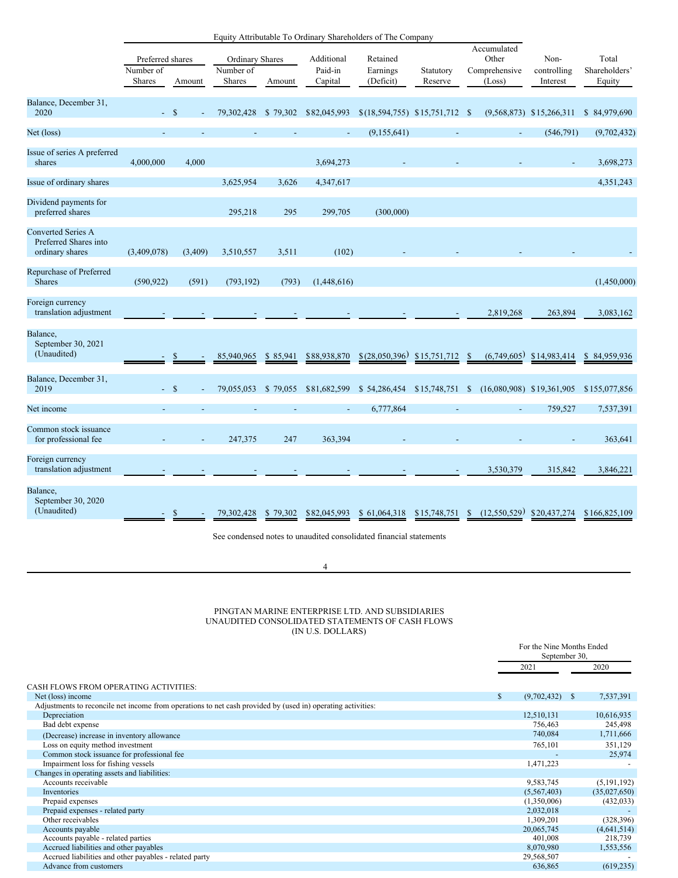| | Equity Attributable To Ordinary Shareholders of The Company | | | | | | | | | |
|---|---|---|---|---|---|---|---|---|---|---|
| | Preferred shares | | Ordinary Shares | | | | | | | |
| | Number of Shares | Amount | Number of Shares | Amount | Additional Paid-in Capital | Retained Earnings (Deficit) | Statutory Reserve | Accumulated Other Comprehensive (Loss) | Non-controlling Interest | Total Shareholders' Equity |
| Balance, December 31, 2020 | - | $ - | 79,302,428 | $ 79,302 | $82,045,993 | $(18,594,755) | $15,751,712 | $ (9,568,873) | $15,266,311 | $ 84,979,690 |
| Net (loss) | - | - | - | - | - | (9,155,641) | - | - | (546,791) | (9,702,432) |
| Issue of series A preferred shares | 4,000,000 | 4,000 | | | 3,694,273 | - | - | - | - | 3,698,273 |
| Issue of ordinary shares | | | 3,625,954 | 3,626 | 4,347,617 | | | | | 4,351,243 |
| Dividend payments for preferred shares | | | 295,218 | 295 | 299,705 | (300,000) | | | | |
| Converted Series A Preferred Shares into ordinary shares | (3,409,078) | (3,409) | 3,510,557 | 3,511 | (102) | - | - | - | - | - |
| Repurchase of Preferred Shares | (590,922) | (591) | (793,192) | (793) | (1,448,616) | | | | | (1,450,000) |
| Foreign currency translation adjustment | - | - | - | - | - | - | - | 2,819,268 | 263,894 | 3,083,162 |
| Balance, September 30, 2021 (Unaudited) | - | $ - | 85,940,965 | $ 85,941 | $88,938,870 | $(28,050,396) | $15,751,712 | $ (6,749,605) | $14,983,414 | $ 84,959,936 |
| Balance, December 31, 2019 | - | $ - | 79,055,053 | $ 79,055 | $81,682,599 | $ 54,286,454 | $15,748,751 | $ (16,080,908) | $19,361,905 | $155,077,856 |
| Net income | - | - | - | - | - | 6,777,864 | - | - | 759,527 | 7,537,391 |
| Common stock issuance for professional fee | - | - | 247,375 | 247 | 363,394 | - | - | - | - | 363,641 |
| Foreign currency translation adjustment | - | - | - | - | - | - | - | 3,530,379 | 315,842 | 3,846,221 |
| Balance, September 30, 2020 (Unaudited) | - | $ - | 79,302,428 | $ 79,302 | $82,045,993 | $ 61,064,318 | $15,748,751 | $ (12,550,529) | $20,437,274 | $166,825,109 |

See condensed notes to unaudited consolidated financial statements

PINGTAN MARINE ENTERPRISE LTD. AND SUBSIDIARIES
UNAUDITED CONSOLIDATED STATEMENTS OF CASH FLOWS
(IN U.S. DOLLARS)

| | For the Nine Months Ended September 30, | |
|---|---|---|
| | 2021 | 2020 |
| CASH FLOWS FROM OPERATING ACTIVITIES: | | |
| Net (loss) income | $ (9,702,432) | $ 7,537,391 |
| Adjustments to reconcile net income from operations to net cash provided by (used in) operating activities: | | |
| Depreciation | 12,510,131 | 10,616,935 |
| Bad debt expense | 756,463 | 245,498 |
| (Decrease) increase in inventory allowance | 740,084 | 1,711,666 |
| Loss on equity method investment | 765,101 | 351,129 |
| Common stock issuance for professional fee | - | 25,974 |
| Impairment loss for fishing vessels | 1,471,223 | - |
| Changes in operating assets and liabilities: | | |
| Accounts receivable | 9,583,745 | (5,191,192) |
| Inventories | (5,567,403) | (35,027,650) |
| Prepaid expenses | (1,350,006) | (432,033) |
| Prepaid expenses - related party | 2,032,018 | - |
| Other receivables | 1,309,201 | (328,396) |
| Accounts payable | 20,065,745 | (4,641,514) |
| Accounts payable - related parties | 401,008 | 218,739 |
| Accrued liabilities and other payables | 8,070,980 | 1,553,556 |
| Accrued liabilities and other payables - related party | 29,568,507 | - |
| Advance from customers | 636,865 | (619,235) |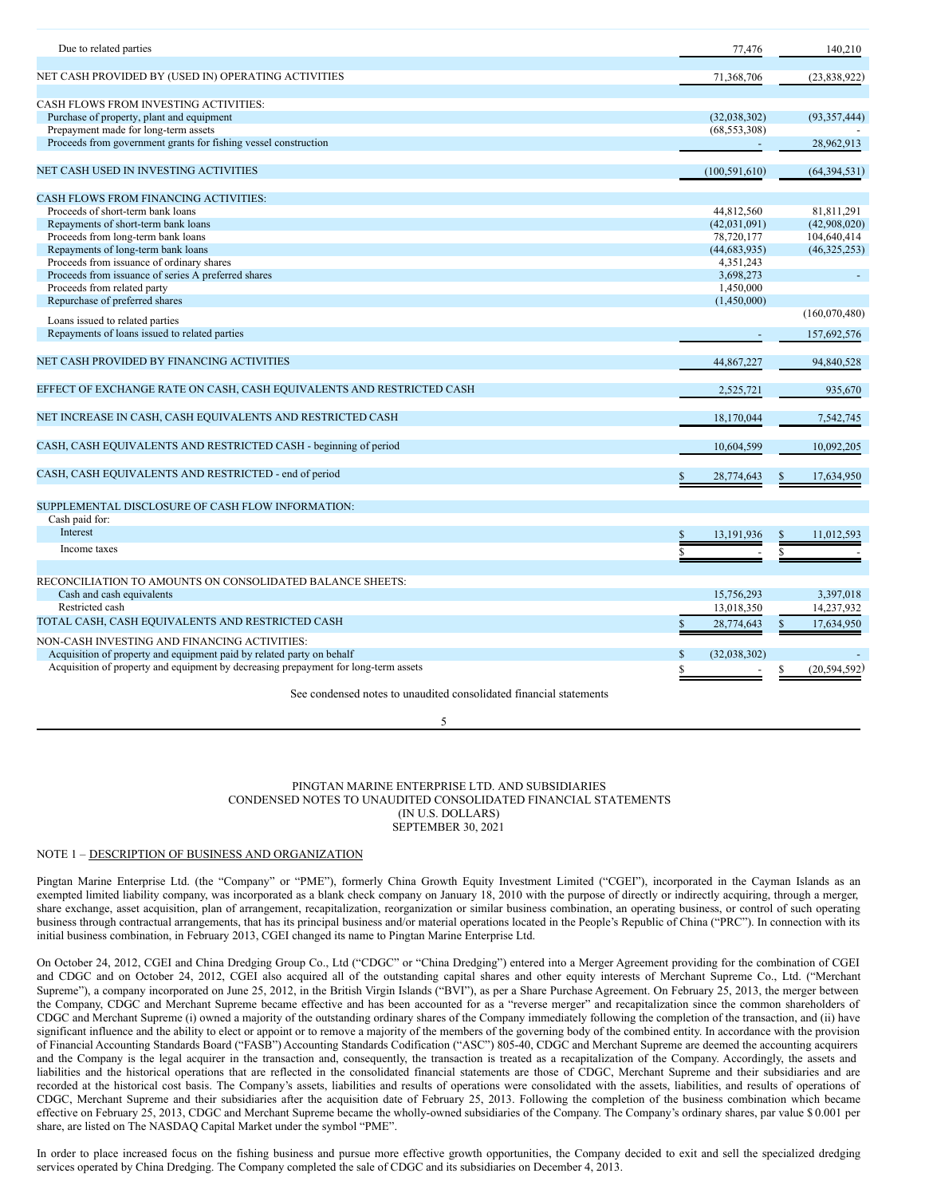| | | |
|---|---|---|
| Due to related parties | 77,476 | 140,210 |
| NET CASH PROVIDED BY (USED IN) OPERATING ACTIVITIES | 71,368,706 | (23,838,922) |
| CASH FLOWS FROM INVESTING ACTIVITIES: | | |
| Purchase of property, plant and equipment | (32,038,302) | (93,357,444) |
| Prepayment made for long-term assets | (68,553,308) | - |
| Proceeds from government grants for fishing vessel construction | - | 28,962,913 |
| NET CASH USED IN INVESTING ACTIVITIES | (100,591,610) | (64,394,531) |
| CASH FLOWS FROM FINANCING ACTIVITIES: | | |
| Proceeds of short-term bank loans | 44,812,560 | 81,811,291 |
| Repayments of short-term bank loans | (42,031,091) | (42,908,020) |
| Proceeds from long-term bank loans | 78,720,177 | 104,640,414 |
| Repayments of long-term bank loans | (44,683,935) | (46,325,253) |
| Proceeds from issuance of ordinary shares | 4,351,243 | |
| Proceeds from issuance of series A preferred shares | 3,698,273 | - |
| Proceeds from related party | 1,450,000 | |
| Repurchase of preferred shares | (1,450,000) | |
| Loans issued to related parties | | (160,070,480) |
| Repayments of loans issued to related parties | - | 157,692,576 |
| NET CASH PROVIDED BY FINANCING ACTIVITIES | 44,867,227 | 94,840,528 |
| EFFECT OF EXCHANGE RATE ON CASH, CASH EQUIVALENTS AND RESTRICTED CASH | 2,525,721 | 935,670 |
| NET INCREASE IN CASH, CASH EQUIVALENTS AND RESTRICTED CASH | 18,170,044 | 7,542,745 |
| CASH, CASH EQUIVALENTS AND RESTRICTED CASH - beginning of period | 10,604,599 | 10,092,205 |
| CASH, CASH EQUIVALENTS AND RESTRICTED - end of period | $ 28,774,643 | $ 17,634,950 |
| SUPPLEMENTAL DISCLOSURE OF CASH FLOW INFORMATION: | | |
| Cash paid for: | | |
| Interest | $ 13,191,936 | $ 11,012,593 |
| Income taxes | $ - | $ - |
| RECONCILIATION TO AMOUNTS ON CONSOLIDATED BALANCE SHEETS: | | |
| Cash and cash equivalents | 15,756,293 | 3,397,018 |
| Restricted cash | 13,018,350 | 14,237,932 |
| TOTAL CASH, CASH EQUIVALENTS AND RESTRICTED CASH | $ 28,774,643 | $ 17,634,950 |
| NON-CASH INVESTING AND FINANCING ACTIVITIES: | | |
| Acquisition of property and equipment paid by related party on behalf | $ (32,038,302) | - |
| Acquisition of property and equipment by decreasing prepayment for long-term assets | $ - | $ (20,594,592) |

See condensed notes to unaudited consolidated financial statements

PINGTAN MARINE ENTERPRISE LTD. AND SUBSIDIARIES
CONDENSED NOTES TO UNAUDITED CONSOLIDATED FINANCIAL STATEMENTS
(IN U.S. DOLLARS)
SEPTEMBER 30, 2021

## NOTE 1 – DESCRIPTION OF BUSINESS AND ORGANIZATION

Pingtan Marine Enterprise Ltd. (the "Company" or "PME"), formerly China Growth Equity Investment Limited ("CGEI"), incorporated in the Cayman Islands as an exempted limited liability company, was incorporated as a blank check company on January 18, 2010 with the purpose of directly or indirectly acquiring, through a merger, share exchange, asset acquisition, plan of arrangement, recapitalization, reorganization or similar business combination, an operating business, or control of such operating business through contractual arrangements, that has its principal business and/or material operations located in the People's Republic of China ("PRC"). In connection with its initial business combination, in February 2013, CGEI changed its name to Pingtan Marine Enterprise Ltd.

On October 24, 2012, CGEI and China Dredging Group Co., Ltd ("CDGC" or "China Dredging") entered into a Merger Agreement providing for the combination of CGEI and CDGC and on October 24, 2012, CGEI also acquired all of the outstanding capital shares and other equity interests of Merchant Supreme Co., Ltd. ("Merchant Supreme"), a company incorporated on June 25, 2012, in the British Virgin Islands ("BVI"), as per a Share Purchase Agreement. On February 25, 2013, the merger between the Company, CDGC and Merchant Supreme became effective and has been accounted for as a "reverse merger" and recapitalization since the common shareholders of CDGC and Merchant Supreme (i) owned a majority of the outstanding ordinary shares of the Company immediately following the completion of the transaction, and (ii) have significant influence and the ability to elect or appoint or to remove a majority of the members of the governing body of the combined entity. In accordance with the provision of Financial Accounting Standards Board ("FASB") Accounting Standards Codification ("ASC") 805-40, CDGC and Merchant Supreme are deemed the accounting acquirers and the Company is the legal acquirer in the transaction and, consequently, the transaction is treated as a recapitalization of the Company. Accordingly, the assets and liabilities and the historical operations that are reflected in the consolidated financial statements are those of CDGC, Merchant Supreme and their subsidiaries and are recorded at the historical cost basis. The Company's assets, liabilities and results of operations were consolidated with the assets, liabilities, and results of operations of CDGC, Merchant Supreme and their subsidiaries after the acquisition date of February 25, 2013. Following the completion of the business combination which became effective on February 25, 2013, CDGC and Merchant Supreme became the wholly-owned subsidiaries of the Company. The Company's ordinary shares, par value $ 0.001 per share, are listed on The NASDAQ Capital Market under the symbol "PME".

In order to place increased focus on the fishing business and pursue more effective growth opportunities, the Company decided to exit and sell the specialized dredging services operated by China Dredging. The Company completed the sale of CDGC and its subsidiaries on December 4, 2013.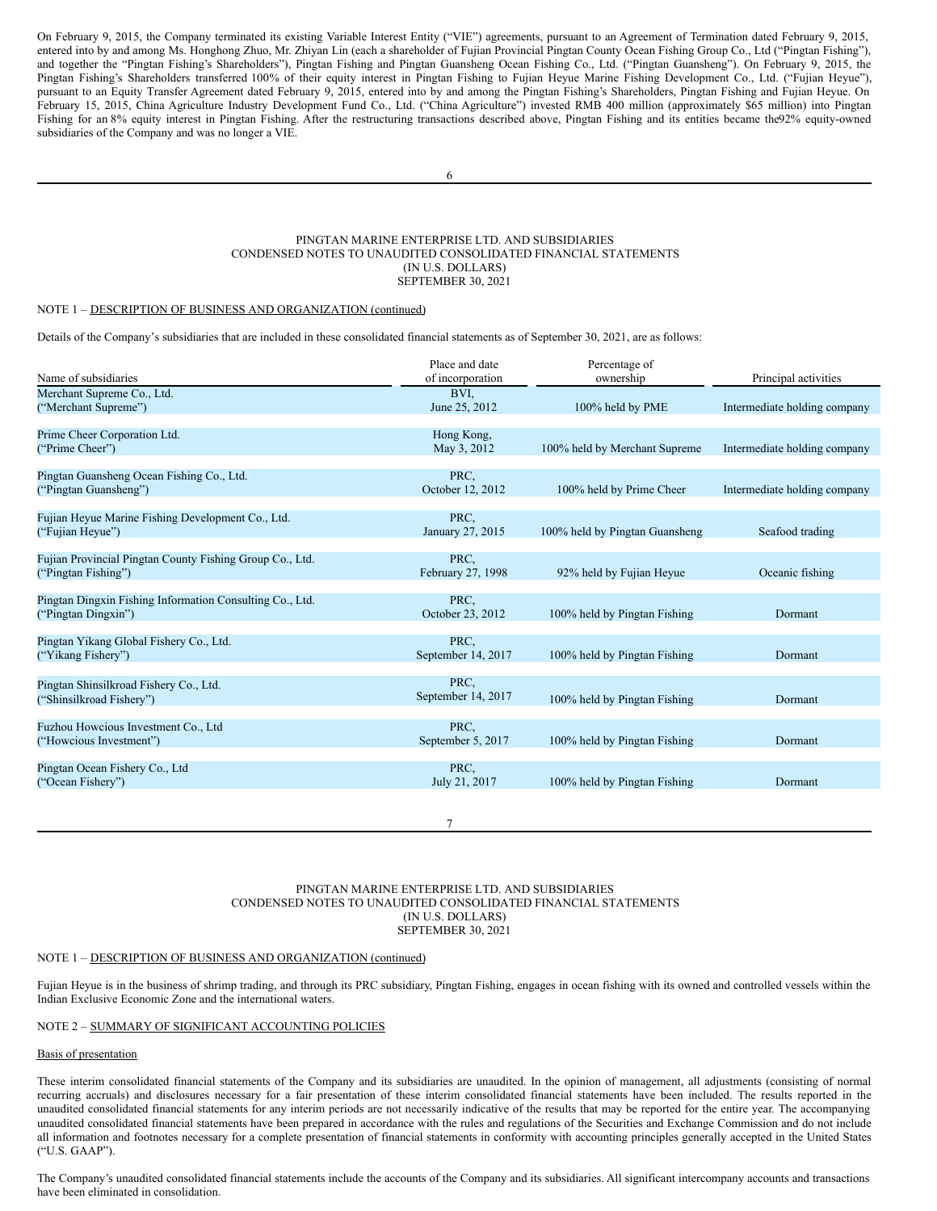On February 9, 2015, the Company terminated its existing Variable Interest Entity ("VIE") agreements, pursuant to an Agreement of Termination dated February 9, 2015, entered into by and among Ms. Honghong Zhuo, Mr. Zhiyan Lin (each a shareholder of Fujian Provincial Pingtan County Ocean Fishing Group Co., Ltd ("Pingtan Fishing"), and together the "Pingtan Fishing's Shareholders"), Pingtan Fishing and Pingtan Guansheng Ocean Fishing Co., Ltd. ("Pingtan Guansheng"). On February 9, 2015, the Pingtan Fishing's Shareholders transferred 100% of their equity interest in Pingtan Fishing to Fujian Heyue Marine Fishing Development Co., Ltd. ("Fujian Heyue"), pursuant to an Equity Transfer Agreement dated February 9, 2015, entered into by and among the Pingtan Fishing's Shareholders, Pingtan Fishing and Fujian Heyue. On February 15, 2015, China Agriculture Industry Development Fund Co., Ltd. ("China Agriculture") invested RMB 400 million (approximately $65 million) into Pingtan Fishing for an 8% equity interest in Pingtan Fishing. After the restructuring transactions described above, Pingtan Fishing and its entities became the92% equity-owned subsidiaries of the Company and was no longer a VIE.

PINGTAN MARINE ENTERPRISE LTD. AND SUBSIDIARIES
CONDENSED NOTES TO UNAUDITED CONSOLIDATED FINANCIAL STATEMENTS
(IN U.S. DOLLARS)
SEPTEMBER 30, 2021

NOTE 1 – DESCRIPTION OF BUSINESS AND ORGANIZATION (continued)

Details of the Company's subsidiaries that are included in these consolidated financial statements as of September 30, 2021, are as follows:

| Name of subsidiaries | Place and date of incorporation | Percentage of ownership | Principal activities |
|---|---|---|---|
| Merchant Supreme Co., Ltd. ("Merchant Supreme") | BVI, June 25, 2012 | 100% held by PME | Intermediate holding company |
| Prime Cheer Corporation Ltd. ("Prime Cheer") | Hong Kong, May 3, 2012 | 100% held by Merchant Supreme | Intermediate holding company |
| Pingtan Guansheng Ocean Fishing Co., Ltd. ("Pingtan Guansheng") | PRC, October 12, 2012 | 100% held by Prime Cheer | Intermediate holding company |
| Fujian Heyue Marine Fishing Development Co., Ltd. ("Fujian Heyue") | PRC, January 27, 2015 | 100% held by Pingtan Guansheng | Seafood trading |
| Fujian Provincial Pingtan County Fishing Group Co., Ltd. ("Pingtan Fishing") | PRC, February 27, 1998 | 92% held by Fujian Heyue | Oceanic fishing |
| Pingtan Dingxin Fishing Information Consulting Co., Ltd. ("Pingtan Dingxin") | PRC, October 23, 2012 | 100% held by Pingtan Fishing | Dormant |
| Pingtan Yikang Global Fishery Co., Ltd. ("Yikang Fishery") | PRC, September 14, 2017 | 100% held by Pingtan Fishing | Dormant |
| Pingtan Shinsilkroad Fishery Co., Ltd. ("Shinsilkroad Fishery") | PRC, September 14, 2017 | 100% held by Pingtan Fishing | Dormant |
| Fuzhou Howcious Investment Co., Ltd ("Howcious Investment") | PRC, September 5, 2017 | 100% held by Pingtan Fishing | Dormant |
| Pingtan Ocean Fishery Co., Ltd ("Ocean Fishery") | PRC, July 21, 2017 | 100% held by Pingtan Fishing | Dormant |

PINGTAN MARINE ENTERPRISE LTD. AND SUBSIDIARIES
CONDENSED NOTES TO UNAUDITED CONSOLIDATED FINANCIAL STATEMENTS
(IN U.S. DOLLARS)
SEPTEMBER 30, 2021

NOTE 1 – DESCRIPTION OF BUSINESS AND ORGANIZATION (continued)

Fujian Heyue is in the business of shrimp trading, and through its PRC subsidiary, Pingtan Fishing, engages in ocean fishing with its owned and controlled vessels within the Indian Exclusive Economic Zone and the international waters.

NOTE 2 – SUMMARY OF SIGNIFICANT ACCOUNTING POLICIES

Basis of presentation

These interim consolidated financial statements of the Company and its subsidiaries are unaudited. In the opinion of management, all adjustments (consisting of normal recurring accruals) and disclosures necessary for a fair presentation of these interim consolidated financial statements have been included. The results reported in the unaudited consolidated financial statements for any interim periods are not necessarily indicative of the results that may be reported for the entire year. The accompanying unaudited consolidated financial statements have been prepared in accordance with the rules and regulations of the Securities and Exchange Commission and do not include all information and footnotes necessary for a complete presentation of financial statements in conformity with accounting principles generally accepted in the United States ("U.S. GAAP").

The Company's unaudited consolidated financial statements include the accounts of the Company and its subsidiaries. All significant intercompany accounts and transactions have been eliminated in consolidation.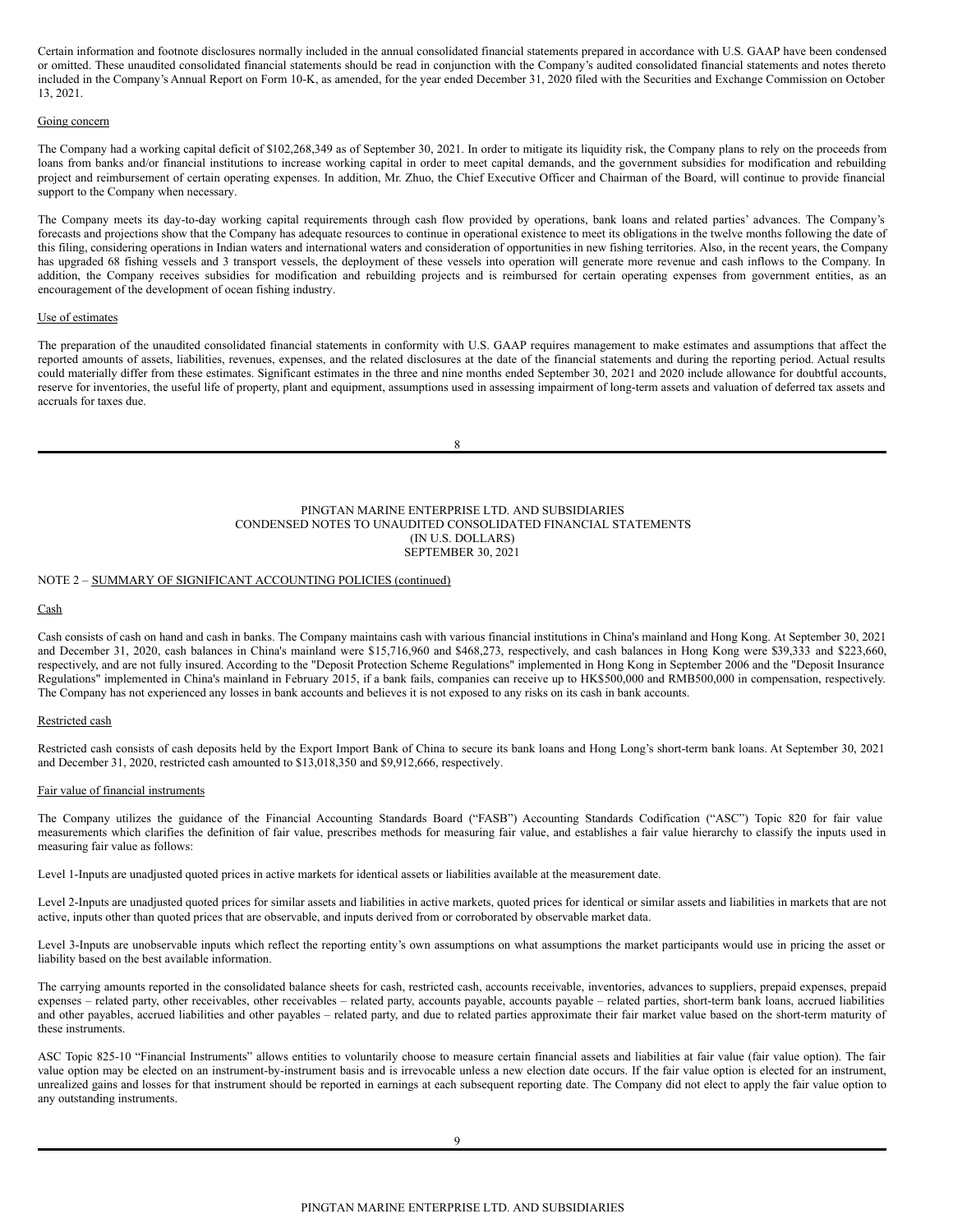Certain information and footnote disclosures normally included in the annual consolidated financial statements prepared in accordance with U.S. GAAP have been condensed or omitted. These unaudited consolidated financial statements should be read in conjunction with the Company's audited consolidated financial statements and notes thereto included in the Company's Annual Report on Form 10-K, as amended, for the year ended December 31, 2020 filed with the Securities and Exchange Commission on October 13, 2021.

Going concern

The Company had a working capital deficit of $102,268,349 as of September 30, 2021. In order to mitigate its liquidity risk, the Company plans to rely on the proceeds from loans from banks and/or financial institutions to increase working capital in order to meet capital demands, and the government subsidies for modification and rebuilding project and reimbursement of certain operating expenses. In addition, Mr. Zhuo, the Chief Executive Officer and Chairman of the Board, will continue to provide financial support to the Company when necessary.

The Company meets its day-to-day working capital requirements through cash flow provided by operations, bank loans and related parties' advances. The Company's forecasts and projections show that the Company has adequate resources to continue in operational existence to meet its obligations in the twelve months following the date of this filing, considering operations in Indian waters and international waters and consideration of opportunities in new fishing territories. Also, in the recent years, the Company has upgraded 68 fishing vessels and 3 transport vessels, the deployment of these vessels into operation will generate more revenue and cash inflows to the Company. In addition, the Company receives subsidies for modification and rebuilding projects and is reimbursed for certain operating expenses from government entities, as an encouragement of the development of ocean fishing industry.

Use of estimates

The preparation of the unaudited consolidated financial statements in conformity with U.S. GAAP requires management to make estimates and assumptions that affect the reported amounts of assets, liabilities, revenues, expenses, and the related disclosures at the date of the financial statements and during the reporting period. Actual results could materially differ from these estimates. Significant estimates in the three and nine months ended September 30, 2021 and 2020 include allowance for doubtful accounts, reserve for inventories, the useful life of property, plant and equipment, assumptions used in assessing impairment of long-term assets and valuation of deferred tax assets and accruals for taxes due.

NOTE 2 – SUMMARY OF SIGNIFICANT ACCOUNTING POLICIES (continued)

Cash

Cash consists of cash on hand and cash in banks. The Company maintains cash with various financial institutions in China's mainland and Hong Kong. At September 30, 2021 and December 31, 2020, cash balances in China's mainland were $15,716,960 and $468,273, respectively, and cash balances in Hong Kong were $39,333 and $223,660, respectively, and are not fully insured. According to the "Deposit Protection Scheme Regulations" implemented in Hong Kong in September 2006 and the "Deposit Insurance Regulations" implemented in China's mainland in February 2015, if a bank fails, companies can receive up to HK$500,000 and RMB500,000 in compensation, respectively. The Company has not experienced any losses in bank accounts and believes it is not exposed to any risks on its cash in bank accounts.

Restricted cash

Restricted cash consists of cash deposits held by the Export Import Bank of China to secure its bank loans and Hong Long's short-term bank loans. At September 30, 2021 and December 31, 2020, restricted cash amounted to $13,018,350 and $9,912,666, respectively.

Fair value of financial instruments

The Company utilizes the guidance of the Financial Accounting Standards Board ("FASB") Accounting Standards Codification ("ASC") Topic 820 for fair value measurements which clarifies the definition of fair value, prescribes methods for measuring fair value, and establishes a fair value hierarchy to classify the inputs used in measuring fair value as follows:

Level 1-Inputs are unadjusted quoted prices in active markets for identical assets or liabilities available at the measurement date.

Level 2-Inputs are unadjusted quoted prices for similar assets and liabilities in active markets, quoted prices for identical or similar assets and liabilities in markets that are not active, inputs other than quoted prices that are observable, and inputs derived from or corroborated by observable market data.

Level 3-Inputs are unobservable inputs which reflect the reporting entity's own assumptions on what assumptions the market participants would use in pricing the asset or liability based on the best available information.

The carrying amounts reported in the consolidated balance sheets for cash, restricted cash, accounts receivable, inventories, advances to suppliers, prepaid expenses, prepaid expenses – related party, other receivables, other receivables – related party, accounts payable, accounts payable – related parties, short-term bank loans, accrued liabilities and other payables, accrued liabilities and other payables – related party, and due to related parties approximate their fair market value based on the short-term maturity of these instruments.

ASC Topic 825-10 "Financial Instruments" allows entities to voluntarily choose to measure certain financial assets and liabilities at fair value (fair value option). The fair value option may be elected on an instrument-by-instrument basis and is irrevocable unless a new election date occurs. If the fair value option is elected for an instrument, unrealized gains and losses for that instrument should be reported in earnings at each subsequent reporting date. The Company did not elect to apply the fair value option to any outstanding instruments.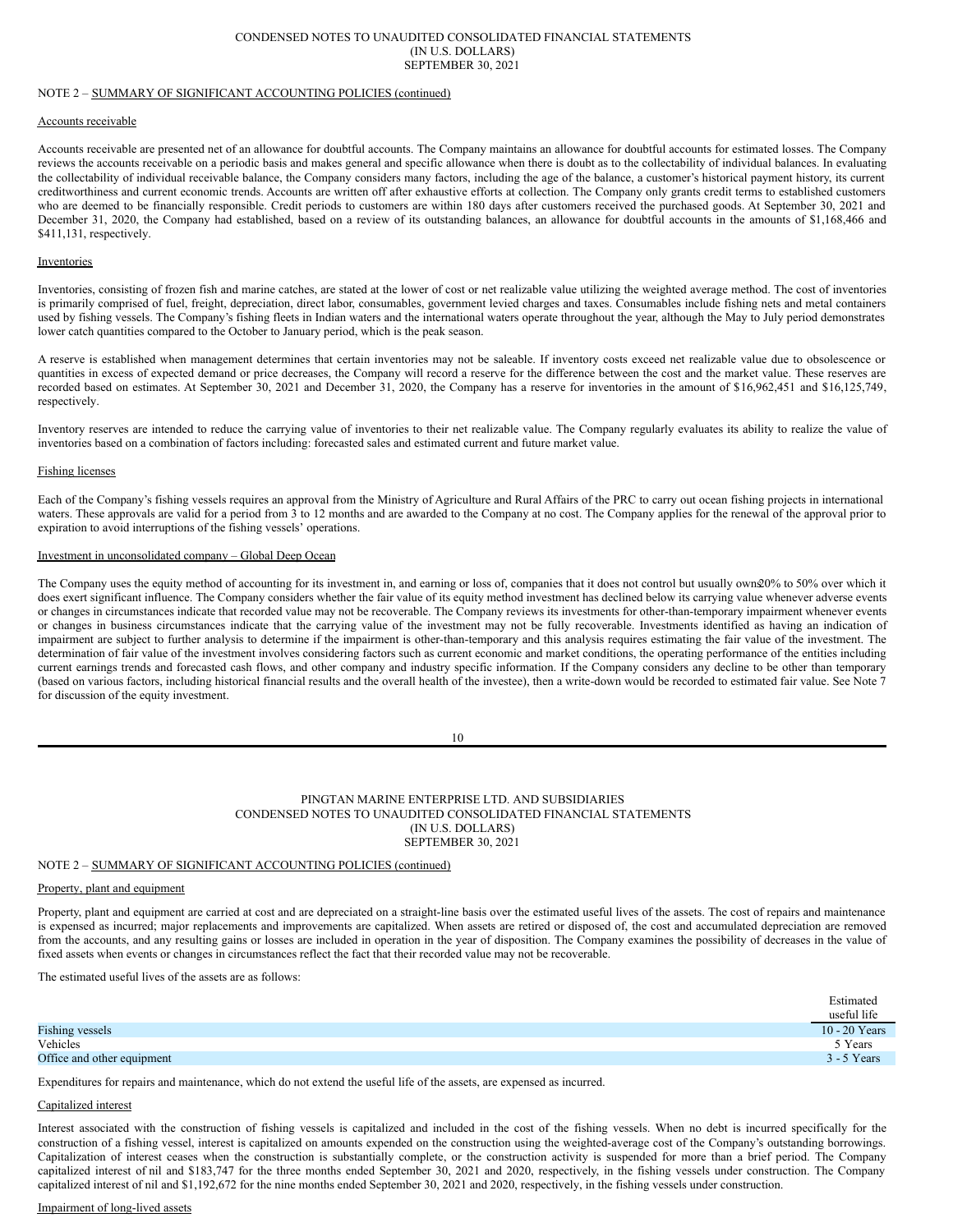NOTE 2 – SUMMARY OF SIGNIFICANT ACCOUNTING POLICIES (continued)

Accounts receivable

Accounts receivable are presented net of an allowance for doubtful accounts. The Company maintains an allowance for doubtful accounts for estimated losses. The Company reviews the accounts receivable on a periodic basis and makes general and specific allowance when there is doubt as to the collectability of individual balances. In evaluating the collectability of individual receivable balance, the Company considers many factors, including the age of the balance, a customer's historical payment history, its current creditworthiness and current economic trends. Accounts are written off after exhaustive efforts at collection. The Company only grants credit terms to established customers who are deemed to be financially responsible. Credit periods to customers are within 180 days after customers received the purchased goods. At September 30, 2021 and December 31, 2020, the Company had established, based on a review of its outstanding balances, an allowance for doubtful accounts in the amounts of $1,168,466 and $411,131, respectively.

Inventories

Inventories, consisting of frozen fish and marine catches, are stated at the lower of cost or net realizable value utilizing the weighted average method. The cost of inventories is primarily comprised of fuel, freight, depreciation, direct labor, consumables, government levied charges and taxes. Consumables include fishing nets and metal containers used by fishing vessels. The Company's fishing fleets in Indian waters and the international waters operate throughout the year, although the May to July period demonstrates lower catch quantities compared to the October to January period, which is the peak season.

A reserve is established when management determines that certain inventories may not be saleable. If inventory costs exceed net realizable value due to obsolescence or quantities in excess of expected demand or price decreases, the Company will record a reserve for the difference between the cost and the market value. These reserves are recorded based on estimates. At September 30, 2021 and December 31, 2020, the Company has a reserve for inventories in the amount of $16,962,451 and $16,125,749, respectively.

Inventory reserves are intended to reduce the carrying value of inventories to their net realizable value. The Company regularly evaluates its ability to realize the value of inventories based on a combination of factors including: forecasted sales and estimated current and future market value.

Fishing licenses

Each of the Company's fishing vessels requires an approval from the Ministry of Agriculture and Rural Affairs of the PRC to carry out ocean fishing projects in international waters. These approvals are valid for a period from 3 to 12 months and are awarded to the Company at no cost. The Company applies for the renewal of the approval prior to expiration to avoid interruptions of the fishing vessels' operations.

Investment in unconsolidated company – Global Deep Ocean

The Company uses the equity method of accounting for its investment in, and earning or loss of, companies that it does not control but usually owns 20% to 50% over which it does exert significant influence. The Company considers whether the fair value of its equity method investment has declined below its carrying value whenever adverse events or changes in circumstances indicate that recorded value may not be recoverable. The Company reviews its investments for other-than-temporary impairment whenever events or changes in business circumstances indicate that the carrying value of the investment may not be fully recoverable. Investments identified as having an indication of impairment are subject to further analysis to determine if the impairment is other-than-temporary and this analysis requires estimating the fair value of the investment. The determination of fair value of the investment involves considering factors such as current economic and market conditions, the operating performance of the entities including current earnings trends and forecasted cash flows, and other company and industry specific information. If the Company considers any decline to be other than temporary (based on various factors, including historical financial results and the overall health of the investee), then a write-down would be recorded to estimated fair value. See Note 7 for discussion of the equity investment.

NOTE 2 – SUMMARY OF SIGNIFICANT ACCOUNTING POLICIES (continued)

Property, plant and equipment

Property, plant and equipment are carried at cost and are depreciated on a straight-line basis over the estimated useful lives of the assets. The cost of repairs and maintenance is expensed as incurred; major replacements and improvements are capitalized. When assets are retired or disposed of, the cost and accumulated depreciation are removed from the accounts, and any resulting gains or losses are included in operation in the year of disposition. The Company examines the possibility of decreases in the value of fixed assets when events or changes in circumstances reflect the fact that their recorded value may not be recoverable.

The estimated useful lives of the assets are as follows:

| | Estimated useful life |
|---|---|
| Fishing vessels | 10 - 20 Years |
| Vehicles | 5 Years |
| Office and other equipment | 3 - 5 Years |

Expenditures for repairs and maintenance, which do not extend the useful life of the assets, are expensed as incurred.

Capitalized interest

Interest associated with the construction of fishing vessels is capitalized and included in the cost of the fishing vessels. When no debt is incurred specifically for the construction of a fishing vessel, interest is capitalized on amounts expended on the construction using the weighted-average cost of the Company's outstanding borrowings. Capitalization of interest ceases when the construction is substantially complete, or the construction activity is suspended for more than a brief period. The Company capitalized interest of nil and $183,747 for the three months ended September 30, 2021 and 2020, respectively, in the fishing vessels under construction. The Company capitalized interest of nil and $1,192,672 for the nine months ended September 30, 2021 and 2020, respectively, in the fishing vessels under construction.

Impairment of long-lived assets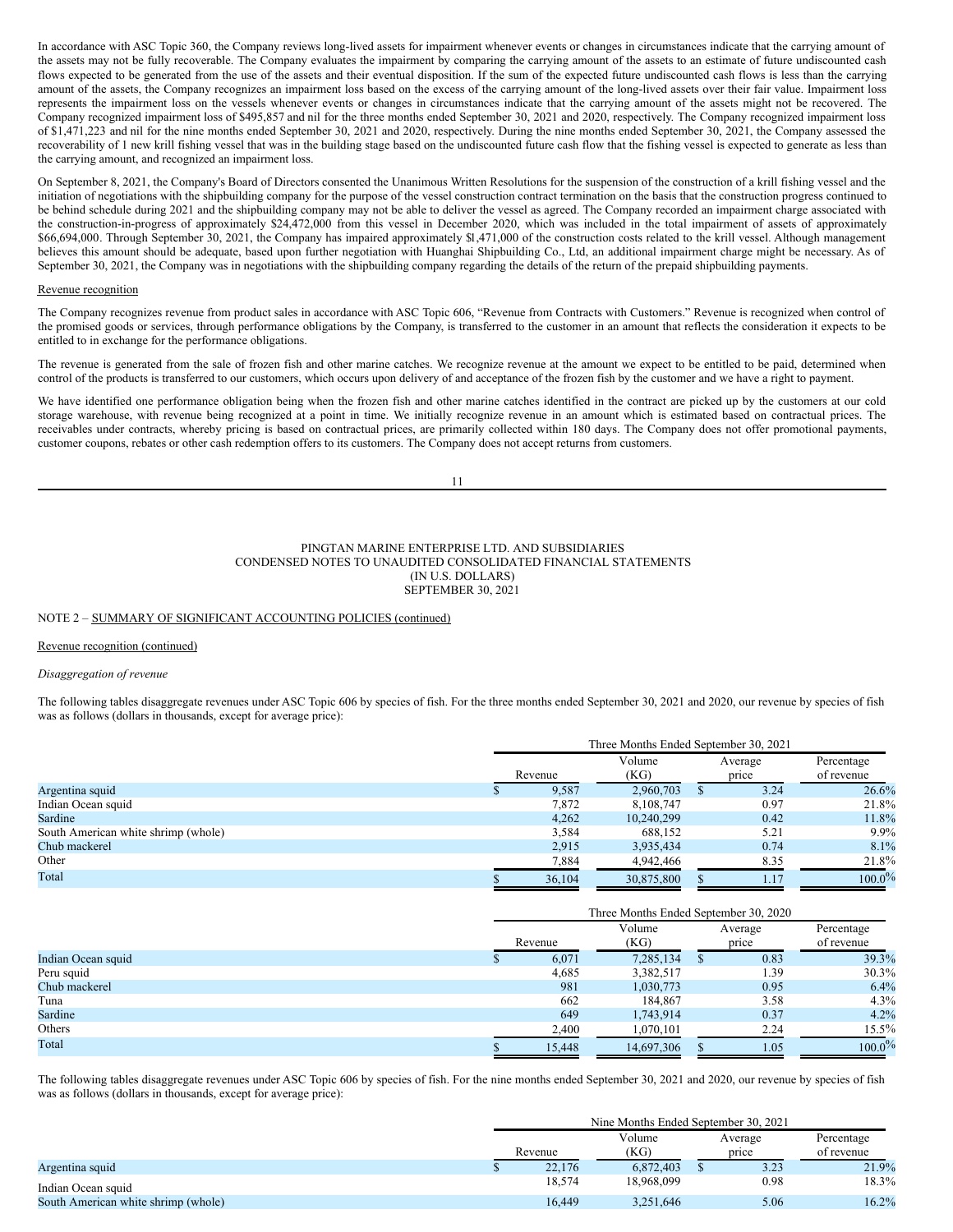In accordance with ASC Topic 360, the Company reviews long-lived assets for impairment whenever events or changes in circumstances indicate that the carrying amount of the assets may not be fully recoverable. The Company evaluates the impairment by comparing the carrying amount of the assets to an estimate of future undiscounted cash flows expected to be generated from the use of the assets and their eventual disposition. If the sum of the expected future undiscounted cash flows is less than the carrying amount of the assets, the Company recognizes an impairment loss based on the excess of the carrying amount of the long-lived assets over their fair value. Impairment loss represents the impairment loss on the vessels whenever events or changes in circumstances indicate that the carrying amount of the assets might not be recovered. The Company recognized impairment loss of $495,857 and nil for the three months ended September 30, 2021 and 2020, respectively. The Company recognized impairment loss of $1,471,223 and nil for the nine months ended September 30, 2021 and 2020, respectively. During the nine months ended September 30, 2021, the Company assessed the recoverability of 1 new krill fishing vessel that was in the building stage based on the undiscounted future cash flow that the fishing vessel is expected to generate as less than the carrying amount, and recognized an impairment loss.

On September 8, 2021, the Company's Board of Directors consented the Unanimous Written Resolutions for the suspension of the construction of a krill fishing vessel and the initiation of negotiations with the shipbuilding company for the purpose of the vessel construction contract termination on the basis that the construction progress continued to be behind schedule during 2021 and the shipbuilding company may not be able to deliver the vessel as agreed. The Company recorded an impairment charge associated with the construction-in-progress of approximately $24,472,000 from this vessel in December 2020, which was included in the total impairment of assets of approximately $66,694,000. Through September 30, 2021, the Company has impaired approximately $l,471,000 of the construction costs related to the krill vessel. Although management believes this amount should be adequate, based upon further negotiation with Huanghai Shipbuilding Co., Ltd, an additional impairment charge might be necessary. As of September 30, 2021, the Company was in negotiations with the shipbuilding company regarding the details of the return of the prepaid shipbuilding payments.

Revenue recognition

The Company recognizes revenue from product sales in accordance with ASC Topic 606, "Revenue from Contracts with Customers." Revenue is recognized when control of the promised goods or services, through performance obligations by the Company, is transferred to the customer in an amount that reflects the consideration it expects to be entitled to in exchange for the performance obligations.

The revenue is generated from the sale of frozen fish and other marine catches. We recognize revenue at the amount we expect to be entitled to be paid, determined when control of the products is transferred to our customers, which occurs upon delivery of and acceptance of the frozen fish by the customer and we have a right to payment.

We have identified one performance obligation being when the frozen fish and other marine catches identified in the contract are picked up by the customers at our cold storage warehouse, with revenue being recognized at a point in time. We initially recognize revenue in an amount which is estimated based on contractual prices. The receivables under contracts, whereby pricing is based on contractual prices, are primarily collected within 180 days. The Company does not offer promotional payments, customer coupons, rebates or other cash redemption offers to its customers. The Company does not accept returns from customers.

PINGTAN MARINE ENTERPRISE LTD. AND SUBSIDIARIES
CONDENSED NOTES TO UNAUDITED CONSOLIDATED FINANCIAL STATEMENTS
(IN U.S. DOLLARS)
SEPTEMBER 30, 2021

NOTE 2 – SUMMARY OF SIGNIFICANT ACCOUNTING POLICIES (continued)

Revenue recognition (continued)

*Disaggregation of revenue*

The following tables disaggregate revenues under ASC Topic 606 by species of fish. For the three months ended September 30, 2021 and 2020, our revenue by species of fish was as follows (dollars in thousands, except for average price):

| | Three Months Ended September 30, 2021 | | | |
|---|---|---|---|---|
| | Revenue | Volume (KG) | Average price | Percentage of revenue |
| Argentina squid | $ 9,587 | 2,960,703 | $ 3.24 | 26.6% |
| Indian Ocean squid | 7,872 | 8,108,747 | 0.97 | 21.8% |
| Sardine | 4,262 | 10,240,299 | 0.42 | 11.8% |
| South American white shrimp (whole) | 3,584 | 688,152 | 5.21 | 9.9% |
| Chub mackerel | 2,915 | 3,935,434 | 0.74 | 8.1% |
| Other | 7,884 | 4,942,466 | 8.35 | 21.8% |
| Total | $ 36,104 | 30,875,800 | $ 1.17 | 100.0% |

| | Three Months Ended September 30, 2020 | | | |
|---|---|---|---|---|
| | Revenue | Volume (KG) | Average price | Percentage of revenue |
| Indian Ocean squid | $ 6,071 | 7,285,134 | $ 0.83 | 39.3% |
| Peru squid | 4,685 | 3,382,517 | 1.39 | 30.3% |
| Chub mackerel | 981 | 1,030,773 | 0.95 | 6.4% |
| Tuna | 662 | 184,867 | 3.58 | 4.3% |
| Sardine | 649 | 1,743,914 | 0.37 | 4.2% |
| Others | 2,400 | 1,070,101 | 2.24 | 15.5% |
| Total | $ 15,448 | 14,697,306 | $ 1.05 | 100.0% |

The following tables disaggregate revenues under ASC Topic 606 by species of fish. For the nine months ended September 30, 2021 and 2020, our revenue by species of fish was as follows (dollars in thousands, except for average price):

| | Nine Months Ended September 30, 2021 | | | |
|---|---|---|---|---|
| | Revenue | Volume (KG) | Average price | Percentage of revenue |
| Argentina squid | $ 22,176 | 6,872,403 | $ 3.23 | 21.9% |
| Indian Ocean squid | 18,574 | 18,968,099 | 0.98 | 18.3% |
| South American white shrimp (whole) | 16,449 | 3,251,646 | 5.06 | 16.2% |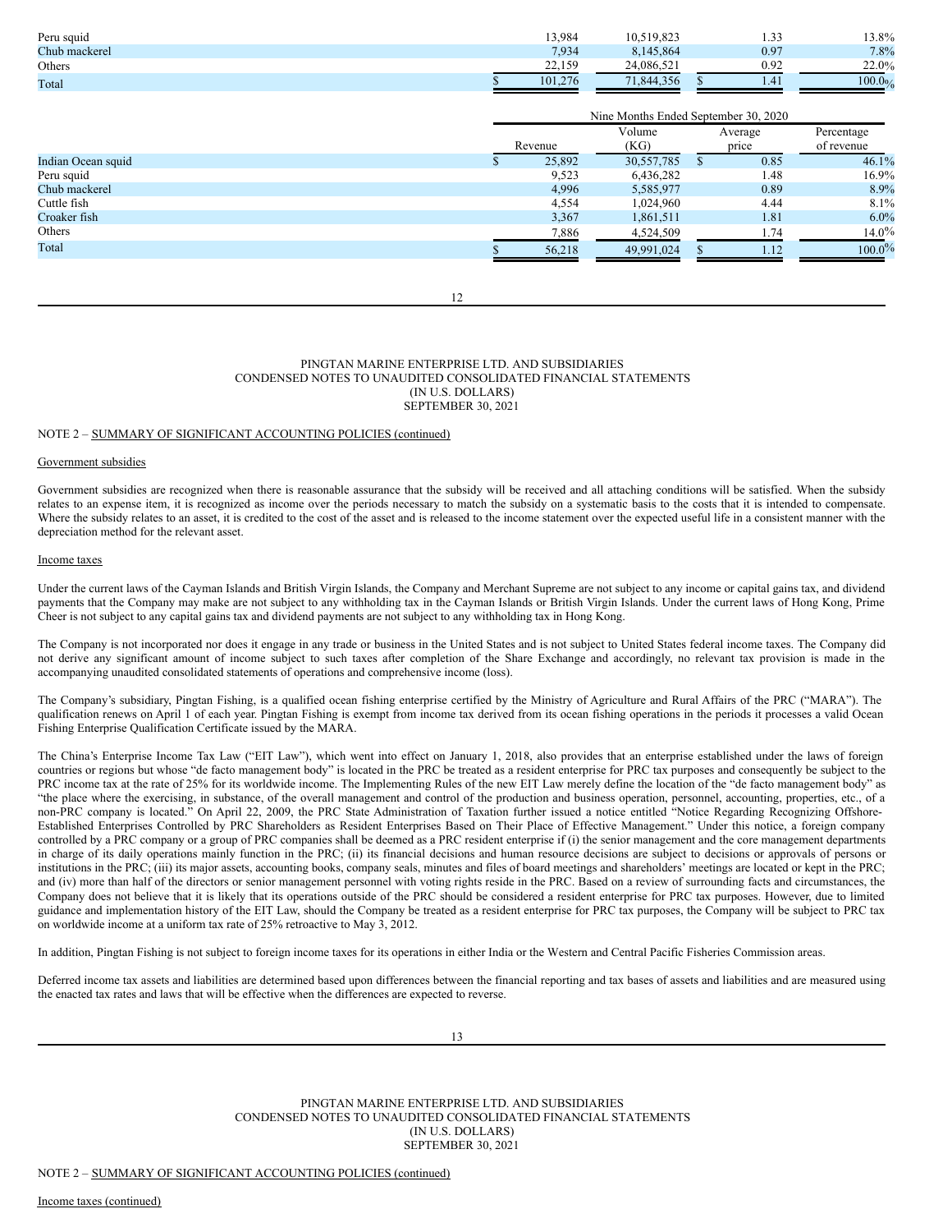| | Revenue | Volume (KG) | Average price | Percentage of revenue |
|---|---|---|---|---|
| Peru squid | 13,984 | 10,519,823 | 1.33 | 13.8% |
| Chub mackerel | 7,934 | 8,145,864 | 0.97 | 7.8% |
| Others | 22,159 | 24,086,521 | 0.92 | 22.0% |
| Total | $ 101,276 | 71,844,356 | $ 1.41 | 100.0% |

| | Nine Months Ended September 30, 2020 | | | |
|---|---|---|---|---|
| | Revenue | Volume (KG) | Average price | Percentage of revenue |
| Indian Ocean squid | $ 25,892 | 30,557,785 | $ 0.85 | 46.1% |
| Peru squid | 9,523 | 6,436,282 | 1.48 | 16.9% |
| Chub mackerel | 4,996 | 5,585,977 | 0.89 | 8.9% |
| Cuttle fish | 4,554 | 1,024,960 | 4.44 | 8.1% |
| Croaker fish | 3,367 | 1,861,511 | 1.81 | 6.0% |
| Others | 7,886 | 4,524,509 | 1.74 | 14.0% |
| Total | $ 56,218 | 49,991,024 | $ 1.12 | 100.0% |

PINGTAN MARINE ENTERPRISE LTD. AND SUBSIDIARIES
CONDENSED NOTES TO UNAUDITED CONSOLIDATED FINANCIAL STATEMENTS
(IN U.S. DOLLARS)
SEPTEMBER 30, 2021

NOTE 2 – SUMMARY OF SIGNIFICANT ACCOUNTING POLICIES (continued)

Government subsidies

Government subsidies are recognized when there is reasonable assurance that the subsidy will be received and all attaching conditions will be satisfied. When the subsidy relates to an expense item, it is recognized as income over the periods necessary to match the subsidy on a systematic basis to the costs that it is intended to compensate. Where the subsidy relates to an asset, it is credited to the cost of the asset and is released to the income statement over the expected useful life in a consistent manner with the depreciation method for the relevant asset.

Income taxes

Under the current laws of the Cayman Islands and British Virgin Islands, the Company and Merchant Supreme are not subject to any income or capital gains tax, and dividend payments that the Company may make are not subject to any withholding tax in the Cayman Islands or British Virgin Islands. Under the current laws of Hong Kong, Prime Cheer is not subject to any capital gains tax and dividend payments are not subject to any withholding tax in Hong Kong.

The Company is not incorporated nor does it engage in any trade or business in the United States and is not subject to United States federal income taxes. The Company did not derive any significant amount of income subject to such taxes after completion of the Share Exchange and accordingly, no relevant tax provision is made in the accompanying unaudited consolidated statements of operations and comprehensive income (loss).

The Company's subsidiary, Pingtan Fishing, is a qualified ocean fishing enterprise certified by the Ministry of Agriculture and Rural Affairs of the PRC ("MARA"). The qualification renews on April 1 of each year. Pingtan Fishing is exempt from income tax derived from its ocean fishing operations in the periods it processes a valid Ocean Fishing Enterprise Qualification Certificate issued by the MARA.

The China's Enterprise Income Tax Law ("EIT Law"), which went into effect on January 1, 2018, also provides that an enterprise established under the laws of foreign countries or regions but whose "de facto management body" is located in the PRC be treated as a resident enterprise for PRC tax purposes and consequently be subject to the PRC income tax at the rate of 25% for its worldwide income. The Implementing Rules of the new EIT Law merely define the location of the "de facto management body" as "the place where the exercising, in substance, of the overall management and control of the production and business operation, personnel, accounting, properties, etc., of a non-PRC company is located." On April 22, 2009, the PRC State Administration of Taxation further issued a notice entitled "Notice Regarding Recognizing Offshore-Established Enterprises Controlled by PRC Shareholders as Resident Enterprises Based on Their Place of Effective Management." Under this notice, a foreign company controlled by a PRC company or a group of PRC companies shall be deemed as a PRC resident enterprise if (i) the senior management and the core management departments in charge of its daily operations mainly function in the PRC; (ii) its financial decisions and human resource decisions are subject to decisions or approvals of persons or institutions in the PRC; (iii) its major assets, accounting books, company seals, minutes and files of board meetings and shareholders' meetings are located or kept in the PRC; and (iv) more than half of the directors or senior management personnel with voting rights reside in the PRC. Based on a review of surrounding facts and circumstances, the Company does not believe that it is likely that its operations outside of the PRC should be considered a resident enterprise for PRC tax purposes. However, due to limited guidance and implementation history of the EIT Law, should the Company be treated as a resident enterprise for PRC tax purposes, the Company will be subject to PRC tax on worldwide income at a uniform tax rate of 25% retroactive to May 3, 2012.

In addition, Pingtan Fishing is not subject to foreign income taxes for its operations in either India or the Western and Central Pacific Fisheries Commission areas.

Deferred income tax assets and liabilities are determined based upon differences between the financial reporting and tax bases of assets and liabilities and are measured using the enacted tax rates and laws that will be effective when the differences are expected to reverse.

PINGTAN MARINE ENTERPRISE LTD. AND SUBSIDIARIES
CONDENSED NOTES TO UNAUDITED CONSOLIDATED FINANCIAL STATEMENTS
(IN U.S. DOLLARS)
SEPTEMBER 30, 2021

NOTE 2 – SUMMARY OF SIGNIFICANT ACCOUNTING POLICIES (continued)

Income taxes (continued)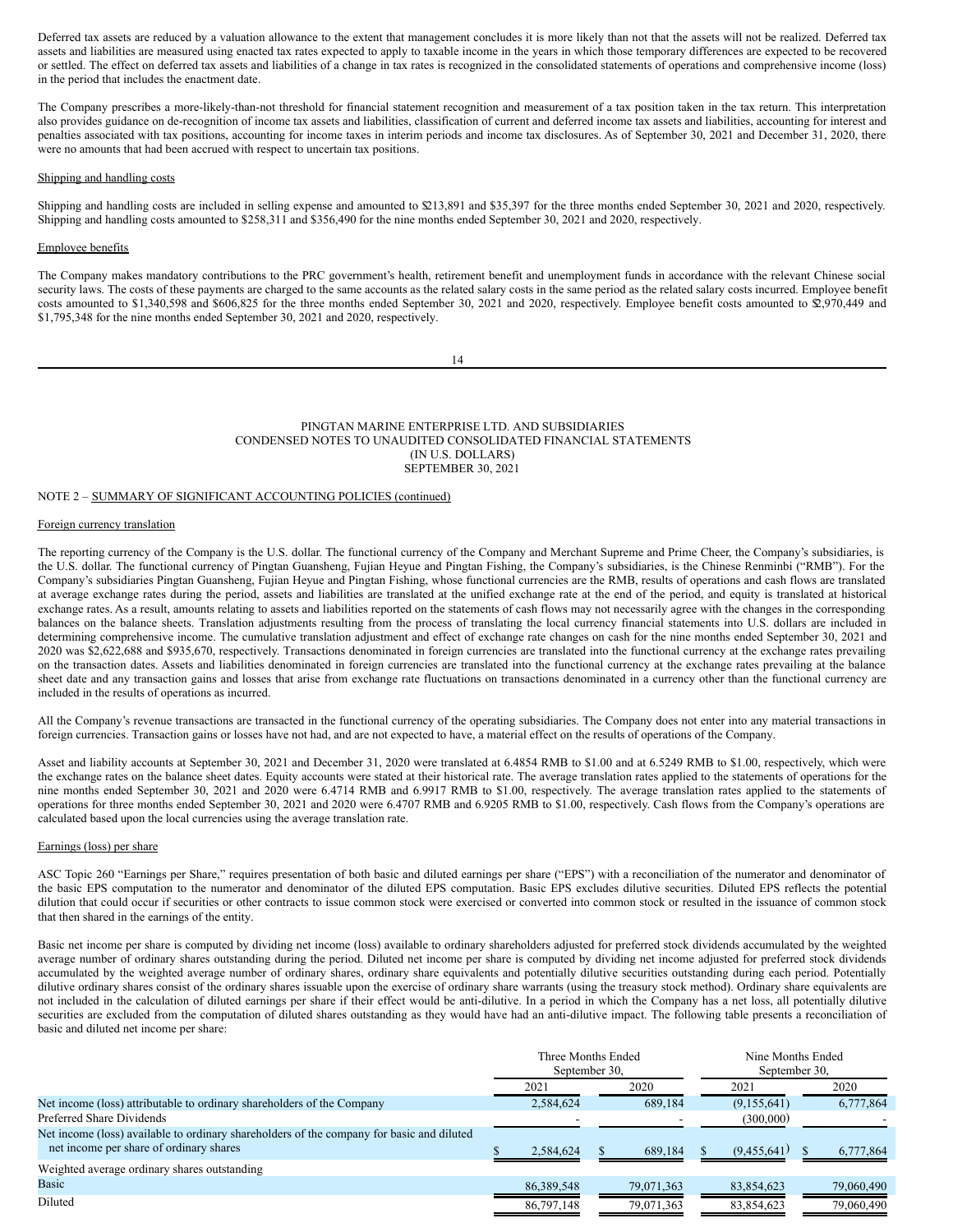Deferred tax assets are reduced by a valuation allowance to the extent that management concludes it is more likely than not that the assets will not be realized. Deferred tax assets and liabilities are measured using enacted tax rates expected to apply to taxable income in the years in which those temporary differences are expected to be recovered or settled. The effect on deferred tax assets and liabilities of a change in tax rates is recognized in the consolidated statements of operations and comprehensive income (loss) in the period that includes the enactment date.

The Company prescribes a more-likely-than-not threshold for financial statement recognition and measurement of a tax position taken in the tax return. This interpretation also provides guidance on de-recognition of income tax assets and liabilities, classification of current and deferred income tax assets and liabilities, accounting for interest and penalties associated with tax positions, accounting for income taxes in interim periods and income tax disclosures. As of September 30, 2021 and December 31, 2020, there were no amounts that had been accrued with respect to uncertain tax positions.

Shipping and handling costs

Shipping and handling costs are included in selling expense and amounted to $213,891 and $35,397 for the three months ended September 30, 2021 and 2020, respectively. Shipping and handling costs amounted to $258,311 and $356,490 for the nine months ended September 30, 2021 and 2020, respectively.

Employee benefits

The Company makes mandatory contributions to the PRC government's health, retirement benefit and unemployment funds in accordance with the relevant Chinese social security laws. The costs of these payments are charged to the same accounts as the related salary costs in the same period as the related salary costs incurred. Employee benefit costs amounted to $1,340,598 and $606,825 for the three months ended September 30, 2021 and 2020, respectively. Employee benefit costs amounted to $2,970,449 and $1,795,348 for the nine months ended September 30, 2021 and 2020, respectively.

PINGTAN MARINE ENTERPRISE LTD. AND SUBSIDIARIES
CONDENSED NOTES TO UNAUDITED CONSOLIDATED FINANCIAL STATEMENTS
(IN U.S. DOLLARS)
SEPTEMBER 30, 2021

NOTE 2 – SUMMARY OF SIGNIFICANT ACCOUNTING POLICIES (continued)

Foreign currency translation

The reporting currency of the Company is the U.S. dollar. The functional currency of the Company and Merchant Supreme and Prime Cheer, the Company's subsidiaries, is the U.S. dollar. The functional currency of Pingtan Guansheng, Fujian Heyue and Pingtan Fishing, the Company's subsidiaries, is the Chinese Renminbi ("RMB"). For the Company's subsidiaries Pingtan Guansheng, Fujian Heyue and Pingtan Fishing, whose functional currencies are the RMB, results of operations and cash flows are translated at average exchange rates during the period, assets and liabilities are translated at the unified exchange rate at the end of the period, and equity is translated at historical exchange rates. As a result, amounts relating to assets and liabilities reported on the statements of cash flows may not necessarily agree with the changes in the corresponding balances on the balance sheets. Translation adjustments resulting from the process of translating the local currency financial statements into U.S. dollars are included in determining comprehensive income. The cumulative translation adjustment and effect of exchange rate changes on cash for the nine months ended September 30, 2021 and 2020 was $2,622,688 and $935,670, respectively. Transactions denominated in foreign currencies are translated into the functional currency at the exchange rates prevailing on the transaction dates. Assets and liabilities denominated in foreign currencies are translated into the functional currency at the exchange rates prevailing at the balance sheet date and any transaction gains and losses that arise from exchange rate fluctuations on transactions denominated in a currency other than the functional currency are included in the results of operations as incurred.

All the Company's revenue transactions are transacted in the functional currency of the operating subsidiaries. The Company does not enter into any material transactions in foreign currencies. Transaction gains or losses have not had, and are not expected to have, a material effect on the results of operations of the Company.

Asset and liability accounts at September 30, 2021 and December 31, 2020 were translated at 6.4854 RMB to $1.00 and at 6.5249 RMB to $1.00, respectively, which were the exchange rates on the balance sheet dates. Equity accounts were stated at their historical rate. The average translation rates applied to the statements of operations for the nine months ended September 30, 2021 and 2020 were 6.4714 RMB and 6.9917 RMB to $1.00, respectively. The average translation rates applied to the statements of operations for three months ended September 30, 2021 and 2020 were 6.4707 RMB and 6.9205 RMB to $1.00, respectively. Cash flows from the Company's operations are calculated based upon the local currencies using the average translation rate.

Earnings (loss) per share

ASC Topic 260 "Earnings per Share," requires presentation of both basic and diluted earnings per share ("EPS") with a reconciliation of the numerator and denominator of the basic EPS computation to the numerator and denominator of the diluted EPS computation. Basic EPS excludes dilutive securities. Diluted EPS reflects the potential dilution that could occur if securities or other contracts to issue common stock were exercised or converted into common stock or resulted in the issuance of common stock that then shared in the earnings of the entity.

Basic net income per share is computed by dividing net income (loss) available to ordinary shareholders adjusted for preferred stock dividends accumulated by the weighted average number of ordinary shares outstanding during the period. Diluted net income per share is computed by dividing net income adjusted for preferred stock dividends accumulated by the weighted average number of ordinary shares, ordinary share equivalents and potentially dilutive securities outstanding during each period. Potentially dilutive ordinary shares consist of the ordinary shares issuable upon the exercise of ordinary share warrants (using the treasury stock method). Ordinary share equivalents are not included in the calculation of diluted earnings per share if their effect would be anti-dilutive. In a period in which the Company has a net loss, all potentially dilutive securities are excluded from the computation of diluted shares outstanding as they would have had an anti-dilutive impact. The following table presents a reconciliation of basic and diluted net income per share:

| | Three Months Ended September 30, | | Nine Months Ended September 30, | |
|---|---|---|---|---|
| | 2021 | 2020 | 2021 | 2020 |
| Net income (loss) attributable to ordinary shareholders of the Company | 2,584,624 | 689,184 | (9,155,641) | 6,777,864 |
| Preferred Share Dividends | - | - | (300,000) | - |
| Net income (loss) available to ordinary shareholders of the company for basic and diluted net income per share of ordinary shares | $ 2,584,624 | $ 689,184 | $ (9,455,641) | $ 6,777,864 |
| Weighted average ordinary shares outstanding | | | | |
| Basic | 86,389,548 | 79,071,363 | 83,854,623 | 79,060,490 |
| Diluted | 86,797,148 | 79,071,363 | 83,854,623 | 79,060,490 |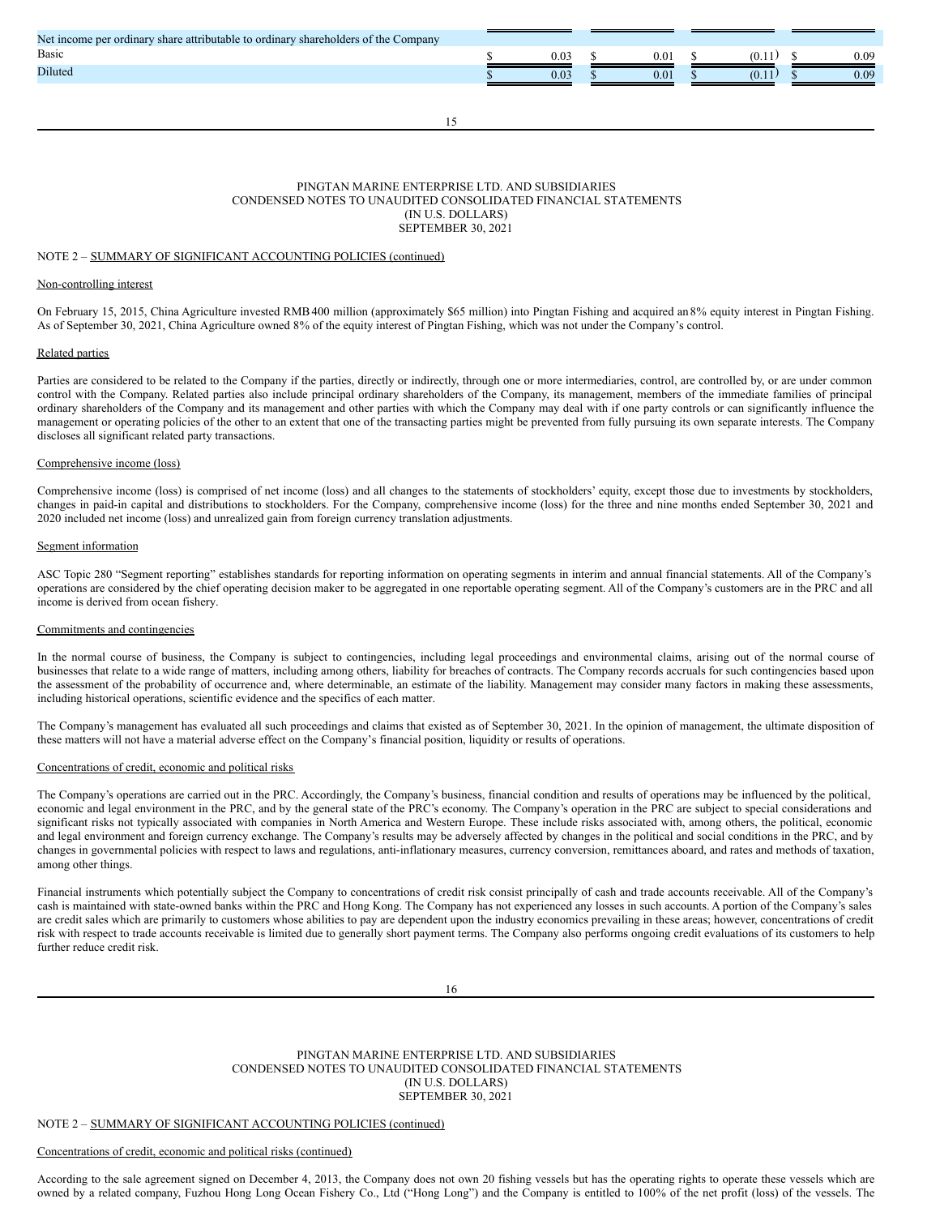| | | | | |
|---|---|---|---|---|
| Net income per ordinary share attributable to ordinary shareholders of the Company | | | | |
| Basic | $ 0.03 | $ 0.01 | $ (0.11) | $ 0.09 |
| Diluted | $ 0.03 | $ 0.01 | $ (0.11) | $ 0.09 |

PINGTAN MARINE ENTERPRISE LTD. AND SUBSIDIARIES
CONDENSED NOTES TO UNAUDITED CONSOLIDATED FINANCIAL STATEMENTS
(IN U.S. DOLLARS)
SEPTEMBER 30, 2021

NOTE 2 – SUMMARY OF SIGNIFICANT ACCOUNTING POLICIES (continued)

Non-controlling interest

On February 15, 2015, China Agriculture invested RMB 400 million (approximately $65 million) into Pingtan Fishing and acquired an 8% equity interest in Pingtan Fishing. As of September 30, 2021, China Agriculture owned 8% of the equity interest of Pingtan Fishing, which was not under the Company's control.

Related parties

Parties are considered to be related to the Company if the parties, directly or indirectly, through one or more intermediaries, control, are controlled by, or are under common control with the Company. Related parties also include principal ordinary shareholders of the Company, its management, members of the immediate families of principal ordinary shareholders of the Company and its management and other parties with which the Company may deal with if one party controls or can significantly influence the management or operating policies of the other to an extent that one of the transacting parties might be prevented from fully pursuing its own separate interests. The Company discloses all significant related party transactions.

Comprehensive income (loss)

Comprehensive income (loss) is comprised of net income (loss) and all changes to the statements of stockholders' equity, except those due to investments by stockholders, changes in paid-in capital and distributions to stockholders. For the Company, comprehensive income (loss) for the three and nine months ended September 30, 2021 and 2020 included net income (loss) and unrealized gain from foreign currency translation adjustments.

Segment information

ASC Topic 280 "Segment reporting" establishes standards for reporting information on operating segments in interim and annual financial statements. All of the Company's operations are considered by the chief operating decision maker to be aggregated in one reportable operating segment. All of the Company's customers are in the PRC and all income is derived from ocean fishery.

Commitments and contingencies

In the normal course of business, the Company is subject to contingencies, including legal proceedings and environmental claims, arising out of the normal course of businesses that relate to a wide range of matters, including among others, liability for breaches of contracts. The Company records accruals for such contingencies based upon the assessment of the probability of occurrence and, where determinable, an estimate of the liability. Management may consider many factors in making these assessments, including historical operations, scientific evidence and the specifics of each matter.

The Company's management has evaluated all such proceedings and claims that existed as of September 30, 2021. In the opinion of management, the ultimate disposition of these matters will not have a material adverse effect on the Company's financial position, liquidity or results of operations.

Concentrations of credit, economic and political risks

The Company's operations are carried out in the PRC. Accordingly, the Company's business, financial condition and results of operations may be influenced by the political, economic and legal environment in the PRC, and by the general state of the PRC's economy. The Company's operation in the PRC are subject to special considerations and significant risks not typically associated with companies in North America and Western Europe. These include risks associated with, among others, the political, economic and legal environment and foreign currency exchange. The Company's results may be adversely affected by changes in the political and social conditions in the PRC, and by changes in governmental policies with respect to laws and regulations, anti-inflationary measures, currency conversion, remittances aboard, and rates and methods of taxation, among other things.

Financial instruments which potentially subject the Company to concentrations of credit risk consist principally of cash and trade accounts receivable. All of the Company's cash is maintained with state-owned banks within the PRC and Hong Kong. The Company has not experienced any losses in such accounts. A portion of the Company's sales are credit sales which are primarily to customers whose abilities to pay are dependent upon the industry economics prevailing in these areas; however, concentrations of credit risk with respect to trade accounts receivable is limited due to generally short payment terms. The Company also performs ongoing credit evaluations of its customers to help further reduce credit risk.

PINGTAN MARINE ENTERPRISE LTD. AND SUBSIDIARIES
CONDENSED NOTES TO UNAUDITED CONSOLIDATED FINANCIAL STATEMENTS
(IN U.S. DOLLARS)
SEPTEMBER 30, 2021

NOTE 2 – SUMMARY OF SIGNIFICANT ACCOUNTING POLICIES (continued)

Concentrations of credit, economic and political risks (continued)

According to the sale agreement signed on December 4, 2013, the Company does not own 20 fishing vessels but has the operating rights to operate these vessels which are owned by a related company, Fuzhou Hong Long Ocean Fishery Co., Ltd ("Hong Long") and the Company is entitled to 100% of the net profit (loss) of the vessels. The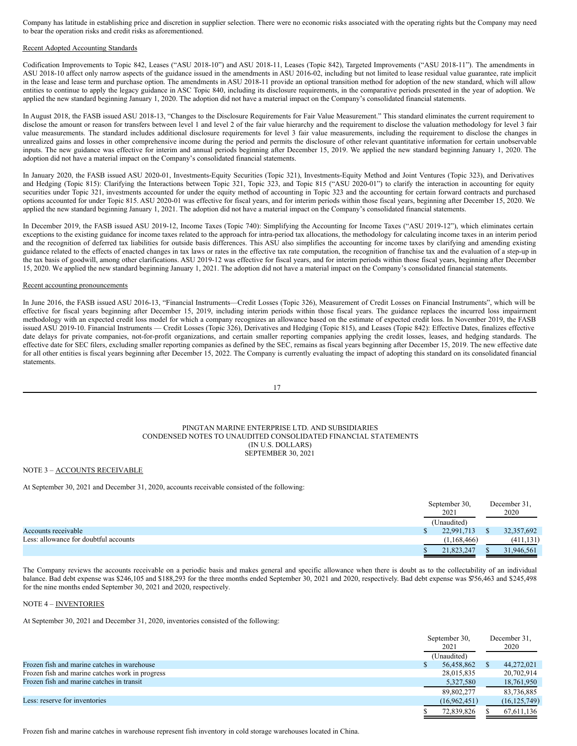Company has latitude in establishing price and discretion in supplier selection. There were no economic risks associated with the operating rights but the Company may need to bear the operation risks and credit risks as aforementioned.

Recent Adopted Accounting Standards

Codification Improvements to Topic 842, Leases ("ASU 2018-10") and ASU 2018-11, Leases (Topic 842), Targeted Improvements ("ASU 2018-11"). The amendments in ASU 2018-10 affect only narrow aspects of the guidance issued in the amendments in ASU 2016-02, including but not limited to lease residual value guarantee, rate implicit in the lease and lease term and purchase option. The amendments in ASU 2018-11 provide an optional transition method for adoption of the new standard, which will allow entities to continue to apply the legacy guidance in ASC Topic 840, including its disclosure requirements, in the comparative periods presented in the year of adoption. We applied the new standard beginning January 1, 2020. The adoption did not have a material impact on the Company's consolidated financial statements.

In August 2018, the FASB issued ASU 2018-13, "Changes to the Disclosure Requirements for Fair Value Measurement." This standard eliminates the current requirement to disclose the amount or reason for transfers between level 1 and level 2 of the fair value hierarchy and the requirement to disclose the valuation methodology for level 3 fair value measurements. The standard includes additional disclosure requirements for level 3 fair value measurements, including the requirement to disclose the changes in unrealized gains and losses in other comprehensive income during the period and permits the disclosure of other relevant quantitative information for certain unobservable inputs. The new guidance was effective for interim and annual periods beginning after December 15, 2019. We applied the new standard beginning January 1, 2020. The adoption did not have a material impact on the Company's consolidated financial statements.

In January 2020, the FASB issued ASU 2020-01, Investments-Equity Securities (Topic 321), Investments-Equity Method and Joint Ventures (Topic 323), and Derivatives and Hedging (Topic 815): Clarifying the Interactions between Topic 321, Topic 323, and Topic 815 ("ASU 2020-01") to clarify the interaction in accounting for equity securities under Topic 321, investments accounted for under the equity method of accounting in Topic 323 and the accounting for certain forward contracts and purchased options accounted for under Topic 815. ASU 2020-01 was effective for fiscal years, and for interim periods within those fiscal years, beginning after December 15, 2020. We applied the new standard beginning January 1, 2021. The adoption did not have a material impact on the Company's consolidated financial statements.

In December 2019, the FASB issued ASU 2019-12, Income Taxes (Topic 740): Simplifying the Accounting for Income Taxes ("ASU 2019-12"), which eliminates certain exceptions to the existing guidance for income taxes related to the approach for intra-period tax allocations, the methodology for calculating income taxes in an interim period and the recognition of deferred tax liabilities for outside basis differences. This ASU also simplifies the accounting for income taxes by clarifying and amending existing guidance related to the effects of enacted changes in tax laws or rates in the effective tax rate computation, the recognition of franchise tax and the evaluation of a step-up in the tax basis of goodwill, among other clarifications. ASU 2019-12 was effective for fiscal years, and for interim periods within those fiscal years, beginning after December 15, 2020. We applied the new standard beginning January 1, 2021. The adoption did not have a material impact on the Company's consolidated financial statements.

Recent accounting pronouncements

In June 2016, the FASB issued ASU 2016-13, "Financial Instruments—Credit Losses (Topic 326), Measurement of Credit Losses on Financial Instruments", which will be effective for fiscal years beginning after December 15, 2019, including interim periods within those fiscal years. The guidance replaces the incurred loss impairment methodology with an expected credit loss model for which a company recognizes an allowance based on the estimate of expected credit loss. In November 2019, the FASB issued ASU 2019-10. Financial Instruments — Credit Losses (Topic 326), Derivatives and Hedging (Topic 815), and Leases (Topic 842): Effective Dates, finalizes effective date delays for private companies, not-for-profit organizations, and certain smaller reporting companies applying the credit losses, leases, and hedging standards. The effective date for SEC filers, excluding smaller reporting companies as defined by the SEC, remains as fiscal years beginning after December 15, 2019. The new effective date for all other entities is fiscal years beginning after December 15, 2022. The Company is currently evaluating the impact of adopting this standard on its consolidated financial statements.

PINGTAN MARINE ENTERPRISE LTD. AND SUBSIDIARIES
CONDENSED NOTES TO UNAUDITED CONSOLIDATED FINANCIAL STATEMENTS
(IN U.S. DOLLARS)
SEPTEMBER 30, 2021

NOTE 3 – ACCOUNTS RECEIVABLE

At September 30, 2021 and December 31, 2020, accounts receivable consisted of the following:

| | September 30, 2021 (Unaudited) | December 31, 2020 |
|---|---|---|
| Accounts receivable | $ 22,991,713 | $ 32,357,692 |
| Less: allowance for doubtful accounts | (1,168,466) | (411,131) |
| | $ 21,823,247 | $ 31,946,561 |

The Company reviews the accounts receivable on a periodic basis and makes general and specific allowance when there is doubt as to the collectability of an individual balance. Bad debt expense was $246,105 and $188,293 for the three months ended September 30, 2021 and 2020, respectively. Bad debt expense was $756,463 and $245,498 for the nine months ended September 30, 2021 and 2020, respectively.

NOTE 4 – INVENTORIES

At September 30, 2021 and December 31, 2020, inventories consisted of the following:

| | September 30, 2021 (Unaudited) | December 31, 2020 |
|---|---|---|
| Frozen fish and marine catches in warehouse | $ 56,458,862 | $ 44,272,021 |
| Frozen fish and marine catches work in progress | 28,015,835 | 20,702,914 |
| Frozen fish and marine catches in transit | 5,327,580 | 18,761,950 |
| | 89,802,277 | 83,736,885 |
| Less: reserve for inventories | (16,962,451) | (16,125,749) |
| | $ 72,839,826 | $ 67,611,136 |

Frozen fish and marine catches in warehouse represent fish inventory in cold storage warehouses located in China.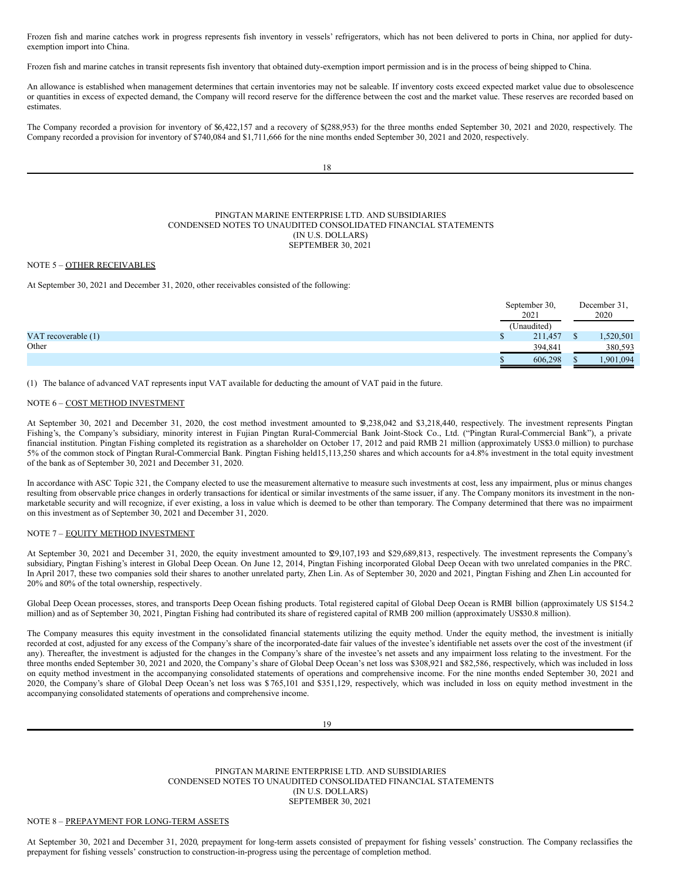Frozen fish and marine catches work in progress represents fish inventory in vessels' refrigerators, which has not been delivered to ports in China, nor applied for duty-exemption import into China.

Frozen fish and marine catches in transit represents fish inventory that obtained duty-exemption import permission and is in the process of being shipped to China.

An allowance is established when management determines that certain inventories may not be saleable. If inventory costs exceed expected market value due to obsolescence or quantities in excess of expected demand, the Company will record reserve for the difference between the cost and the market value. These reserves are recorded based on estimates.

The Company recorded a provision for inventory of $6,422,157 and a recovery of $(288,953) for the three months ended September 30, 2021 and 2020, respectively. The Company recorded a provision for inventory of $740,084 and $1,711,666 for the nine months ended September 30, 2021 and 2020, respectively.

PINGTAN MARINE ENTERPRISE LTD. AND SUBSIDIARIES
CONDENSED NOTES TO UNAUDITED CONSOLIDATED FINANCIAL STATEMENTS
(IN U.S. DOLLARS)
SEPTEMBER 30, 2021

## NOTE 5 – OTHER RECEIVABLES

At September 30, 2021 and December 31, 2020, other receivables consisted of the following:

| | September 30, 2021 | December 31, 2020 |
|---|---|---|
| | (Unaudited) | |
| VAT recoverable (1) | $ 211,457 | $ 1,520,501 |
| Other | 394,841 | 380,593 |
| | $ 606,298 | $ 1,901,094 |

(1) The balance of advanced VAT represents input VAT available for deducting the amount of VAT paid in the future.

## NOTE 6 – COST METHOD INVESTMENT

At September 30, 2021 and December 31, 2020, the cost method investment amounted to $3,238,042 and $3,218,440, respectively. The investment represents Pingtan Fishing's, the Company's subsidiary, minority interest in Fujian Pingtan Rural-Commercial Bank Joint-Stock Co., Ltd. ("Pingtan Rural-Commercial Bank"), a private financial institution. Pingtan Fishing completed its registration as a shareholder on October 17, 2012 and paid RMB 21 million (approximately US$3.0 million) to purchase 5% of the common stock of Pingtan Rural-Commercial Bank. Pingtan Fishing held 15,113,250 shares and which accounts for a 4.8% investment in the total equity investment of the bank as of September 30, 2021 and December 31, 2020.

In accordance with ASC Topic 321, the Company elected to use the measurement alternative to measure such investments at cost, less any impairment, plus or minus changes resulting from observable price changes in orderly transactions for identical or similar investments of the same issuer, if any. The Company monitors its investment in the non-marketable security and will recognize, if ever existing, a loss in value which is deemed to be other than temporary. The Company determined that there was no impairment on this investment as of September 30, 2021 and December 31, 2020.

## NOTE 7 – EQUITY METHOD INVESTMENT

At September 30, 2021 and December 31, 2020, the equity investment amounted to $29,107,193 and $29,689,813, respectively. The investment represents the Company's subsidiary, Pingtan Fishing's interest in Global Deep Ocean. On June 12, 2014, Pingtan Fishing incorporated Global Deep Ocean with two unrelated companies in the PRC. In April 2017, these two companies sold their shares to another unrelated party, Zhen Lin. As of September 30, 2020 and 2021, Pingtan Fishing and Zhen Lin accounted for 20% and 80% of the total ownership, respectively.

Global Deep Ocean processes, stores, and transports Deep Ocean fishing products. Total registered capital of Global Deep Ocean is RMB1 billion (approximately US $154.2 million) and as of September 30, 2021, Pingtan Fishing had contributed its share of registered capital of RMB 200 million (approximately US$30.8 million).

The Company measures this equity investment in the consolidated financial statements utilizing the equity method. Under the equity method, the investment is initially recorded at cost, adjusted for any excess of the Company's share of the incorporated-date fair values of the investee's identifiable net assets over the cost of the investment (if any). Thereafter, the investment is adjusted for the changes in the Company's share of the investee's net assets and any impairment loss relating to the investment. For the three months ended September 30, 2021 and 2020, the Company's share of Global Deep Ocean's net loss was $308,921 and $82,586, respectively, which was included in loss on equity method investment in the accompanying consolidated statements of operations and comprehensive income. For the nine months ended September 30, 2021 and 2020, the Company's share of Global Deep Ocean's net loss was $765,101 and $351,129, respectively, which was included in loss on equity method investment in the accompanying consolidated statements of operations and comprehensive income.

PINGTAN MARINE ENTERPRISE LTD. AND SUBSIDIARIES
CONDENSED NOTES TO UNAUDITED CONSOLIDATED FINANCIAL STATEMENTS
(IN U.S. DOLLARS)
SEPTEMBER 30, 2021

## NOTE 8 – PREPAYMENT FOR LONG-TERM ASSETS

At September 30, 2021 and December 31, 2020, prepayment for long-term assets consisted of prepayment for fishing vessels' construction. The Company reclassifies the prepayment for fishing vessels' construction to construction-in-progress using the percentage of completion method.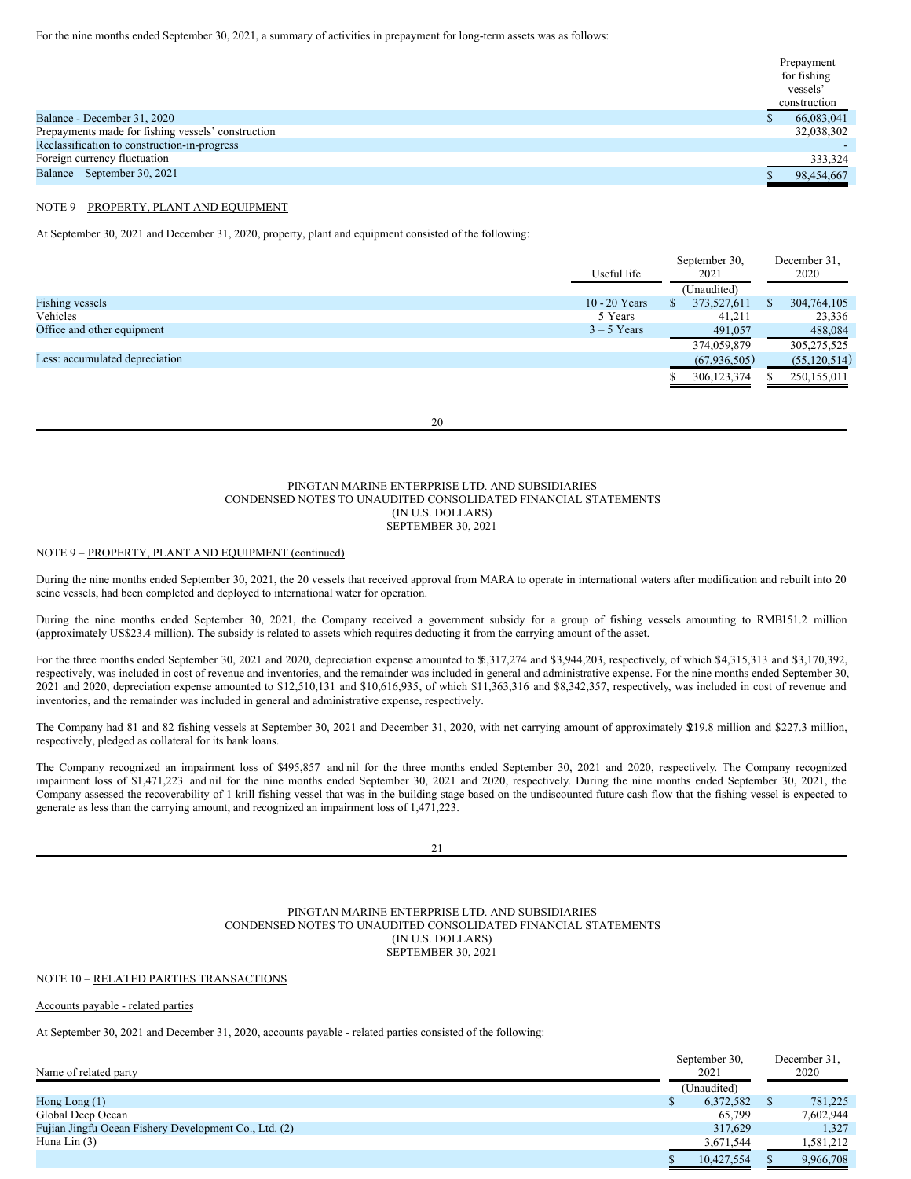For the nine months ended September 30, 2021, a summary of activities in prepayment for long-term assets was as follows:

| | Prepayment for fishing vessels' construction |
|---|---|
| Balance - December 31, 2020 | $ 66,083,041 |
| Prepayments made for fishing vessels' construction | 32,038,302 |
| Reclassification to construction-in-progress | - |
| Foreign currency fluctuation | 333,324 |
| Balance – September 30, 2021 | $ 98,454,667 |

NOTE 9 – PROPERTY, PLANT AND EQUIPMENT

At September 30, 2021 and December 31, 2020, property, plant and equipment consisted of the following:

| | Useful life | September 30, 2021 | December 31, 2020 |
|---|---|---|---|
| | | (Unaudited) | |
| Fishing vessels | 10 - 20 Years | $ 373,527,611 | $ 304,764,105 |
| Vehicles | 5 Years | 41,211 | 23,336 |
| Office and other equipment | 3 – 5 Years | 491,057 | 488,084 |
| | | 374,059,879 | 305,275,525 |
| Less: accumulated depreciation | | (67,936,505) | (55,120,514) |
| | | $ 306,123,374 | $ 250,155,011 |

PINGTAN MARINE ENTERPRISE LTD. AND SUBSIDIARIES
CONDENSED NOTES TO UNAUDITED CONSOLIDATED FINANCIAL STATEMENTS
(IN U.S. DOLLARS)
SEPTEMBER 30, 2021

NOTE 9 – PROPERTY, PLANT AND EQUIPMENT (continued)

During the nine months ended September 30, 2021, the 20 vessels that received approval from MARA to operate in international waters after modification and rebuilt into 20 seine vessels, had been completed and deployed to international water for operation.

During the nine months ended September 30, 2021, the Company received a government subsidy for a group of fishing vessels amounting to RMB151.2 million (approximately US$23.4 million). The subsidy is related to assets which requires deducting it from the carrying amount of the asset.

For the three months ended September 30, 2021 and 2020, depreciation expense amounted to $5,317,274 and $3,944,203, respectively, of which $4,315,313 and $3,170,392, respectively, was included in cost of revenue and inventories, and the remainder was included in general and administrative expense. For the nine months ended September 30, 2021 and 2020, depreciation expense amounted to $12,510,131 and $10,616,935, of which $11,363,316 and $8,342,357, respectively, was included in cost of revenue and inventories, and the remainder was included in general and administrative expense, respectively.

The Company had 81 and 82 fishing vessels at September 30, 2021 and December 31, 2020, with net carrying amount of approximately $219.8 million and $227.3 million, respectively, pledged as collateral for its bank loans.

The Company recognized an impairment loss of $495,857 and nil for the three months ended September 30, 2021 and 2020, respectively. The Company recognized impairment loss of $1,471,223 and nil for the nine months ended September 30, 2021 and 2020, respectively. During the nine months ended September 30, 2021, the Company assessed the recoverability of 1 krill fishing vessel that was in the building stage based on the undiscounted future cash flow that the fishing vessel is expected to generate as less than the carrying amount, and recognized an impairment loss of 1,471,223.

PINGTAN MARINE ENTERPRISE LTD. AND SUBSIDIARIES
CONDENSED NOTES TO UNAUDITED CONSOLIDATED FINANCIAL STATEMENTS
(IN U.S. DOLLARS)
SEPTEMBER 30, 2021

NOTE 10 – RELATED PARTIES TRANSACTIONS

Accounts payable - related parties

At September 30, 2021 and December 31, 2020, accounts payable - related parties consisted of the following:

| Name of related party | September 30, 2021 | December 31, 2020 |
|---|---|---|
| | (Unaudited) | |
| Hong Long (1) | $ 6,372,582 | $ 781,225 |
| Global Deep Ocean | 65,799 | 7,602,944 |
| Fujian Jingfu Ocean Fishery Development Co., Ltd. (2) | 317,629 | 1,327 |
| Huna Lin (3) | 3,671,544 | 1,581,212 |
| | $ 10,427,554 | $ 9,966,708 |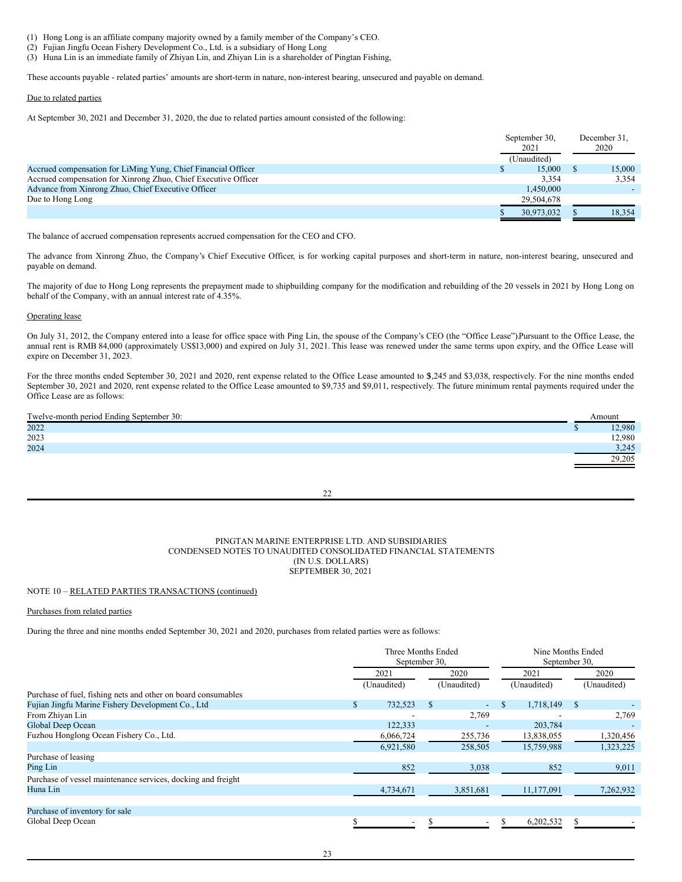(1) Hong Long is an affiliate company majority owned by a family member of the Company's CEO.
(2) Fujian Jingfu Ocean Fishery Development Co., Ltd. is a subsidiary of Hong Long
(3) Huna Lin is an immediate family of Zhiyan Lin, and Zhiyan Lin is a shareholder of Pingtan Fishing,

These accounts payable - related parties' amounts are short-term in nature, non-interest bearing, unsecured and payable on demand.

Due to related parties

At September 30, 2021 and December 31, 2020, the due to related parties amount consisted of the following:

| | September 30, 2021 | December 31, 2020 |
|---|---|---|
| | (Unaudited) | |
| Accrued compensation for LiMing Yung, Chief Financial Officer | $ 15,000 | $ 15,000 |
| Accrued compensation for Xinrong Zhuo, Chief Executive Officer | 3,354 | 3,354 |
| Advance from Xinrong Zhuo, Chief Executive Officer | 1,450,000 | - |
| Due to Hong Long | 29,504,678 | |
| | $ 30,973,032 | $ 18,354 |

The balance of accrued compensation represents accrued compensation for the CEO and CFO.

The advance from Xinrong Zhuo, the Company's Chief Executive Officer, is for working capital purposes and short-term in nature, non-interest bearing, unsecured and payable on demand.

The majority of due to Hong Long represents the prepayment made to shipbuilding company for the modification and rebuilding of the 20 vessels in 2021 by Hong Long on behalf of the Company, with an annual interest rate of 4.35%.

Operating lease

On July 31, 2012, the Company entered into a lease for office space with Ping Lin, the spouse of the Company's CEO (the "Office Lease").Pursuant to the Office Lease, the annual rent is RMB 84,000 (approximately US$13,000) and expired on July 31, 2021. This lease was renewed under the same terms upon expiry, and the Office Lease will expire on December 31, 2023.

For the three months ended September 30, 2021 and 2020, rent expense related to the Office Lease amounted to $,245 and $3,038, respectively. For the nine months ended September 30, 2021 and 2020, rent expense related to the Office Lease amounted to $9,735 and $9,011, respectively. The future minimum rental payments required under the Office Lease are as follows:

| Twelve-month period Ending September 30: | Amount |
|---|---|
| 2022 | $ 12,980 |
| 2023 | 12,980 |
| 2024 | 3,245 |
| | 29,205 |

PINGTAN MARINE ENTERPRISE LTD. AND SUBSIDIARIES
CONDENSED NOTES TO UNAUDITED CONSOLIDATED FINANCIAL STATEMENTS
(IN U.S. DOLLARS)
SEPTEMBER 30, 2021

NOTE 10 – RELATED PARTIES TRANSACTIONS (continued)

Purchases from related parties

During the three and nine months ended September 30, 2021 and 2020, purchases from related parties were as follows:

| | Three Months Ended September 30, | | Nine Months Ended September 30, | |
|---|---|---|---|---|
| | 2021 | 2020 | 2021 | 2020 |
| | (Unaudited) | (Unaudited) | (Unaudited) | (Unaudited) |
| Purchase of fuel, fishing nets and other on board consumables | | | | |
| Fujian Jingfu Marine Fishery Development Co., Ltd | $ 732,523 | $ - | $ 1,718,149 | $ - |
| From Zhiyan Lin | - | 2,769 | - | 2,769 |
| Global Deep Ocean | 122,333 | - | 203,784 | - |
| Fuzhou Honglong Ocean Fishery Co., Ltd. | 6,066,724 | 255,736 | 13,838,055 | 1,320,456 |
| | 6,921,580 | 258,505 | 15,759,988 | 1,323,225 |
| Purchase of leasing | | | | |
| Ping Lin | 852 | 3,038 | 852 | 9,011 |
| Purchase of vessel maintenance services, docking and freight | | | | |
| Huna Lin | 4,734,671 | 3,851,681 | 11,177,091 | 7,262,932 |
| Purchase of inventory for sale | | | | |
| Global Deep Ocean | $ - | $ - | $ 6,202,532 | $ - |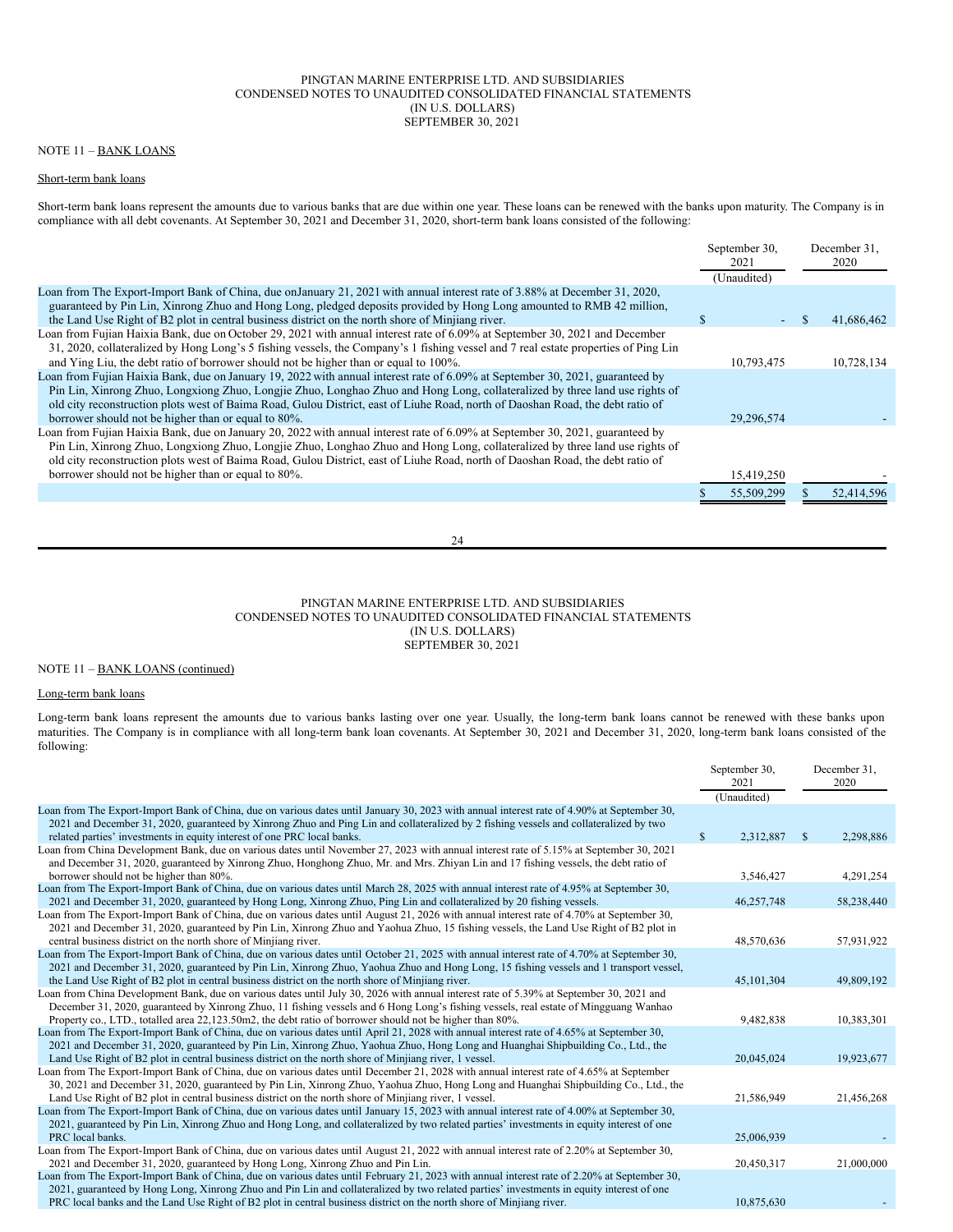NOTE 11 – BANK LOANS

Short-term bank loans

Short-term bank loans represent the amounts due to various banks that are due within one year. These loans can be renewed with the banks upon maturity. The Company is in compliance with all debt covenants. At September 30, 2021 and December 31, 2020, short-term bank loans consisted of the following:

| | September 30, 2021 (Unaudited) | December 31, 2020 |
|---|---|---|
| Loan from The Export-Import Bank of China, due onJanuary 21, 2021 with annual interest rate of 3.88% at December 31, 2020, guaranteed by Pin Lin, Xinrong Zhuo and Hong Long, pledged deposits provided by Hong Long amounted to RMB 42 million, the Land Use Right of B2 plot in central business district on the north shore of Minjiang river. | $ - | $ 41,686,462 |
| Loan from Fujian Haixia Bank, due on October 29, 2021 with annual interest rate of 6.09% at September 30, 2021 and December 31, 2020, collateralized by Hong Long's 5 fishing vessels, the Company's 1 fishing vessel and 7 real estate properties of Ping Lin and Ying Liu, the debt ratio of borrower should not be higher than or equal to 100%. | 10,793,475 | 10,728,134 |
| Loan from Fujian Haixia Bank, due on January 19, 2022 with annual interest rate of 6.09% at September 30, 2021, guaranteed by Pin Lin, Xinrong Zhuo, Longxiong Zhuo, Longjie Zhuo, Longhao Zhuo and Hong Long, collateralized by three land use rights of old city reconstruction plots west of Baima Road, Gulou District, east of Liuhe Road, north of Daoshan Road, the debt ratio of borrower should not be higher than or equal to 80%. | 29,296,574 | - |
| Loan from Fujian Haixia Bank, due on January 20, 2022 with annual interest rate of 6.09% at September 30, 2021, guaranteed by Pin Lin, Xinrong Zhuo, Longxiong Zhuo, Longjie Zhuo, Longhao Zhuo and Hong Long, collateralized by three land use rights of old city reconstruction plots west of Baima Road, Gulou District, east of Liuhe Road, north of Daoshan Road, the debt ratio of borrower should not be higher than or equal to 80%. | 15,419,250 | - |
| | $ 55,509,299 | $ 52,414,596 |

NOTE 11 – BANK LOANS (continued)

Long-term bank loans

Long-term bank loans represent the amounts due to various banks lasting over one year. Usually, the long-term bank loans cannot be renewed with these banks upon maturities. The Company is in compliance with all long-term bank loan covenants. At September 30, 2021 and December 31, 2020, long-term bank loans consisted of the following:

| | September 30, 2021 (Unaudited) | December 31, 2020 |
|---|---|---|
| Loan from The Export-Import Bank of China, due on various dates until January 30, 2023 with annual interest rate of 4.90% at September 30, 2021 and December 31, 2020, guaranteed by Xinrong Zhuo and Ping Lin and collateralized by 2 fishing vessels and collateralized by two related parties' investments in equity interest of one PRC local banks. | $ 2,312,887 | $ 2,298,886 |
| Loan from China Development Bank, due on various dates until November 27, 2023 with annual interest rate of 5.15% at September 30, 2021 and December 31, 2020, guaranteed by Xinrong Zhuo, Honghong Zhuo, Mr. and Mrs. Zhiyan Lin and 17 fishing vessels, the debt ratio of borrower should not be higher than 80%. | 3,546,427 | 4,291,254 |
| Loan from The Export-Import Bank of China, due on various dates until March 28, 2025 with annual interest rate of 4.95% at September 30, 2021 and December 31, 2020, guaranteed by Hong Long, Xinrong Zhuo, Ping Lin and collateralized by 20 fishing vessels. | 46,257,748 | 58,238,440 |
| Loan from The Export-Import Bank of China, due on various dates until August 21, 2026 with annual interest rate of 4.70% at September 30, 2021 and December 31, 2020, guaranteed by Pin Lin, Xinrong Zhuo and Yaohua Zhuo, 15 fishing vessels, the Land Use Right of B2 plot in central business district on the north shore of Minjiang river. | 48,570,636 | 57,931,922 |
| Loan from The Export-Import Bank of China, due on various dates until October 21, 2025 with annual interest rate of 4.70% at September 30, 2021 and December 31, 2020, guaranteed by Pin Lin, Xinrong Zhuo, Yaohua Zhuo and Hong Long, 15 fishing vessels and 1 transport vessel, the Land Use Right of B2 plot in central business district on the north shore of Minjiang river. | 45,101,304 | 49,809,192 |
| Loan from China Development Bank, due on various dates until July 30, 2026 with annual interest rate of 5.39% at September 30, 2021 and December 31, 2020, guaranteed by Xinrong Zhuo, 11 fishing vessels and 6 Hong Long's fishing vessels, real estate of Mingguang Wanhao Property co., LTD., totalled area 22,123.50m2, the debt ratio of borrower should not be higher than 80%. | 9,482,838 | 10,383,301 |
| Loan from The Export-Import Bank of China, due on various dates until April 21, 2028 with annual interest rate of 4.65% at September 30, 2021 and December 31, 2020, guaranteed by Pin Lin, Xinrong Zhuo, Yaohua Zhuo, Hong Long and Huanghai Shipbuilding Co., Ltd., the Land Use Right of B2 plot in central business district on the north shore of Minjiang river, 1 vessel. | 20,045,024 | 19,923,677 |
| Loan from The Export-Import Bank of China, due on various dates until December 21, 2028 with annual interest rate of 4.65% at September 30, 2021 and December 31, 2020, guaranteed by Pin Lin, Xinrong Zhuo, Yaohua Zhuo, Hong Long and Huanghai Shipbuilding Co., Ltd., the Land Use Right of B2 plot in central business district on the north shore of Minjiang river, 1 vessel. | 21,586,949 | 21,456,268 |
| Loan from The Export-Import Bank of China, due on various dates until January 15, 2023 with annual interest rate of 4.00% at September 30, 2021, guaranteed by Pin Lin, Xinrong Zhuo and Hong Long, and collateralized by two related parties' investments in equity interest of one PRC local banks. | 25,006,939 | - |
| Loan from The Export-Import Bank of China, due on various dates until August 21, 2022 with annual interest rate of 2.20% at September 30, 2021 and December 31, 2020, guaranteed by Hong Long, Xinrong Zhuo and Pin Lin. | 20,450,317 | 21,000,000 |
| Loan from The Export-Import Bank of China, due on various dates until February 21, 2023 with annual interest rate of 2.20% at September 30, 2021, guaranteed by Hong Long, Xinrong Zhuo and Pin Lin and collateralized by two related parties' investments in equity interest of one PRC local banks and the Land Use Right of B2 plot in central business district on the north shore of Minjiang river. | 10,875,630 | - |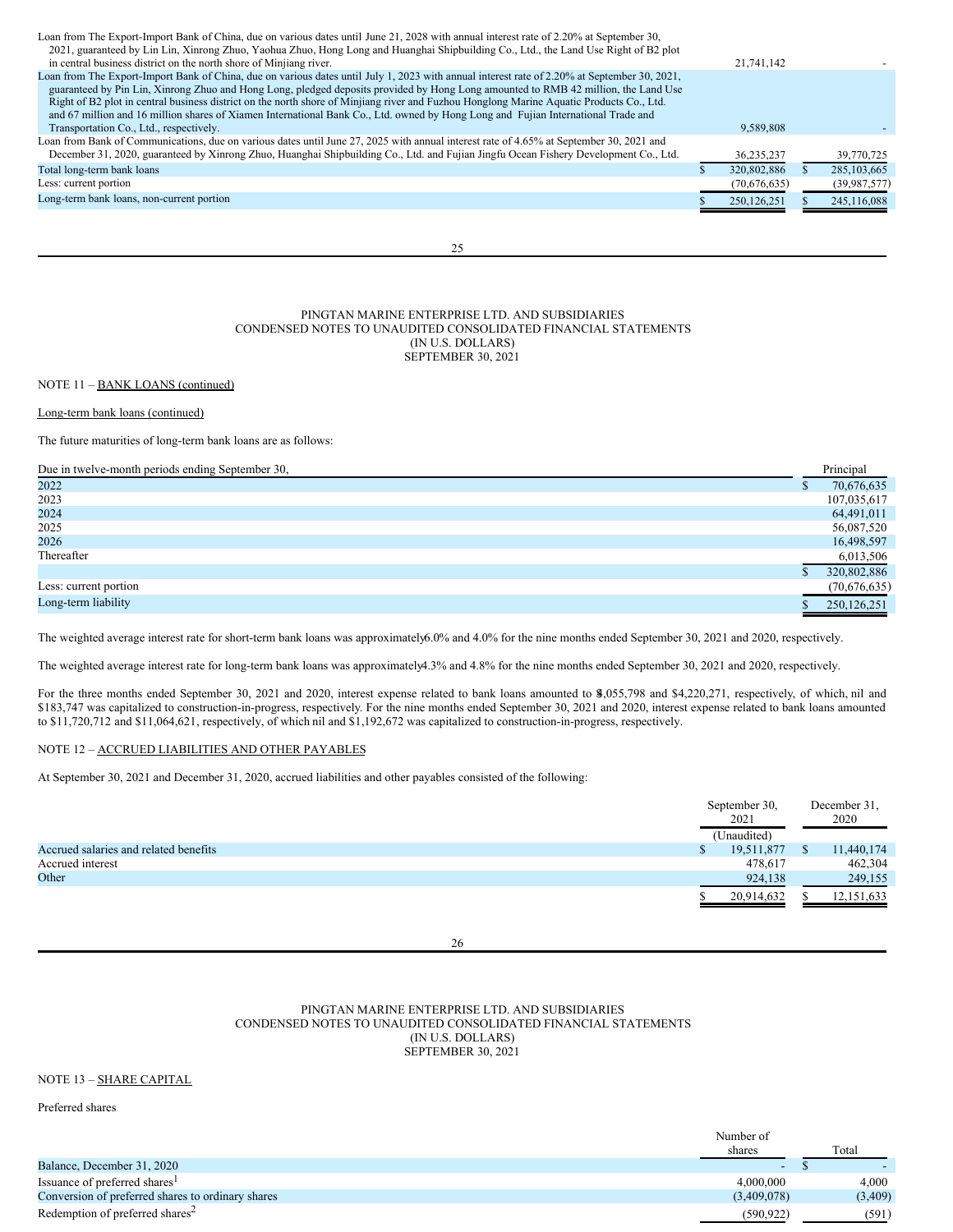| | | |
|---|---|---|
| Loan from The Export-Import Bank of China, due on various dates until June 21, 2028 with annual interest rate of 2.20% at September 30, 2021, guaranteed by Lin Lin, Xinrong Zhuo, Yaohua Zhuo, Hong Long and Huanghai Shipbuilding Co., Ltd., the Land Use Right of B2 plot in central business district on the north shore of Minjiang river. | 21,741,142 | - |
| Loan from The Export-Import Bank of China, due on various dates until July 1, 2023 with annual interest rate of 2.20% at September 30, 2021, guaranteed by Pin Lin, Xinrong Zhuo and Hong Long, pledged deposits provided by Hong Long amounted to RMB 42 million, the Land Use Right of B2 plot in central business district on the north shore of Minjiang river and Fuzhou Honglong Marine Aquatic Products Co., Ltd. and 67 million and 16 million shares of Xiamen International Bank Co., Ltd. owned by Hong Long and Fujian International Trade and Transportation Co., Ltd., respectively. | 9,589,808 | - |
| Loan from Bank of Communications, due on various dates until June 27, 2025 with annual interest rate of 4.65% at September 30, 2021 and December 31, 2020, guaranteed by Xinrong Zhuo, Huanghai Shipbuilding Co., Ltd. and Fujian Jingfu Ocean Fishery Development Co., Ltd. | 36,235,237 | 39,770,725 |
| Total long-term bank loans | $ 320,802,886 | $ 285,103,665 |
| Less: current portion | (70,676,635) | (39,987,577) |
| Long-term bank loans, non-current portion | $ 250,126,251 | $ 245,116,088 |

PINGTAN MARINE ENTERPRISE LTD. AND SUBSIDIARIES
CONDENSED NOTES TO UNAUDITED CONSOLIDATED FINANCIAL STATEMENTS
(IN U.S. DOLLARS)
SEPTEMBER 30, 2021

NOTE 11 – BANK LOANS (continued)

Long-term bank loans (continued)

The future maturities of long-term bank loans are as follows:

| Due in twelve-month periods ending September 30, | Principal |
|---|---|
| 2022 | $ 70,676,635 |
| 2023 | 107,035,617 |
| 2024 | 64,491,011 |
| 2025 | 56,087,520 |
| 2026 | 16,498,597 |
| Thereafter | 6,013,506 |
| | $ 320,802,886 |
| Less: current portion | (70,676,635) |
| Long-term liability | $ 250,126,251 |

The weighted average interest rate for short-term bank loans was approximately 6.0% and 4.0% for the nine months ended September 30, 2021 and 2020, respectively.

The weighted average interest rate for long-term bank loans was approximately 4.3% and 4.8% for the nine months ended September 30, 2021 and 2020, respectively.

For the three months ended September 30, 2021 and 2020, interest expense related to bank loans amounted to $4,055,798 and $4,220,271, respectively, of which, nil and $183,747 was capitalized to construction-in-progress, respectively. For the nine months ended September 30, 2021 and 2020, interest expense related to bank loans amounted to $11,720,712 and $11,064,621, respectively, of which nil and $1,192,672 was capitalized to construction-in-progress, respectively.

NOTE 12 – ACCRUED LIABILITIES AND OTHER PAYABLES

At September 30, 2021 and December 31, 2020, accrued liabilities and other payables consisted of the following:

| | September 30, 2021 | December 31, 2020 |
|---|---|---|
| | (Unaudited) | |
| Accrued salaries and related benefits | $ 19,511,877 | $ 11,440,174 |
| Accrued interest | 478,617 | 462,304 |
| Other | 924,138 | 249,155 |
| | $ 20,914,632 | $ 12,151,633 |

PINGTAN MARINE ENTERPRISE LTD. AND SUBSIDIARIES
CONDENSED NOTES TO UNAUDITED CONSOLIDATED FINANCIAL STATEMENTS
(IN U.S. DOLLARS)
SEPTEMBER 30, 2021

NOTE 13 – SHARE CAPITAL

Preferred shares

| | Number of shares | Total |
|---|---|---|
| Balance, December 31, 2020 | - | $ - |
| Issuance of preferred shares[1] | 4,000,000 | 4,000 |
| Conversion of preferred shares to ordinary shares | (3,409,078) | (3,409) |
| Redemption of preferred shares[2] | (590,922) | (591) |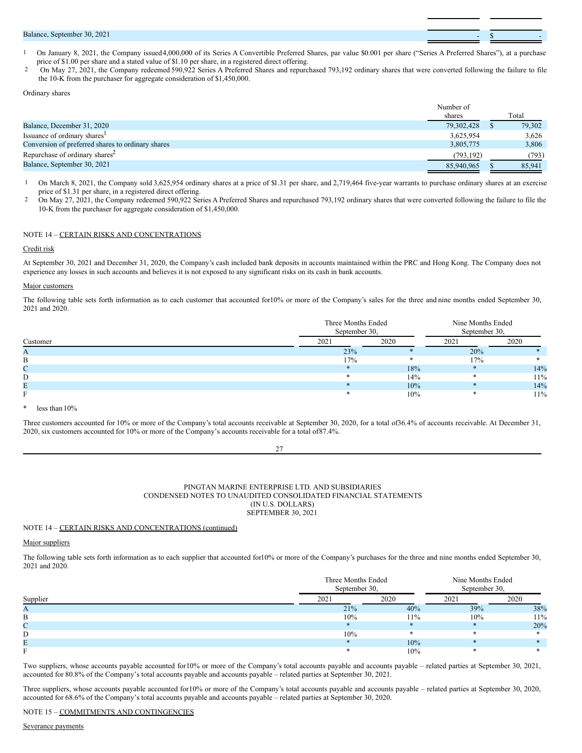| | | |
|---|---|---|
| Balance, September 30, 2021 | - | $ - |

1 On January 8, 2021, the Company issued 4,000,000 of its Series A Convertible Preferred Shares, par value $0.001 per share ("Series A Preferred Shares"), at a purchase price of $1.00 per share and a stated value of $1.10 per share, in a registered direct offering.

2 On May 27, 2021, the Company redeemed 590,922 Series A Preferred Shares and repurchased 793,192 ordinary shares that were converted following the failure to file the 10-K from the purchaser for aggregate consideration of $1,450,000.

Ordinary shares

| | Number of shares | Total |
|---|---|---|
| Balance, December 31, 2020 | 79,302,428 | $ 79,302 |
| Issuance of ordinary shares[1] | 3,625,954 | 3,626 |
| Conversion of preferred shares to ordinary shares | 3,805,775 | 3,806 |
| Repurchase of ordinary shares[2] | (793,192) | (793) |
| Balance, September 30, 2021 | 85,940,965 | $ 85,941 |

1 On March 8, 2021, the Company sold 3,625,954 ordinary shares at a price of $1.31 per share, and 2,719,464 five-year warrants to purchase ordinary shares at an exercise price of $1.31 per share, in a registered direct offering.

2 On May 27, 2021, the Company redeemed 590,922 Series A Preferred Shares and repurchased 793,192 ordinary shares that were converted following the failure to file the 10-K from the purchaser for aggregate consideration of $1,450,000.

NOTE 14 – CERTAIN RISKS AND CONCENTRATIONS

Credit risk

At September 30, 2021 and December 31, 2020, the Company's cash included bank deposits in accounts maintained within the PRC and Hong Kong. The Company does not experience any losses in such accounts and believes it is not exposed to any significant risks on its cash in bank accounts.

Major customers

The following table sets forth information as to each customer that accounted for 10% or more of the Company's sales for the three and nine months ended September 30, 2021 and 2020.

| | Three Months Ended September 30, | | Nine Months Ended September 30, | |
|---|---|---|---|---|
| Customer | 2021 | 2020 | 2021 | 2020 |
| A | 23% | * | 20% | * |
| B | 17% | * | 17% | * |
| C | * | 18% | * | 14% |
| D | * | 14% | * | 11% |
| E | * | 10% | * | 14% |
| F | * | 10% | * | 11% |

\* less than 10%

Three customers accounted for 10% or more of the Company's total accounts receivable at September 30, 2020, for a total of 36.4% of accounts receivable. At December 31, 2020, six customers accounted for 10% or more of the Company's accounts receivable for a total of 87.4%.

NOTE 14 – CERTAIN RISKS AND CONCENTRATIONS (continued)

Major suppliers

The following table sets forth information as to each supplier that accounted for 10% or more of the Company's purchases for the three and nine months ended September 30, 2021 and 2020.

| | Three Months Ended September 30, | | Nine Months Ended September 30, | |
|---|---|---|---|---|
| Supplier | 2021 | 2020 | 2021 | 2020 |
| A | 21% | 40% | 39% | 38% |
| B | 10% | 11% | 10% | 11% |
| C | * | * | * | 20% |
| D | 10% | * | * | * |
| E | * | 10% | * | * |
| F | * | 10% | * | * |

Two suppliers, whose accounts payable accounted for 10% or more of the Company's total accounts payable and accounts payable – related parties at September 30, 2021, accounted for 80.8% of the Company's total accounts payable and accounts payable – related parties at September 30, 2021.

Three suppliers, whose accounts payable accounted for 10% or more of the Company's total accounts payable and accounts payable – related parties at September 30, 2020, accounted for 68.6% of the Company's total accounts payable and accounts payable – related parties at September 30, 2020.

NOTE 15 – COMMITMENTS AND CONTINGENCIES

Severance payments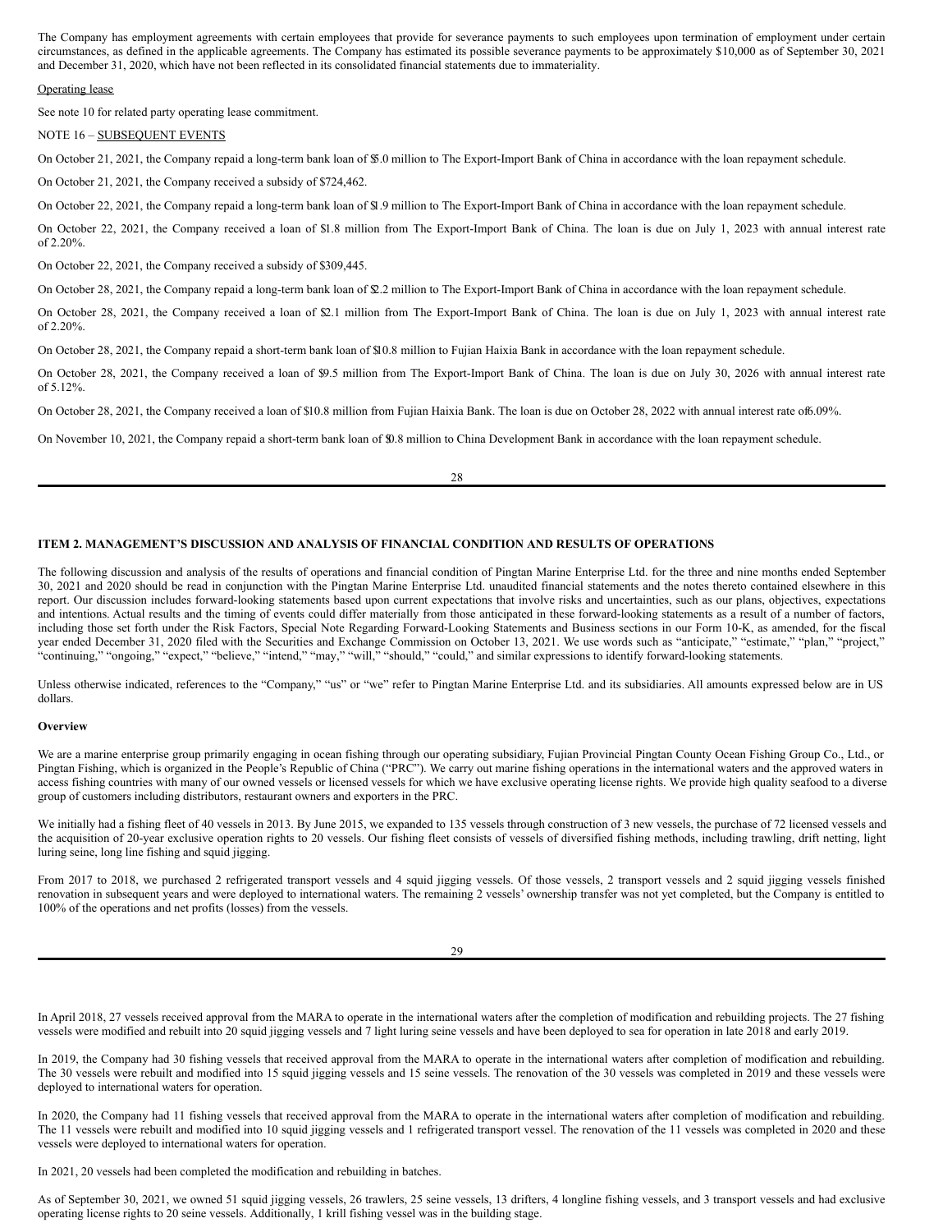The Company has employment agreements with certain employees that provide for severance payments to such employees upon termination of employment under certain circumstances, as defined in the applicable agreements. The Company has estimated its possible severance payments to be approximately $10,000 as of September 30, 2021 and December 31, 2020, which have not been reflected in its consolidated financial statements due to immateriality.

Operating lease

See note 10 for related party operating lease commitment.

NOTE 16 – SUBSEQUENT EVENTS

On October 21, 2021, the Company repaid a long-term bank loan of $5.0 million to The Export-Import Bank of China in accordance with the loan repayment schedule.

On October 21, 2021, the Company received a subsidy of $724,462.

On October 22, 2021, the Company repaid a long-term bank loan of $1.9 million to The Export-Import Bank of China in accordance with the loan repayment schedule.

On October 22, 2021, the Company received a loan of $1.8 million from The Export-Import Bank of China. The loan is due on July 1, 2023 with annual interest rate of 2.20%.

On October 22, 2021, the Company received a subsidy of $309,445.

On October 28, 2021, the Company repaid a long-term bank loan of $2.2 million to The Export-Import Bank of China in accordance with the loan repayment schedule.

On October 28, 2021, the Company received a loan of $2.1 million from The Export-Import Bank of China. The loan is due on July 1, 2023 with annual interest rate of 2.20%.

On October 28, 2021, the Company repaid a short-term bank loan of $10.8 million to Fujian Haixia Bank in accordance with the loan repayment schedule.

On October 28, 2021, the Company received a loan of $9.5 million from The Export-Import Bank of China. The loan is due on July 30, 2026 with annual interest rate of 5.12%.

On October 28, 2021, the Company received a loan of $10.8 million from Fujian Haixia Bank. The loan is due on October 28, 2022 with annual interest rate of 6.09%.

On November 10, 2021, the Company repaid a short-term bank loan of $0.8 million to China Development Bank in accordance with the loan repayment schedule.

## ITEM 2. MANAGEMENT'S DISCUSSION AND ANALYSIS OF FINANCIAL CONDITION AND RESULTS OF OPERATIONS

The following discussion and analysis of the results of operations and financial condition of Pingtan Marine Enterprise Ltd. for the three and nine months ended September 30, 2021 and 2020 should be read in conjunction with the Pingtan Marine Enterprise Ltd. unaudited financial statements and the notes thereto contained elsewhere in this report. Our discussion includes forward-looking statements based upon current expectations that involve risks and uncertainties, such as our plans, objectives, expectations and intentions. Actual results and the timing of events could differ materially from those anticipated in these forward-looking statements as a result of a number of factors, including those set forth under the Risk Factors, Special Note Regarding Forward-Looking Statements and Business sections in our Form 10-K, as amended, for the fiscal year ended December 31, 2020 filed with the Securities and Exchange Commission on October 13, 2021. We use words such as "anticipate," "estimate," "plan," "project," "continuing," "ongoing," "expect," "believe," "intend," "may," "will," "should," "could," and similar expressions to identify forward-looking statements.

Unless otherwise indicated, references to the "Company," "us" or "we" refer to Pingtan Marine Enterprise Ltd. and its subsidiaries. All amounts expressed below are in US dollars.

**Overview**

We are a marine enterprise group primarily engaging in ocean fishing through our operating subsidiary, Fujian Provincial Pingtan County Ocean Fishing Group Co., Ltd., or Pingtan Fishing, which is organized in the People's Republic of China ("PRC"). We carry out marine fishing operations in the international waters and the approved waters in access fishing countries with many of our owned vessels or licensed vessels for which we have exclusive operating license rights. We provide high quality seafood to a diverse group of customers including distributors, restaurant owners and exporters in the PRC.

We initially had a fishing fleet of 40 vessels in 2013. By June 2015, we expanded to 135 vessels through construction of 3 new vessels, the purchase of 72 licensed vessels and the acquisition of 20-year exclusive operation rights to 20 vessels. Our fishing fleet consists of vessels of diversified fishing methods, including trawling, drift netting, light luring seine, long line fishing and squid jigging.

From 2017 to 2018, we purchased 2 refrigerated transport vessels and 4 squid jigging vessels. Of those vessels, 2 transport vessels and 2 squid jigging vessels finished renovation in subsequent years and were deployed to international waters. The remaining 2 vessels' ownership transfer was not yet completed, but the Company is entitled to 100% of the operations and net profits (losses) from the vessels.

In April 2018, 27 vessels received approval from the MARA to operate in the international waters after the completion of modification and rebuilding projects. The 27 fishing vessels were modified and rebuilt into 20 squid jigging vessels and 7 light luring seine vessels and have been deployed to sea for operation in late 2018 and early 2019.

In 2019, the Company had 30 fishing vessels that received approval from the MARA to operate in the international waters after completion of modification and rebuilding. The 30 vessels were rebuilt and modified into 15 squid jigging vessels and 15 seine vessels. The renovation of the 30 vessels was completed in 2019 and these vessels were deployed to international waters for operation.

In 2020, the Company had 11 fishing vessels that received approval from the MARA to operate in the international waters after completion of modification and rebuilding. The 11 vessels were rebuilt and modified into 10 squid jigging vessels and 1 refrigerated transport vessel. The renovation of the 11 vessels was completed in 2020 and these vessels were deployed to international waters for operation.

In 2021, 20 vessels had been completed the modification and rebuilding in batches.

As of September 30, 2021, we owned 51 squid jigging vessels, 26 trawlers, 25 seine vessels, 13 drifters, 4 longline fishing vessels, and 3 transport vessels and had exclusive operating license rights to 20 seine vessels. Additionally, 1 krill fishing vessel was in the building stage.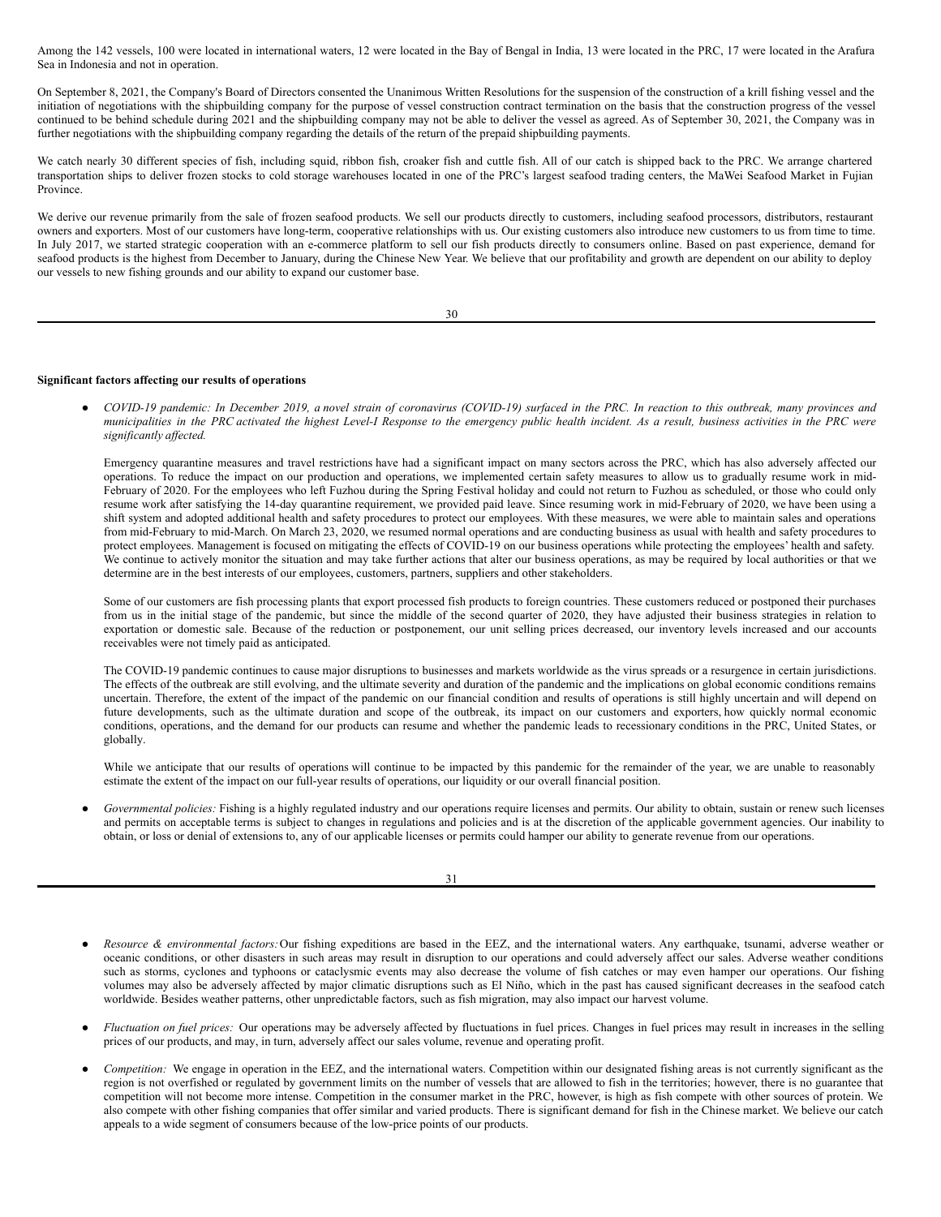Among the 142 vessels, 100 were located in international waters, 12 were located in the Bay of Bengal in India, 13 were located in the PRC, 17 were located in the Arafura Sea in Indonesia and not in operation.

On September 8, 2021, the Company's Board of Directors consented the Unanimous Written Resolutions for the suspension of the construction of a krill fishing vessel and the initiation of negotiations with the shipbuilding company for the purpose of vessel construction contract termination on the basis that the construction progress of the vessel continued to be behind schedule during 2021 and the shipbuilding company may not be able to deliver the vessel as agreed. As of September 30, 2021, the Company was in further negotiations with the shipbuilding company regarding the details of the return of the prepaid shipbuilding payments.

We catch nearly 30 different species of fish, including squid, ribbon fish, croaker fish and cuttle fish. All of our catch is shipped back to the PRC. We arrange chartered transportation ships to deliver frozen stocks to cold storage warehouses located in one of the PRC's largest seafood trading centers, the MaWei Seafood Market in Fujian Province.

We derive our revenue primarily from the sale of frozen seafood products. We sell our products directly to customers, including seafood processors, distributors, restaurant owners and exporters. Most of our customers have long-term, cooperative relationships with us. Our existing customers also introduce new customers to us from time to time. In July 2017, we started strategic cooperation with an e-commerce platform to sell our fish products directly to consumers online. Based on past experience, demand for seafood products is the highest from December to January, during the Chinese New Year. We believe that our profitability and growth are dependent on our ability to deploy our vessels to new fishing grounds and our ability to expand our customer base.

**Significant factors affecting our results of operations**

- *COVID-19 pandemic: In December 2019, a novel strain of coronavirus (COVID-19) surfaced in the PRC. In reaction to this outbreak, many provinces and municipalities in the PRC activated the highest Level-I Response to the emergency public health incident. As a result, business activities in the PRC were significantly affected.*

  Emergency quarantine measures and travel restrictions have had a significant impact on many sectors across the PRC, which has also adversely affected our operations. To reduce the impact on our production and operations, we implemented certain safety measures to allow us to gradually resume work in mid-February of 2020. For the employees who left Fuzhou during the Spring Festival holiday and could not return to Fuzhou as scheduled, or those who could only resume work after satisfying the 14-day quarantine requirement, we provided paid leave. Since resuming work in mid-February of 2020, we have been using a shift system and adopted additional health and safety procedures to protect our employees. With these measures, we were able to maintain sales and operations from mid-February to mid-March. On March 23, 2020, we resumed normal operations and are conducting business as usual with health and safety procedures to protect employees. Management is focused on mitigating the effects of COVID-19 on our business operations while protecting the employees' health and safety. We continue to actively monitor the situation and may take further actions that alter our business operations, as may be required by local authorities or that we determine are in the best interests of our employees, customers, partners, suppliers and other stakeholders.

  Some of our customers are fish processing plants that export processed fish products to foreign countries. These customers reduced or postponed their purchases from us in the initial stage of the pandemic, but since the middle of the second quarter of 2020, they have adjusted their business strategies in relation to exportation or domestic sale. Because of the reduction or postponement, our unit selling prices decreased, our inventory levels increased and our accounts receivables were not timely paid as anticipated.

  The COVID-19 pandemic continues to cause major disruptions to businesses and markets worldwide as the virus spreads or a resurgence in certain jurisdictions. The effects of the outbreak are still evolving, and the ultimate severity and duration of the pandemic and the implications on global economic conditions remains uncertain. Therefore, the extent of the impact of the pandemic on our financial condition and results of operations is still highly uncertain and will depend on future developments, such as the ultimate duration and scope of the outbreak, its impact on our customers and exporters, how quickly normal economic conditions, operations, and the demand for our products can resume and whether the pandemic leads to recessionary conditions in the PRC, United States, or globally.

  While we anticipate that our results of operations will continue to be impacted by this pandemic for the remainder of the year, we are unable to reasonably estimate the extent of the impact on our full-year results of operations, our liquidity or our overall financial position.

- *Governmental policies:* Fishing is a highly regulated industry and our operations require licenses and permits. Our ability to obtain, sustain or renew such licenses and permits on acceptable terms is subject to changes in regulations and policies and is at the discretion of the applicable government agencies. Our inability to obtain, or loss or denial of extensions to, any of our applicable licenses or permits could hamper our ability to generate revenue from our operations.

- *Resource & environmental factors:* Our fishing expeditions are based in the EEZ, and the international waters. Any earthquake, tsunami, adverse weather or oceanic conditions, or other disasters in such areas may result in disruption to our operations and could adversely affect our sales. Adverse weather conditions such as storms, cyclones and typhoons or cataclysmic events may also decrease the volume of fish catches or may even hamper our operations. Our fishing volumes may also be adversely affected by major climatic disruptions such as El Niño, which in the past has caused significant decreases in the seafood catch worldwide. Besides weather patterns, other unpredictable factors, such as fish migration, may also impact our harvest volume.

- *Fluctuation on fuel prices:* Our operations may be adversely affected by fluctuations in fuel prices. Changes in fuel prices may result in increases in the selling prices of our products, and may, in turn, adversely affect our sales volume, revenue and operating profit.

- *Competition:* We engage in operation in the EEZ, and the international waters. Competition within our designated fishing areas is not currently significant as the region is not overfished or regulated by government limits on the number of vessels that are allowed to fish in the territories; however, there is no guarantee that competition will not become more intense. Competition in the consumer market in the PRC, however, is high as fish compete with other sources of protein. We also compete with other fishing companies that offer similar and varied products. There is significant demand for fish in the Chinese market. We believe our catch appeals to a wide segment of consumers because of the low-price points of our products.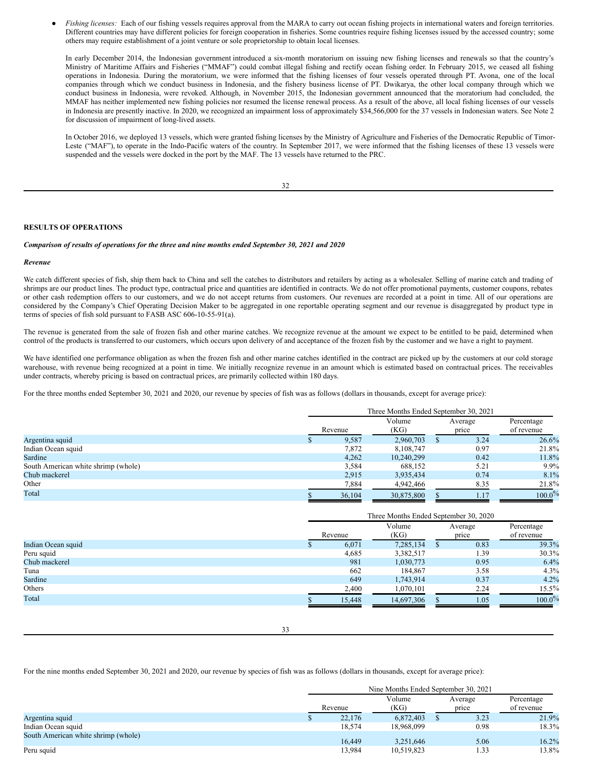- *Fishing licenses:* Each of our fishing vessels requires approval from the MARA to carry out ocean fishing projects in international waters and foreign territories. Different countries may have different policies for foreign cooperation in fisheries. Some countries require fishing licenses issued by the accessed country; some others may require establishment of a joint venture or sole proprietorship to obtain local licenses.

  In early December 2014, the Indonesian government introduced a six-month moratorium on issuing new fishing licenses and renewals so that the country's Ministry of Maritime Affairs and Fisheries ("MMAF") could combat illegal fishing and rectify ocean fishing order. In February 2015, we ceased all fishing operations in Indonesia. During the moratorium, we were informed that the fishing licenses of four vessels operated through PT. Avona, one of the local companies through which we conduct business in Indonesia, and the fishery business license of PT. Dwikarya, the other local company through which we conduct business in Indonesia, were revoked. Although, in November 2015, the Indonesian government announced that the moratorium had concluded, the MMAF has neither implemented new fishing policies nor resumed the license renewal process. As a result of the above, all local fishing licenses of our vessels in Indonesia are presently inactive. In 2020, we recognized an impairment loss of approximately $34,566,000 for the 37 vessels in Indonesian waters. See Note 2 for discussion of impairment of long-lived assets.

  In October 2016, we deployed 13 vessels, which were granted fishing licenses by the Ministry of Agriculture and Fisheries of the Democratic Republic of Timor-Leste ("MAF"), to operate in the Indo-Pacific waters of the country. In September 2017, we were informed that the fishing licenses of these 13 vessels were suspended and the vessels were docked in the port by the MAF. The 13 vessels have returned to the PRC.

## RESULTS OF OPERATIONS

***Comparison of results of operations for the three and nine months ended September 30, 2021 and 2020***

***Revenue***

We catch different species of fish, ship them back to China and sell the catches to distributors and retailers by acting as a wholesaler. Selling of marine catch and trading of shrimps are our product lines. The product type, contractual price and quantities are identified in contracts. We do not offer promotional payments, customer coupons, rebates or other cash redemption offers to our customers, and we do not accept returns from customers. Our revenues are recorded at a point in time. All of our operations are considered by the Company's Chief Operating Decision Maker to be aggregated in one reportable operating segment and our revenue is disaggregated by product type in terms of species of fish sold pursuant to FASB ASC 606-10-55-91(a).

The revenue is generated from the sale of frozen fish and other marine catches. We recognize revenue at the amount we expect to be entitled to be paid, determined when control of the products is transferred to our customers, which occurs upon delivery of and acceptance of the frozen fish by the customer and we have a right to payment.

We have identified one performance obligation as when the frozen fish and other marine catches identified in the contract are picked up by the customers at our cold storage warehouse, with revenue being recognized at a point in time. We initially recognize revenue in an amount which is estimated based on contractual prices. The receivables under contracts, whereby pricing is based on contractual prices, are primarily collected within 180 days.

For the three months ended September 30, 2021 and 2020, our revenue by species of fish was as follows (dollars in thousands, except for average price):

| | Three Months Ended September 30, 2021 | | | |
|---|---|---|---|---|
| | Revenue | Volume (KG) | Average price | Percentage of revenue |
| Argentina squid | $ 9,587 | 2,960,703 | $ 3.24 | 26.6% |
| Indian Ocean squid | 7,872 | 8,108,747 | 0.97 | 21.8% |
| Sardine | 4,262 | 10,240,299 | 0.42 | 11.8% |
| South American white shrimp (whole) | 3,584 | 688,152 | 5.21 | 9.9% |
| Chub mackerel | 2,915 | 3,935,434 | 0.74 | 8.1% |
| Other | 7,884 | 4,942,466 | 8.35 | 21.8% |
| Total | $ 36,104 | 30,875,800 | $ 1.17 | 100.0% |

| | Three Months Ended September 30, 2020 | | | |
|---|---|---|---|---|
| | Revenue | Volume (KG) | Average price | Percentage of revenue |
| Indian Ocean squid | $ 6,071 | 7,285,134 | $ 0.83 | 39.3% |
| Peru squid | 4,685 | 3,382,517 | 1.39 | 30.3% |
| Chub mackerel | 981 | 1,030,773 | 0.95 | 6.4% |
| Tuna | 662 | 184,867 | 3.58 | 4.3% |
| Sardine | 649 | 1,743,914 | 0.37 | 4.2% |
| Others | 2,400 | 1,070,101 | 2.24 | 15.5% |
| Total | $ 15,448 | 14,697,306 | $ 1.05 | 100.0% |

For the nine months ended September 30, 2021 and 2020, our revenue by species of fish was as follows (dollars in thousands, except for average price):

| | Nine Months Ended September 30, 2021 | | | |
|---|---|---|---|---|
| | Revenue | Volume (KG) | Average price | Percentage of revenue |
| Argentina squid | $ 22,176 | 6,872,403 | $ 3.23 | 21.9% |
| Indian Ocean squid | 18,574 | 18,968,099 | 0.98 | 18.3% |
| South American white shrimp (whole) | 16,449 | 3,251,646 | 5.06 | 16.2% |
| Peru squid | 13,984 | 10,519,823 | 1.33 | 13.8% |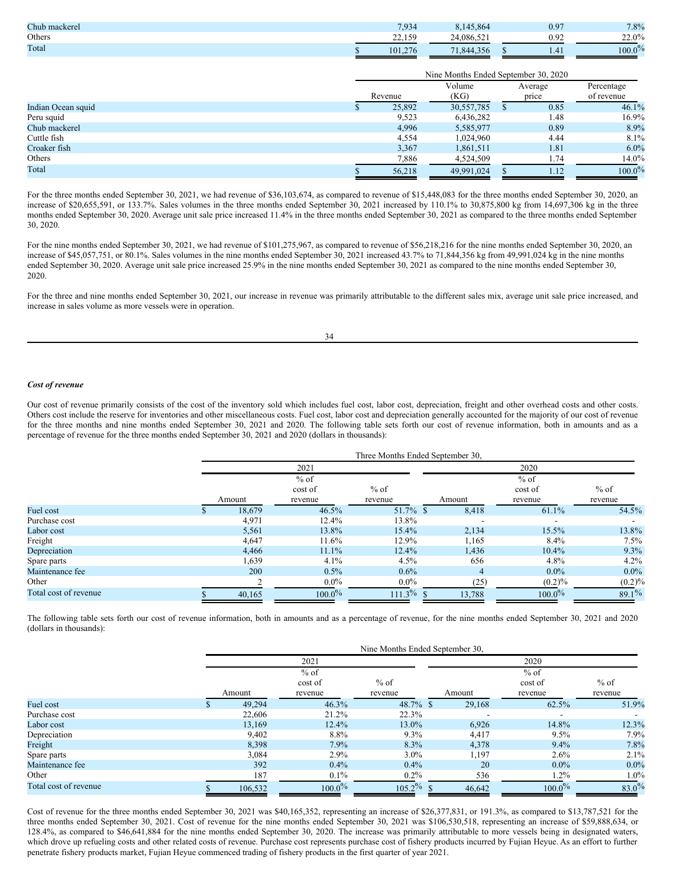| | Revenue | Volume (KG) | Average price | Percentage of revenue |
|---|---|---|---|---|
| Chub mackerel | 7,934 | 8,145,864 | 0.97 | 7.8% |
| Others | 22,159 | 24,086,521 | 0.92 | 22.0% |
| Total | $ 101,276 | 71,844,356 | $ 1.41 | 100.0% |

| | Nine Months Ended September 30, 2020 | | | |
|---|---|---|---|---|
| | Revenue | Volume (KG) | Average price | Percentage of revenue |
| Indian Ocean squid | $ 25,892 | 30,557,785 | $ 0.85 | 46.1% |
| Peru squid | 9,523 | 6,436,282 | 1.48 | 16.9% |
| Chub mackerel | 4,996 | 5,585,977 | 0.89 | 8.9% |
| Cuttle fish | 4,554 | 1,024,960 | 4.44 | 8.1% |
| Croaker fish | 3,367 | 1,861,511 | 1.81 | 6.0% |
| Others | 7,886 | 4,524,509 | 1.74 | 14.0% |
| Total | $ 56,218 | 49,991,024 | $ 1.12 | 100.0% |

For the three months ended September 30, 2021, we had revenue of $36,103,674, as compared to revenue of $15,448,083 for the three months ended September 30, 2020, an increase of $20,655,591, or 133.7%. Sales volumes in the three months ended September 30, 2021 increased by 110.1% to 30,875,800 kg from 14,697,306 kg in the three months ended September 30, 2020. Average unit sale price increased 11.4% in the three months ended September 30, 2021 as compared to the three months ended September 30, 2020.

For the nine months ended September 30, 2021, we had revenue of $101,275,967, as compared to revenue of $56,218,216 for the nine months ended September 30, 2020, an increase of $45,057,751, or 80.1%. Sales volumes in the nine months ended September 30, 2021 increased 43.7% to 71,844,356 kg from 49,991,024 kg in the nine months ended September 30, 2020. Average unit sale price increased 25.9% in the nine months ended September 30, 2021 as compared to the nine months ended September 30, 2020.

For the three and nine months ended September 30, 2021, our increase in revenue was primarily attributable to the different sales mix, average unit sale price increased, and increase in sales volume as more vessels were in operation.

***Cost of revenue***

Our cost of revenue primarily consists of the cost of the inventory sold which includes fuel cost, labor cost, depreciation, freight and other overhead costs and other costs. Others cost include the reserve for inventories and other miscellaneous costs. Fuel cost, labor cost and depreciation generally accounted for the majority of our cost of revenue for the three months and nine months ended September 30, 2021 and 2020. The following table sets forth our cost of revenue information, both in amounts and as a percentage of revenue for the three months ended September 30, 2021 and 2020 (dollars in thousands):

| | Three Months Ended September 30, | | | | | |
|---|---|---|---|---|---|---|
| | 2021 | | | 2020 | | |
| | Amount | % of cost of revenue | % of revenue | Amount | % of cost of revenue | % of revenue |
| Fuel cost | $ 18,679 | 46.5% | 51.7% | $ 8,418 | 61.1% | 54.5% |
| Purchase cost | 4,971 | 12.4% | 13.8% | - | - | - |
| Labor cost | 5,561 | 13.8% | 15.4% | 2,134 | 15.5% | 13.8% |
| Freight | 4,647 | 11.6% | 12.9% | 1,165 | 8.4% | 7.5% |
| Depreciation | 4,466 | 11.1% | 12.4% | 1,436 | 10.4% | 9.3% |
| Spare parts | 1,639 | 4.1% | 4.5% | 656 | 4.8% | 4.2% |
| Maintenance fee | 200 | 0.5% | 0.6% | 4 | 0.0% | 0.0% |
| Other | 2 | 0.0% | 0.0% | (25) | (0.2)% | (0.2)% |
| Total cost of revenue | $ 40,165 | 100.0% | 111.3% | $ 13,788 | 100.0% | 89.1% |

The following table sets forth our cost of revenue information, both in amounts and as a percentage of revenue, for the nine months ended September 30, 2021 and 2020 (dollars in thousands):

| | Nine Months Ended September 30, | | | | | |
|---|---|---|---|---|---|---|
| | 2021 | | | 2020 | | |
| | Amount | % of cost of revenue | % of revenue | Amount | % of cost of revenue | % of revenue |
| Fuel cost | $ 49,294 | 46.3% | 48.7% | $ 29,168 | 62.5% | 51.9% |
| Purchase cost | 22,606 | 21.2% | 22.3% | - | - | - |
| Labor cost | 13,169 | 12.4% | 13.0% | 6,926 | 14.8% | 12.3% |
| Depreciation | 9,402 | 8.8% | 9.3% | 4,417 | 9.5% | 7.9% |
| Freight | 8,398 | 7.9% | 8.3% | 4,378 | 9.4% | 7.8% |
| Spare parts | 3,084 | 2.9% | 3.0% | 1,197 | 2.6% | 2.1% |
| Maintenance fee | 392 | 0.4% | 0.4% | 20 | 0.0% | 0.0% |
| Other | 187 | 0.1% | 0.2% | 536 | 1.2% | 1.0% |
| Total cost of revenue | $ 106,532 | 100.0% | 105.2% | $ 46,642 | 100.0% | 83.0% |

Cost of revenue for the three months ended September 30, 2021 was $40,165,352, representing an increase of $26,377,831, or 191.3%, as compared to $13,787,521 for the three months ended September 30, 2021. Cost of revenue for the nine months ended September 30, 2021 was $106,530,518, representing an increase of $59,888,634, or 128.4%, as compared to $46,641,884 for the nine months ended September 30, 2020. The increase was primarily attributable to more vessels being in designated waters, which drove up refueling costs and other related costs of revenue. Purchase cost represents purchase cost of fishery products incurred by Fujian Heyue. As an effort to further penetrate fishery products market, Fujian Heyue commenced trading of fishery products in the first quarter of year 2021.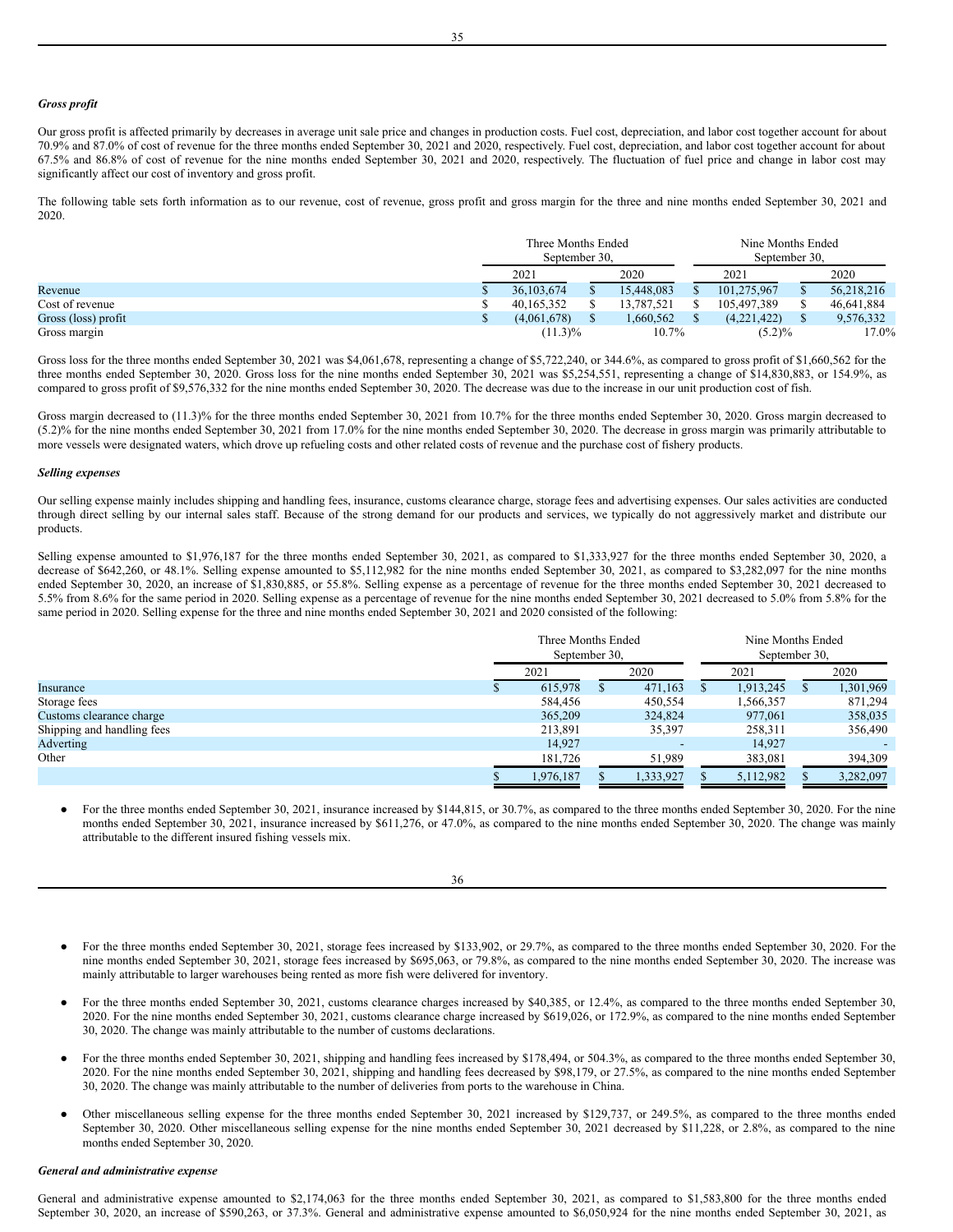***Gross profit***

Our gross profit is affected primarily by decreases in average unit sale price and changes in production costs. Fuel cost, depreciation, and labor cost together account for about 70.9% and 87.0% of cost of revenue for the three months ended September 30, 2021 and 2020, respectively. Fuel cost, depreciation, and labor cost together account for about 67.5% and 86.8% of cost of revenue for the nine months ended September 30, 2021 and 2020, respectively. The fluctuation of fuel price and change in labor cost may significantly affect our cost of inventory and gross profit.

The following table sets forth information as to our revenue, cost of revenue, gross profit and gross margin for the three and nine months ended September 30, 2021 and 2020.

| | Three Months Ended September 30, | | Nine Months Ended September 30, | |
|---|---|---|---|---|
| | 2021 | 2020 | 2021 | 2020 |
| Revenue | $ 36,103,674 | $ 15,448,083 | $ 101,275,967 | $ 56,218,216 |
| Cost of revenue | $ 40,165,352 | $ 13,787,521 | $ 105,497,389 | $ 46,641,884 |
| Gross (loss) profit | $ (4,061,678) | $ 1,660,562 | $ (4,221,422) | $ 9,576,332 |
| Gross margin | (11.3)% | 10.7% | (5.2)% | 17.0% |

Gross loss for the three months ended September 30, 2021 was $4,061,678, representing a change of $5,722,240, or 344.6%, as compared to gross profit of $1,660,562 for the three months ended September 30, 2020. Gross loss for the nine months ended September 30, 2021 was $5,254,551, representing a change of $14,830,883, or 154.9%, as compared to gross profit of $9,576,332 for the nine months ended September 30, 2020. The decrease was due to the increase in our unit production cost of fish.

Gross margin decreased to (11.3)% for the three months ended September 30, 2021 from 10.7% for the three months ended September 30, 2020. Gross margin decreased to (5.2)% for the nine months ended September 30, 2021 from 17.0% for the nine months ended September 30, 2020. The decrease in gross margin was primarily attributable to more vessels were designated waters, which drove up refueling costs and other related costs of revenue and the purchase cost of fishery products.

***Selling expenses***

Our selling expense mainly includes shipping and handling fees, insurance, customs clearance charge, storage fees and advertising expenses. Our sales activities are conducted through direct selling by our internal sales staff. Because of the strong demand for our products and services, we typically do not aggressively market and distribute our products.

Selling expense amounted to $1,976,187 for the three months ended September 30, 2021, as compared to $1,333,927 for the three months ended September 30, 2020, a decrease of $642,260, or 48.1%. Selling expense amounted to $5,112,982 for the nine months ended September 30, 2021, as compared to $3,282,097 for the nine months ended September 30, 2020, an increase of $1,830,885, or 55.8%. Selling expense as a percentage of revenue for the three months ended September 30, 2021 decreased to 5.5% from 8.6% for the same period in 2020. Selling expense as a percentage of revenue for the nine months ended September 30, 2021 decreased to 5.0% from 5.8% for the same period in 2020. Selling expense for the three and nine months ended September 30, 2021 and 2020 consisted of the following:

| | Three Months Ended September 30, | | Nine Months Ended September 30, | |
|---|---|---|---|---|
| | 2021 | 2020 | 2021 | 2020 |
| Insurance | $ 615,978 | $ 471,163 | $ 1,913,245 | $ 1,301,969 |
| Storage fees | 584,456 | 450,554 | 1,566,357 | 871,294 |
| Customs clearance charge | 365,209 | 324,824 | 977,061 | 358,035 |
| Shipping and handling fees | 213,891 | 35,397 | 258,311 | 356,490 |
| Adverting | 14,927 | - | 14,927 | - |
| Other | 181,726 | 51,989 | 383,081 | 394,309 |
| | $ 1,976,187 | $ 1,333,927 | $ 5,112,982 | $ 3,282,097 |

- For the three months ended September 30, 2021, insurance increased by $144,815, or 30.7%, as compared to the three months ended September 30, 2020. For the nine months ended September 30, 2021, insurance increased by $611,276, or 47.0%, as compared to the nine months ended September 30, 2020. The change was mainly attributable to the different insured fishing vessels mix.

- For the three months ended September 30, 2021, storage fees increased by $133,902, or 29.7%, as compared to the three months ended September 30, 2020. For the nine months ended September 30, 2021, storage fees increased by $695,063, or 79.8%, as compared to the nine months ended September 30, 2020. The increase was mainly attributable to larger warehouses being rented as more fish were delivered for inventory.

- For the three months ended September 30, 2021, customs clearance charges increased by $40,385, or 12.4%, as compared to the three months ended September 30, 2020. For the nine months ended September 30, 2021, customs clearance charge increased by $619,026, or 172.9%, as compared to the nine months ended September 30, 2020. The change was mainly attributable to the number of customs declarations.

- For the three months ended September 30, 2021, shipping and handling fees increased by $178,494, or 504.3%, as compared to the three months ended September 30, 2020. For the nine months ended September 30, 2021, shipping and handling fees decreased by $98,179, or 27.5%, as compared to the nine months ended September 30, 2020. The change was mainly attributable to the number of deliveries from ports to the warehouse in China.

- Other miscellaneous selling expense for the three months ended September 30, 2021 increased by $129,737, or 249.5%, as compared to the three months ended September 30, 2020. Other miscellaneous selling expense for the nine months ended September 30, 2021 decreased by $11,228, or 2.8%, as compared to the nine months ended September 30, 2020.

***General and administrative expense***

General and administrative expense amounted to $2,174,063 for the three months ended September 30, 2021, as compared to $1,583,800 for the three months ended September 30, 2020, an increase of $590,263, or 37.3%. General and administrative expense amounted to $6,050,924 for the nine months ended September 30, 2021, as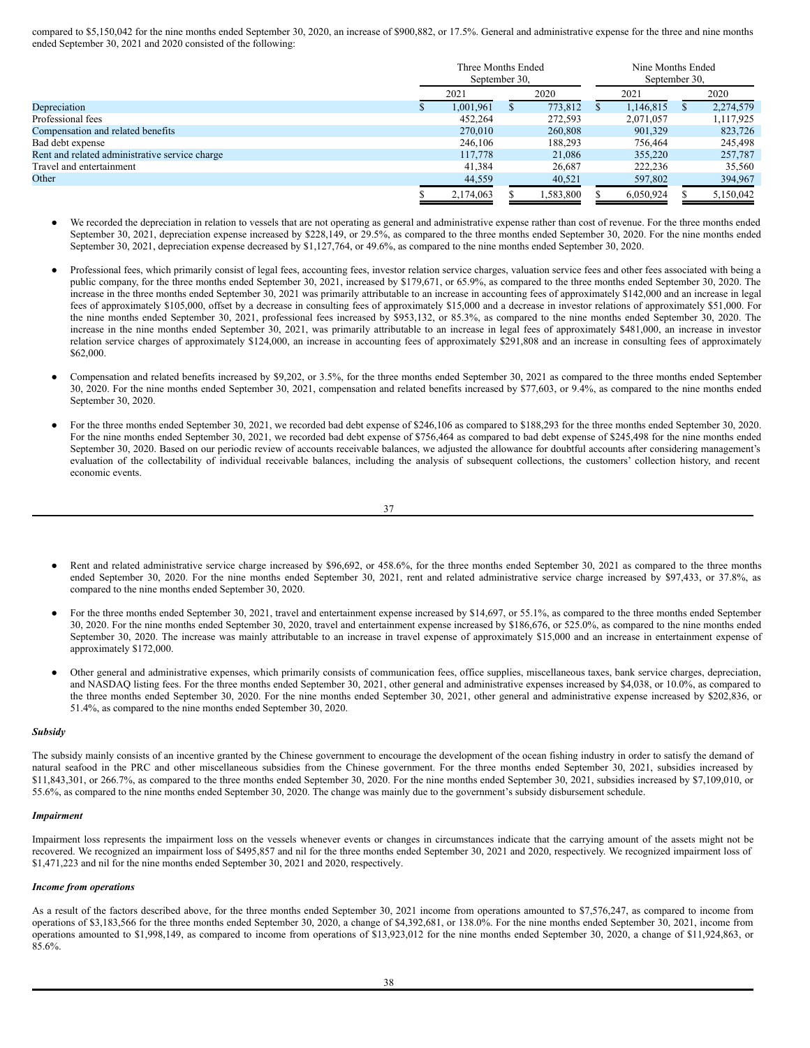compared to $5,150,042 for the nine months ended September 30, 2020, an increase of $900,882, or 17.5%. General and administrative expense for the three and nine months ended September 30, 2021 and 2020 consisted of the following:

| | Three Months Ended September 30, | | Nine Months Ended September 30, | |
|---|---|---|---|---|
| | 2021 | 2020 | 2021 | 2020 |
| Depreciation | $ 1,001,961 | $ 773,812 | $ 1,146,815 | $ 2,274,579 |
| Professional fees | 452,264 | 272,593 | 2,071,057 | 1,117,925 |
| Compensation and related benefits | 270,010 | 260,808 | 901,329 | 823,726 |
| Bad debt expense | 246,106 | 188,293 | 756,464 | 245,498 |
| Rent and related administrative service charge | 117,778 | 21,086 | 355,220 | 257,787 |
| Travel and entertainment | 41,384 | 26,687 | 222,236 | 35,560 |
| Other | 44,559 | 40,521 | 597,802 | 394,967 |
| | $ 2,174,063 | $ 1,583,800 | $ 6,050,924 | $ 5,150,042 |

- We recorded the depreciation in relation to vessels that are not operating as general and administrative expense rather than cost of revenue. For the three months ended September 30, 2021, depreciation expense increased by $228,149, or 29.5%, as compared to the three months ended September 30, 2020. For the nine months ended September 30, 2021, depreciation expense decreased by $1,127,764, or 49.6%, as compared to the nine months ended September 30, 2020.

- Professional fees, which primarily consist of legal fees, accounting fees, investor relation service charges, valuation service fees and other fees associated with being a public company, for the three months ended September 30, 2021, increased by $179,671, or 65.9%, as compared to the three months ended September 30, 2020. The increase in the three months ended September 30, 2021 was primarily attributable to an increase in accounting fees of approximately $142,000 and an increase in legal fees of approximately $105,000, offset by a decrease in consulting fees of approximately $15,000 and a decrease in investor relations of approximately $51,000. For the nine months ended September 30, 2021, professional fees increased by $953,132, or 85.3%, as compared to the nine months ended September 30, 2020. The increase in the nine months ended September 30, 2021, was primarily attributable to an increase in legal fees of approximately $481,000, an increase in investor relation service charges of approximately $124,000, an increase in accounting fees of approximately $291,808 and an increase in consulting fees of approximately $62,000.

- Compensation and related benefits increased by $9,202, or 3.5%, for the three months ended September 30, 2021 as compared to the three months ended September 30, 2020. For the nine months ended September 30, 2021, compensation and related benefits increased by $77,603, or 9.4%, as compared to the nine months ended September 30, 2020.

- For the three months ended September 30, 2021, we recorded bad debt expense of $246,106 as compared to $188,293 for the three months ended September 30, 2020. For the nine months ended September 30, 2021, we recorded bad debt expense of $756,464 as compared to bad debt expense of $245,498 for the nine months ended September 30, 2020. Based on our periodic review of accounts receivable balances, we adjusted the allowance for doubtful accounts after considering management's evaluation of the collectability of individual receivable balances, including the analysis of subsequent collections, the customers' collection history, and recent economic events.

- Rent and related administrative service charge increased by $96,692, or 458.6%, for the three months ended September 30, 2021 as compared to the three months ended September 30, 2020. For the nine months ended September 30, 2021, rent and related administrative service charge increased by $97,433, or 37.8%, as compared to the nine months ended September 30, 2020.

- For the three months ended September 30, 2021, travel and entertainment expense increased by $14,697, or 55.1%, as compared to the three months ended September 30, 2020. For the nine months ended September 30, 2020, travel and entertainment expense increased by $186,676, or 525.0%, as compared to the nine months ended September 30, 2020. The increase was mainly attributable to an increase in travel expense of approximately $15,000 and an increase in entertainment expense of approximately $172,000.

- Other general and administrative expenses, which primarily consists of communication fees, office supplies, miscellaneous taxes, bank service charges, depreciation, and NASDAQ listing fees. For the three months ended September 30, 2021, other general and administrative expenses increased by $4,038, or 10.0%, as compared to the three months ended September 30, 2020. For the nine months ended September 30, 2021, other general and administrative expense increased by $202,836, or 51.4%, as compared to the nine months ended September 30, 2020.

***Subsidy***

The subsidy mainly consists of an incentive granted by the Chinese government to encourage the development of the ocean fishing industry in order to satisfy the demand of natural seafood in the PRC and other miscellaneous subsidies from the Chinese government. For the three months ended September 30, 2021, subsidies increased by $11,843,301, or 266.7%, as compared to the three months ended September 30, 2020. For the nine months ended September 30, 2021, subsidies increased by $7,109,010, or 55.6%, as compared to the nine months ended September 30, 2020. The change was mainly due to the government's subsidy disbursement schedule.

***Impairment***

Impairment loss represents the impairment loss on the vessels whenever events or changes in circumstances indicate that the carrying amount of the assets might not be recovered. We recognized an impairment loss of $495,857 and nil for the three months ended September 30, 2021 and 2020, respectively. We recognized impairment loss of $1,471,223 and nil for the nine months ended September 30, 2021 and 2020, respectively.

***Income from operations***

As a result of the factors described above, for the three months ended September 30, 2021 income from operations amounted to $7,576,247, as compared to income from operations of $3,183,566 for the three months ended September 30, 2020, a change of $4,392,681, or 138.0%. For the nine months ended September 30, 2021, income from operations amounted to $1,998,149, as compared to income from operations of $13,923,012 for the nine months ended September 30, 2020, a change of $11,924,863, or 85.6%.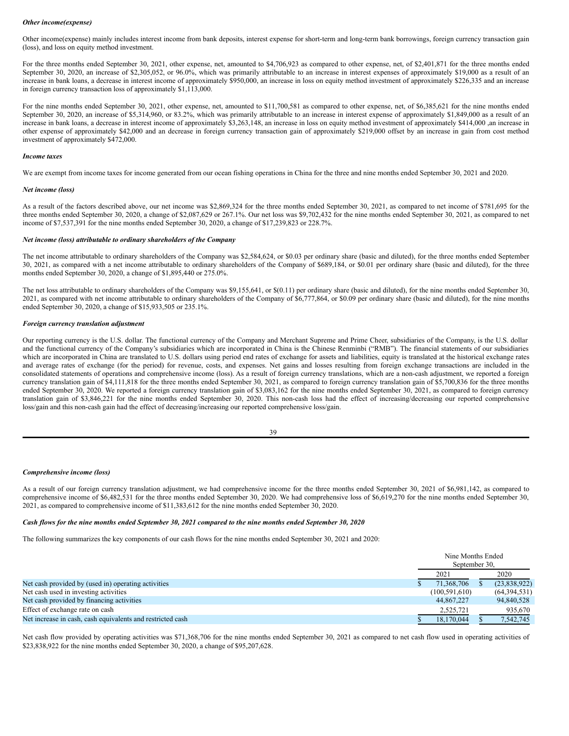***Other income(expense)***

Other income(expense) mainly includes interest income from bank deposits, interest expense for short-term and long-term bank borrowings, foreign currency transaction gain (loss), and loss on equity method investment.

For the three months ended September 30, 2021, other expense, net, amounted to $4,706,923 as compared to other expense, net, of $2,401,871 for the three months ended September 30, 2020, an increase of $2,305,052, or 96.0%, which was primarily attributable to an increase in interest expenses of approximately $19,000 as a result of an increase in bank loans, a decrease in interest income of approximately $950,000, an increase in loss on equity method investment of approximately $226,335 and an increase in foreign currency transaction loss of approximately $1,113,000.

For the nine months ended September 30, 2021, other expense, net, amounted to $11,700,581 as compared to other expense, net, of $6,385,621 for the nine months ended September 30, 2020, an increase of $5,314,960, or 83.2%, which was primarily attributable to an increase in interest expense of approximately $1,849,000 as a result of an increase in bank loans, a decrease in interest income of approximately $3,263,148, an increase in loss on equity method investment of approximately $414,000 ,an increase in other expense of approximately $42,000 and an decrease in foreign currency transaction gain of approximately $219,000 offset by an increase in gain from cost method investment of approximately $472,000.

***Income taxes***

We are exempt from income taxes for income generated from our ocean fishing operations in China for the three and nine months ended September 30, 2021 and 2020.

***Net income (loss)***

As a result of the factors described above, our net income was $2,869,324 for the three months ended September 30, 2021, as compared to net income of $781,695 for the three months ended September 30, 2020, a change of $2,087,629 or 267.1%. Our net loss was $9,702,432 for the nine months ended September 30, 2021, as compared to net income of $7,537,391 for the nine months ended September 30, 2020, a change of $17,239,823 or 228.7%.

***Net income (loss) attributable to ordinary shareholders of the Company***

The net income attributable to ordinary shareholders of the Company was $2,584,624, or $0.03 per ordinary share (basic and diluted), for the three months ended September 30, 2021, as compared with a net income attributable to ordinary shareholders of the Company of $689,184, or $0.01 per ordinary share (basic and diluted), for the three months ended September 30, 2020, a change of $1,895,440 or 275.0%.

The net loss attributable to ordinary shareholders of the Company was $9,155,641, or $(0.11) per ordinary share (basic and diluted), for the nine months ended September 30, 2021, as compared with net income attributable to ordinary shareholders of the Company of $6,777,864, or $0.09 per ordinary share (basic and diluted), for the nine months ended September 30, 2020, a change of $15,933,505 or 235.1%.

***Foreign currency translation adjustment***

Our reporting currency is the U.S. dollar. The functional currency of the Company and Merchant Supreme and Prime Cheer, subsidiaries of the Company, is the U.S. dollar and the functional currency of the Company's subsidiaries which are incorporated in China is the Chinese Renminbi ("RMB"). The financial statements of our subsidiaries which are incorporated in China are translated to U.S. dollars using period end rates of exchange for assets and liabilities, equity is translated at the historical exchange rates and average rates of exchange (for the period) for revenue, costs, and expenses. Net gains and losses resulting from foreign exchange transactions are included in the consolidated statements of operations and comprehensive income (loss). As a result of foreign currency translations, which are a non-cash adjustment, we reported a foreign currency translation gain of $4,111,818 for the three months ended September 30, 2021, as compared to foreign currency translation gain of $5,700,836 for the three months ended September 30, 2020. We reported a foreign currency translation gain of $3,083,162 for the nine months ended September 30, 2021, as compared to foreign currency translation gain of $3,846,221 for the nine months ended September 30, 2020. This non-cash loss had the effect of increasing/decreasing our reported comprehensive loss/gain and this non-cash gain had the effect of decreasing/increasing our reported comprehensive loss/gain.

***Comprehensive income (loss)***

As a result of our foreign currency translation adjustment, we had comprehensive income for the three months ended September 30, 2021 of $6,981,142, as compared to comprehensive income of $6,482,531 for the three months ended September 30, 2020. We had comprehensive loss of $6,619,270 for the nine months ended September 30, 2021, as compared to comprehensive income of $11,383,612 for the nine months ended September 30, 2020.

***Cash flows for the nine months ended September 30, 2021 compared to the nine months ended September 30, 2020***

The following summarizes the key components of our cash flows for the nine months ended September 30, 2021 and 2020:

| | Nine Months Ended September 30, | |
|---|---|---|
| | 2021 | 2020 |
| Net cash provided by (used in) operating activities | $ 71,368,706 | $ (23,838,922) |
| Net cash used in investing activities | (100,591,610) | (64,394,531) |
| Net cash provided by financing activities | 44,867,227 | 94,840,528 |
| Effect of exchange rate on cash | 2,525,721 | 935,670 |
| Net increase in cash, cash equivalents and restricted cash | $ 18,170,044 | $ 7,542,745 |

Net cash flow provided by operating activities was $71,368,706 for the nine months ended September 30, 2021 as compared to net cash flow used in operating activities of $23,838,922 for the nine months ended September 30, 2020, a change of $95,207,628.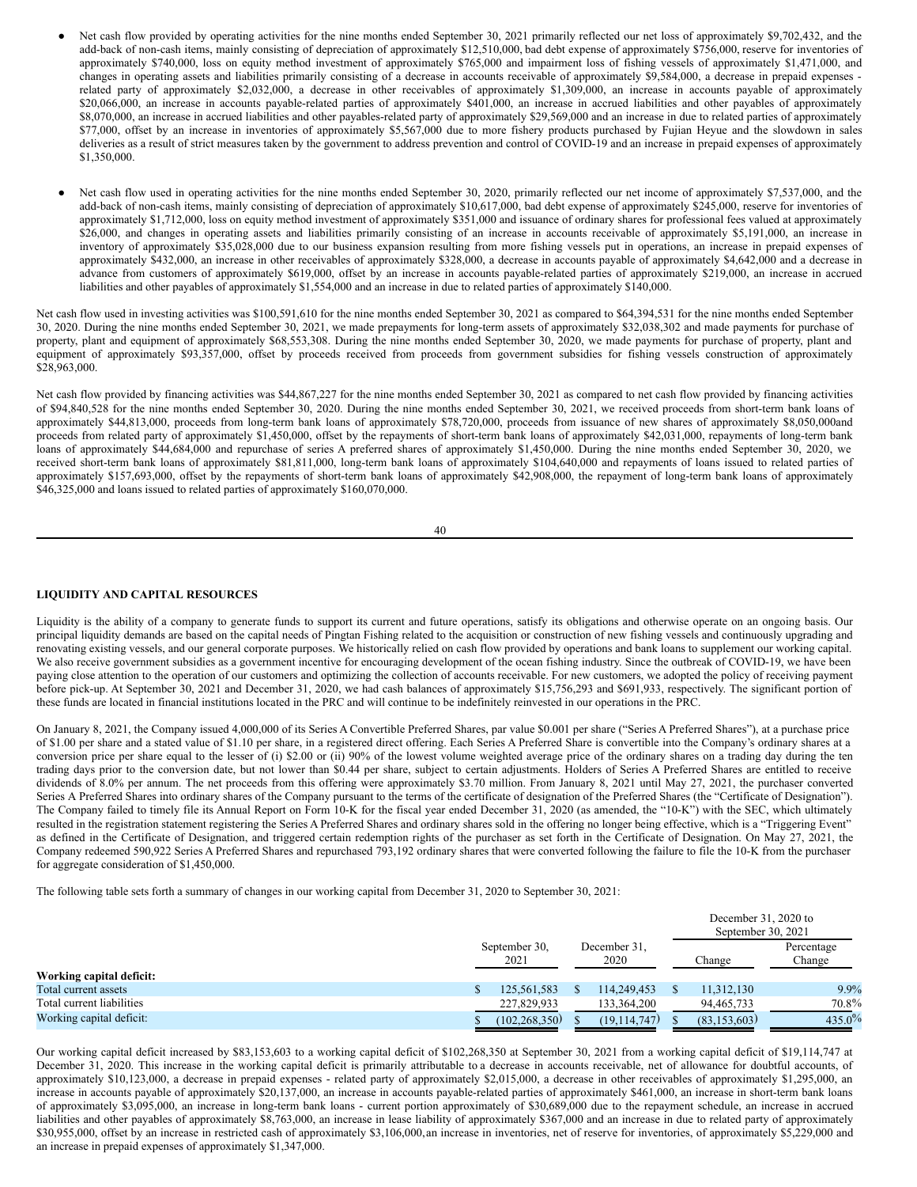- Net cash flow provided by operating activities for the nine months ended September 30, 2021 primarily reflected our net loss of approximately $9,702,432, and the add-back of non-cash items, mainly consisting of depreciation of approximately $12,510,000, bad debt expense of approximately $756,000, reserve for inventories of approximately $740,000, loss on equity method investment of approximately $765,000 and impairment loss of fishing vessels of approximately $1,471,000, and changes in operating assets and liabilities primarily consisting of a decrease in accounts receivable of approximately $9,584,000, a decrease in prepaid expenses - related party of approximately $2,032,000, a decrease in other receivables of approximately $1,309,000, an increase in accounts payable of approximately $20,066,000, an increase in accounts payable-related parties of approximately $401,000, an increase in accrued liabilities and other payables of approximately $8,070,000, an increase in accrued liabilities and other payables-related party of approximately $29,569,000 and an increase in due to related parties of approximately $77,000, offset by an increase in inventories of approximately $5,567,000 due to more fishery products purchased by Fujian Heyue and the slowdown in sales deliveries as a result of strict measures taken by the government to address prevention and control of COVID-19 and an increase in prepaid expenses of approximately $1,350,000.

- Net cash flow used in operating activities for the nine months ended September 30, 2020, primarily reflected our net income of approximately $7,537,000, and the add-back of non-cash items, mainly consisting of depreciation of approximately $10,617,000, bad debt expense of approximately $245,000, reserve for inventories of approximately $1,712,000, loss on equity method investment of approximately $351,000 and issuance of ordinary shares for professional fees valued at approximately $26,000, and changes in operating assets and liabilities primarily consisting of an increase in accounts receivable of approximately $5,191,000, an increase in inventory of approximately $35,028,000 due to our business expansion resulting from more fishing vessels put in operations, an increase in prepaid expenses of approximately $432,000, an increase in other receivables of approximately $328,000, a decrease in accounts payable of approximately $4,642,000 and a decrease in advance from customers of approximately $619,000, offset by an increase in accounts payable-related parties of approximately $219,000, an increase in accrued liabilities and other payables of approximately $1,554,000 and an increase in due to related parties of approximately $140,000.

Net cash flow used in investing activities was $100,591,610 for the nine months ended September 30, 2021 as compared to $64,394,531 for the nine months ended September 30, 2020. During the nine months ended September 30, 2021, we made prepayments for long-term assets of approximately $32,038,302 and made payments for purchase of property, plant and equipment of approximately $68,553,308. During the nine months ended September 30, 2020, we made payments for purchase of property, plant and equipment of approximately $93,357,000, offset by proceeds received from proceeds from government subsidies for fishing vessels construction of approximately $28,963,000.

Net cash flow provided by financing activities was $44,867,227 for the nine months ended September 30, 2021 as compared to net cash flow provided by financing activities of $94,840,528 for the nine months ended September 30, 2020. During the nine months ended September 30, 2021, we received proceeds from short-term bank loans of approximately $44,813,000, proceeds from long-term bank loans of approximately $78,720,000, proceeds from issuance of new shares of approximately $8,050,000and proceeds from related party of approximately $1,450,000, offset by the repayments of short-term bank loans of approximately $42,031,000, repayments of long-term bank loans of approximately $44,684,000 and repurchase of series A preferred shares of approximately $1,450,000. During the nine months ended September 30, 2020, we received short-term bank loans of approximately $81,811,000, long-term bank loans of approximately $104,640,000 and repayments of loans issued to related parties of approximately $157,693,000, offset by the repayments of short-term bank loans of approximately $42,908,000, the repayment of long-term bank loans of approximately $46,325,000 and loans issued to related parties of approximately $160,070,000.

## LIQUIDITY AND CAPITAL RESOURCES

Liquidity is the ability of a company to generate funds to support its current and future operations, satisfy its obligations and otherwise operate on an ongoing basis. Our principal liquidity demands are based on the capital needs of Pingtan Fishing related to the acquisition or construction of new fishing vessels and continuously upgrading and renovating existing vessels, and our general corporate purposes. We historically relied on cash flow provided by operations and bank loans to supplement our working capital. We also receive government subsidies as a government incentive for encouraging development of the ocean fishing industry. Since the outbreak of COVID-19, we have been paying close attention to the operation of our customers and optimizing the collection of accounts receivable. For new customers, we adopted the policy of receiving payment before pick-up. At September 30, 2021 and December 31, 2020, we had cash balances of approximately $15,756,293 and $691,933, respectively. The significant portion of these funds are located in financial institutions located in the PRC and will continue to be indefinitely reinvested in our operations in the PRC.

On January 8, 2021, the Company issued 4,000,000 of its Series A Convertible Preferred Shares, par value $0.001 per share ("Series A Preferred Shares"), at a purchase price of $1.00 per share and a stated value of $1.10 per share, in a registered direct offering. Each Series A Preferred Share is convertible into the Company's ordinary shares at a conversion price per share equal to the lesser of (i) $2.00 or (ii) 90% of the lowest volume weighted average price of the ordinary shares on a trading day during the ten trading days prior to the conversion date, but not lower than $0.44 per share, subject to certain adjustments. Holders of Series A Preferred Shares are entitled to receive dividends of 8.0% per annum. The net proceeds from this offering were approximately $3.70 million. From January 8, 2021 until May 27, 2021, the purchaser converted Series A Preferred Shares into ordinary shares of the Company pursuant to the terms of the certificate of designation of the Preferred Shares (the "Certificate of Designation"). The Company failed to timely file its Annual Report on Form 10-K for the fiscal year ended December 31, 2020 (as amended, the "10-K") with the SEC, which ultimately resulted in the registration statement registering the Series A Preferred Shares and ordinary shares sold in the offering no longer being effective, which is a "Triggering Event" as defined in the Certificate of Designation, and triggered certain redemption rights of the purchaser as set forth in the Certificate of Designation. On May 27, 2021, the Company redeemed 590,922 Series A Preferred Shares and repurchased 793,192 ordinary shares that were converted following the failure to file the 10-K from the purchaser for aggregate consideration of $1,450,000.

The following table sets forth a summary of changes in our working capital from December 31, 2020 to September 30, 2021:

| | | | December 31, 2020 to September 30, 2021 | |
|---|---|---|---|---|
| | September 30, 2021 | December 31, 2020 | Change | Percentage Change |
| **Working capital deficit:** | | | | |
| Total current assets | $ 125,561,583 | $ 114,249,453 | $ 11,312,130 | 9.9% |
| Total current liabilities | 227,829,933 | 133,364,200 | 94,465,733 | 70.8% |
| Working capital deficit: | $ (102,268,350) | $ (19,114,747) | $ (83,153,603) | 435.0% |

Our working capital deficit increased by $83,153,603 to a working capital deficit of $102,268,350 at September 30, 2021 from a working capital deficit of $19,114,747 at December 31, 2020. This increase in the working capital deficit is primarily attributable to a decrease in accounts receivable, net of allowance for doubtful accounts, of approximately $10,123,000, a decrease in prepaid expenses - related party of approximately $2,015,000, a decrease in other receivables of approximately $1,295,000, an increase in accounts payable of approximately $20,137,000, an increase in accounts payable-related parties of approximately $461,000, an increase in short-term bank loans of approximately $3,095,000, an increase in long-term bank loans - current portion approximately of $30,689,000 due to the repayment schedule, an increase in accrued liabilities and other payables of approximately $8,763,000, an increase in lease liability of approximately $367,000 and an increase in due to related party of approximately $30,955,000, offset by an increase in restricted cash of approximately $3,106,000, an increase in inventories, net of reserve for inventories, of approximately $5,229,000 and an increase in prepaid expenses of approximately $1,347,000.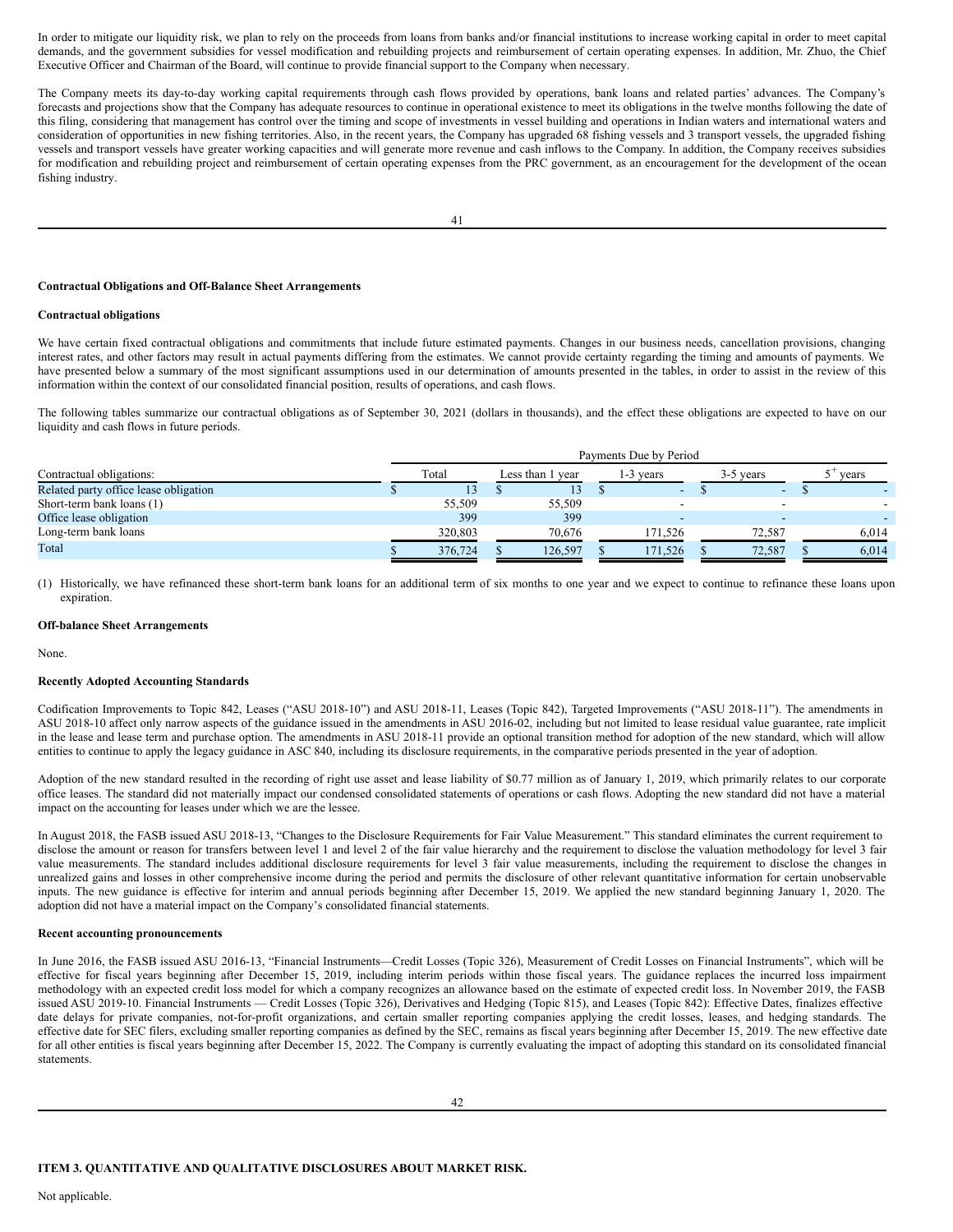In order to mitigate our liquidity risk, we plan to rely on the proceeds from loans from banks and/or financial institutions to increase working capital in order to meet capital demands, and the government subsidies for vessel modification and rebuilding projects and reimbursement of certain operating expenses. In addition, Mr. Zhuo, the Chief Executive Officer and Chairman of the Board, will continue to provide financial support to the Company when necessary.

The Company meets its day-to-day working capital requirements through cash flows provided by operations, bank loans and related parties' advances. The Company's forecasts and projections show that the Company has adequate resources to continue in operational existence to meet its obligations in the twelve months following the date of this filing, considering that management has control over the timing and scope of investments in vessel building and operations in Indian waters and international waters and consideration of opportunities in new fishing territories. Also, in the recent years, the Company has upgraded 68 fishing vessels and 3 transport vessels, the upgraded fishing vessels and transport vessels have greater working capacities and will generate more revenue and cash inflows to the Company. In addition, the Company receives subsidies for modification and rebuilding project and reimbursement of certain operating expenses from the PRC government, as an encouragement for the development of the ocean fishing industry.

**Contractual Obligations and Off-Balance Sheet Arrangements**

**Contractual obligations**

We have certain fixed contractual obligations and commitments that include future estimated payments. Changes in our business needs, cancellation provisions, changing interest rates, and other factors may result in actual payments differing from the estimates. We cannot provide certainty regarding the timing and amounts of payments. We have presented below a summary of the most significant assumptions used in our determination of amounts presented in the tables, in order to assist in the review of this information within the context of our consolidated financial position, results of operations, and cash flows.

The following tables summarize our contractual obligations as of September 30, 2021 (dollars in thousands), and the effect these obligations are expected to have on our liquidity and cash flows in future periods.

| | Payments Due by Period | | | | |
|---|---|---|---|---|---|
| Contractual obligations: | Total | Less than 1 year | 1-3 years | 3-5 years | 5+ years |
| Related party office lease obligation | $ 13 | $ 13 | $ - | $ - | $ - |
| Short-term bank loans (1) | 55,509 | 55,509 | - | - | - |
| Office lease obligation | 399 | 399 | - | - | - |
| Long-term bank loans | 320,803 | 70,676 | 171,526 | 72,587 | 6,014 |
| Total | $ 376,724 | $ 126,597 | $ 171,526 | $ 72,587 | $ 6,014 |

(1) Historically, we have refinanced these short-term bank loans for an additional term of six months to one year and we expect to continue to refinance these loans upon expiration.

**Off-balance Sheet Arrangements**

None.

**Recently Adopted Accounting Standards**

Codification Improvements to Topic 842, Leases ("ASU 2018-10") and ASU 2018-11, Leases (Topic 842), Targeted Improvements ("ASU 2018-11"). The amendments in ASU 2018-10 affect only narrow aspects of the guidance issued in the amendments in ASU 2016-02, including but not limited to lease residual value guarantee, rate implicit in the lease and lease term and purchase option. The amendments in ASU 2018-11 provide an optional transition method for adoption of the new standard, which will allow entities to continue to apply the legacy guidance in ASC 840, including its disclosure requirements, in the comparative periods presented in the year of adoption.

Adoption of the new standard resulted in the recording of right use asset and lease liability of $0.77 million as of January 1, 2019, which primarily relates to our corporate office leases. The standard did not materially impact our condensed consolidated statements of operations or cash flows. Adopting the new standard did not have a material impact on the accounting for leases under which we are the lessee.

In August 2018, the FASB issued ASU 2018-13, "Changes to the Disclosure Requirements for Fair Value Measurement." This standard eliminates the current requirement to disclose the amount or reason for transfers between level 1 and level 2 of the fair value hierarchy and the requirement to disclose the valuation methodology for level 3 fair value measurements. The standard includes additional disclosure requirements for level 3 fair value measurements, including the requirement to disclose the changes in unrealized gains and losses in other comprehensive income during the period and permits the disclosure of other relevant quantitative information for certain unobservable inputs. The new guidance is effective for interim and annual periods beginning after December 15, 2019. We applied the new standard beginning January 1, 2020. The adoption did not have a material impact on the Company's consolidated financial statements.

**Recent accounting pronouncements**

In June 2016, the FASB issued ASU 2016-13, "Financial Instruments—Credit Losses (Topic 326), Measurement of Credit Losses on Financial Instruments", which will be effective for fiscal years beginning after December 15, 2019, including interim periods within those fiscal years. The guidance replaces the incurred loss impairment methodology with an expected credit loss model for which a company recognizes an allowance based on the estimate of expected credit loss. In November 2019, the FASB issued ASU 2019-10. Financial Instruments — Credit Losses (Topic 326), Derivatives and Hedging (Topic 815), and Leases (Topic 842): Effective Dates, finalizes effective date delays for private companies, not-for-profit organizations, and certain smaller reporting companies applying the credit losses, leases, and hedging standards. The effective date for SEC filers, excluding smaller reporting companies as defined by the SEC, remains as fiscal years beginning after December 15, 2019. The new effective date for all other entities is fiscal years beginning after December 15, 2022. The Company is currently evaluating the impact of adopting this standard on its consolidated financial statements.

**ITEM 3. QUANTITATIVE AND QUALITATIVE DISCLOSURES ABOUT MARKET RISK.**

Not applicable.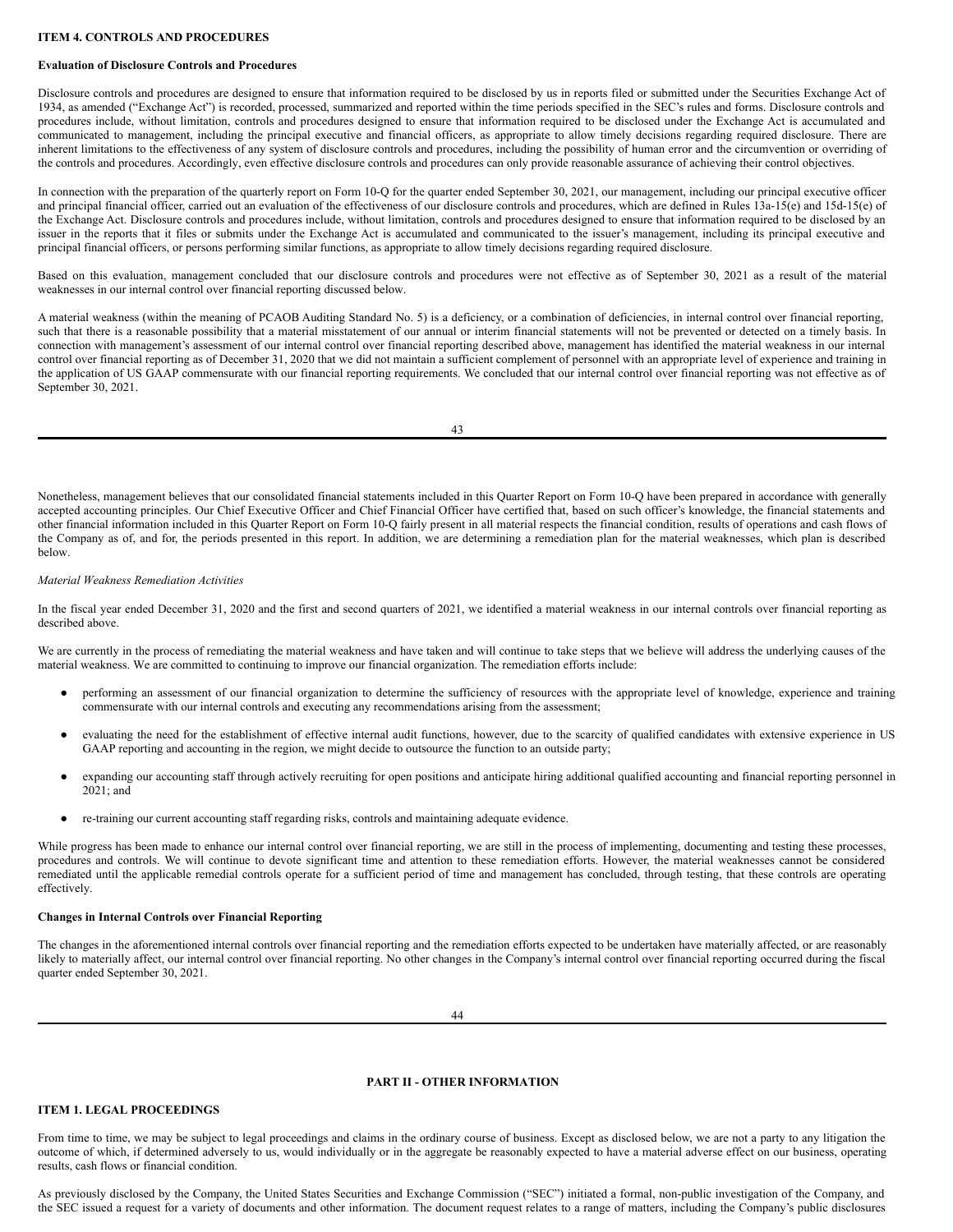## ITEM 4. CONTROLS AND PROCEDURES

### Evaluation of Disclosure Controls and Procedures

Disclosure controls and procedures are designed to ensure that information required to be disclosed by us in reports filed or submitted under the Securities Exchange Act of 1934, as amended ("Exchange Act") is recorded, processed, summarized and reported within the time periods specified in the SEC's rules and forms. Disclosure controls and procedures include, without limitation, controls and procedures designed to ensure that information required to be disclosed under the Exchange Act is accumulated and communicated to management, including the principal executive and financial officers, as appropriate to allow timely decisions regarding required disclosure. There are inherent limitations to the effectiveness of any system of disclosure controls and procedures, including the possibility of human error and the circumvention or overriding of the controls and procedures. Accordingly, even effective disclosure controls and procedures can only provide reasonable assurance of achieving their control objectives.

In connection with the preparation of the quarterly report on Form 10-Q for the quarter ended September 30, 2021, our management, including our principal executive officer and principal financial officer, carried out an evaluation of the effectiveness of our disclosure controls and procedures, which are defined in Rules 13a-15(e) and 15d-15(e) of the Exchange Act. Disclosure controls and procedures include, without limitation, controls and procedures designed to ensure that information required to be disclosed by an issuer in the reports that it files or submits under the Exchange Act is accumulated and communicated to the issuer's management, including its principal executive and principal financial officers, or persons performing similar functions, as appropriate to allow timely decisions regarding required disclosure.

Based on this evaluation, management concluded that our disclosure controls and procedures were not effective as of September 30, 2021 as a result of the material weaknesses in our internal control over financial reporting discussed below.

A material weakness (within the meaning of PCAOB Auditing Standard No. 5) is a deficiency, or a combination of deficiencies, in internal control over financial reporting, such that there is a reasonable possibility that a material misstatement of our annual or interim financial statements will not be prevented or detected on a timely basis. In connection with management's assessment of our internal control over financial reporting described above, management has identified the material weakness in our internal control over financial reporting as of December 31, 2020 that we did not maintain a sufficient complement of personnel with an appropriate level of experience and training in the application of US GAAP commensurate with our financial reporting requirements. We concluded that our internal control over financial reporting was not effective as of September 30, 2021.

Nonetheless, management believes that our consolidated financial statements included in this Quarter Report on Form 10-Q have been prepared in accordance with generally accepted accounting principles. Our Chief Executive Officer and Chief Financial Officer have certified that, based on such officer's knowledge, the financial statements and other financial information included in this Quarter Report on Form 10-Q fairly present in all material respects the financial condition, results of operations and cash flows of the Company as of, and for, the periods presented in this report. In addition, we are determining a remediation plan for the material weaknesses, which plan is described below.

*Material Weakness Remediation Activities*

In the fiscal year ended December 31, 2020 and the first and second quarters of 2021, we identified a material weakness in our internal controls over financial reporting as described above.

We are currently in the process of remediating the material weakness and have taken and will continue to take steps that we believe will address the underlying causes of the material weakness. We are committed to continuing to improve our financial organization. The remediation efforts include:

- performing an assessment of our financial organization to determine the sufficiency of resources with the appropriate level of knowledge, experience and training commensurate with our internal controls and executing any recommendations arising from the assessment;
- evaluating the need for the establishment of effective internal audit functions, however, due to the scarcity of qualified candidates with extensive experience in US GAAP reporting and accounting in the region, we might decide to outsource the function to an outside party;
- expanding our accounting staff through actively recruiting for open positions and anticipate hiring additional qualified accounting and financial reporting personnel in 2021; and
- re-training our current accounting staff regarding risks, controls and maintaining adequate evidence.

While progress has been made to enhance our internal control over financial reporting, we are still in the process of implementing, documenting and testing these processes, procedures and controls. We will continue to devote significant time and attention to these remediation efforts. However, the material weaknesses cannot be considered remediated until the applicable remedial controls operate for a sufficient period of time and management has concluded, through testing, that these controls are operating effectively.

### Changes in Internal Controls over Financial Reporting

The changes in the aforementioned internal controls over financial reporting and the remediation efforts expected to be undertaken have materially affected, or are reasonably likely to materially affect, our internal control over financial reporting. No other changes in the Company's internal control over financial reporting occurred during the fiscal quarter ended September 30, 2021.

# PART II - OTHER INFORMATION

## ITEM 1. LEGAL PROCEEDINGS

From time to time, we may be subject to legal proceedings and claims in the ordinary course of business. Except as disclosed below, we are not a party to any litigation the outcome of which, if determined adversely to us, would individually or in the aggregate be reasonably expected to have a material adverse effect on our business, operating results, cash flows or financial condition.

As previously disclosed by the Company, the United States Securities and Exchange Commission ("SEC") initiated a formal, non-public investigation of the Company, and the SEC issued a request for a variety of documents and other information. The document request relates to a range of matters, including the Company's public disclosures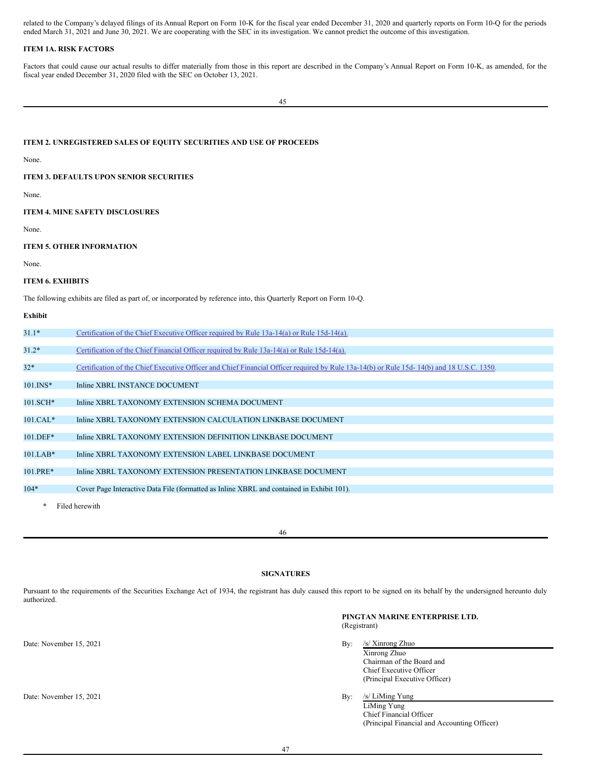related to the Company's delayed filings of its Annual Report on Form 10-K for the fiscal year ended December 31, 2020 and quarterly reports on Form 10-Q for the periods ended March 31, 2021 and June 30, 2021. We are cooperating with the SEC in its investigation. We cannot predict the outcome of this investigation.

**ITEM 1A. RISK FACTORS**

Factors that could cause our actual results to differ materially from those in this report are described in the Company's Annual Report on Form 10-K, as amended, for the fiscal year ended December 31, 2020 filed with the SEC on October 13, 2021.

**ITEM 2. UNREGISTERED SALES OF EQUITY SECURITIES AND USE OF PROCEEDS**

None.

**ITEM 3. DEFAULTS UPON SENIOR SECURITIES**

None.

**ITEM 4. MINE SAFETY DISCLOSURES**

None.

**ITEM 5. OTHER INFORMATION**

None.

**ITEM 6. EXHIBITS**

The following exhibits are filed as part of, or incorporated by reference into, this Quarterly Report on Form 10-Q.

| **Exhibit** | |
|---|---|
| 31.1* | Certification of the Chief Executive Officer required by Rule 13a-14(a) or Rule 15d-14(a). |
| 31.2* | Certification of the Chief Financial Officer required by Rule 13a-14(a) or Rule 15d-14(a). |
| 32* | Certification of the Chief Executive Officer and Chief Financial Officer required by Rule 13a-14(b) or Rule 15d- 14(b) and 18 U.S.C. 1350. |
| 101.INS* | Inline XBRL INSTANCE DOCUMENT |
| 101.SCH* | Inline XBRL TAXONOMY EXTENSION SCHEMA DOCUMENT |
| 101.CAL* | Inline XBRL TAXONOMY EXTENSION CALCULATION LINKBASE DOCUMENT |
| 101.DEF* | Inline XBRL TAXONOMY EXTENSION DEFINITION LINKBASE DOCUMENT |
| 101.LAB* | Inline XBRL TAXONOMY EXTENSION LABEL LINKBASE DOCUMENT |
| 101.PRE* | Inline XBRL TAXONOMY EXTENSION PRESENTATION LINKBASE DOCUMENT |
| 104* | Cover Page Interactive Data File (formatted as Inline XBRL and contained in Exhibit 101). |

\* Filed herewith

**SIGNATURES**

Pursuant to the requirements of the Securities Exchange Act of 1934, the registrant has duly caused this report to be signed on its behalf by the undersigned hereunto duly authorized.

**PINGTAN MARINE ENTERPRISE LTD.**
(Registrant)

Date: November 15, 2021

By: /s/ Xinrong Zhuo
Xinrong Zhuo
Chairman of the Board and
Chief Executive Officer
(Principal Executive Officer)

Date: November 15, 2021

By: /s/ LiMing Yung
LiMing Yung
Chief Financial Officer
(Principal Financial and Accounting Officer)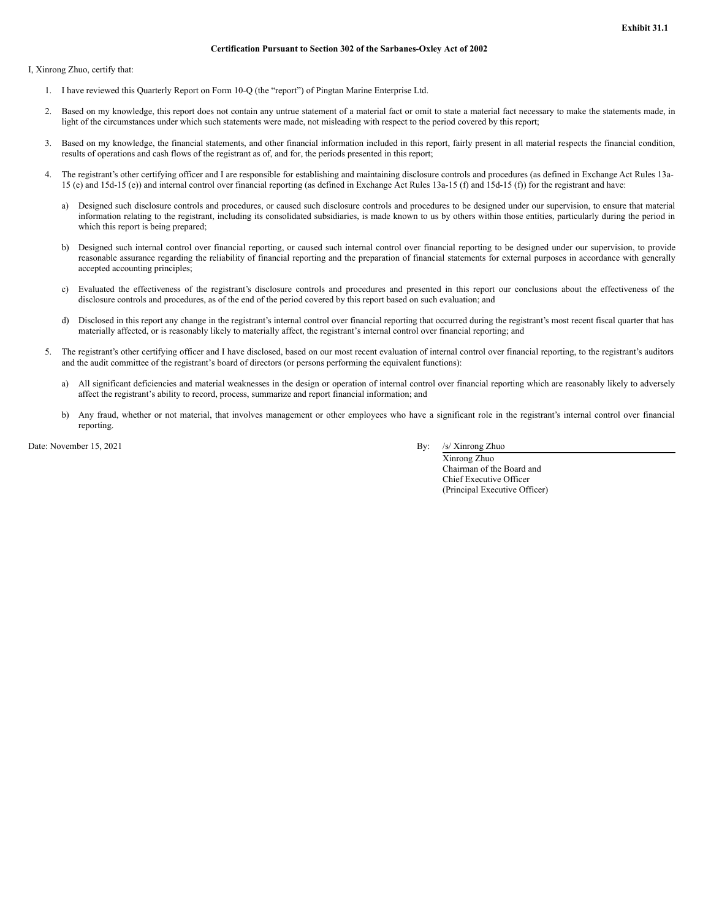**Exhibit 31.1**

**Certification Pursuant to Section 302 of the Sarbanes-Oxley Act of 2002**

I, Xinrong Zhuo, certify that:

1. I have reviewed this Quarterly Report on Form 10-Q (the "report") of Pingtan Marine Enterprise Ltd.

2. Based on my knowledge, this report does not contain any untrue statement of a material fact or omit to state a material fact necessary to make the statements made, in light of the circumstances under which such statements were made, not misleading with respect to the period covered by this report;

3. Based on my knowledge, the financial statements, and other financial information included in this report, fairly present in all material respects the financial condition, results of operations and cash flows of the registrant as of, and for, the periods presented in this report;

4. The registrant's other certifying officer and I are responsible for establishing and maintaining disclosure controls and procedures (as defined in Exchange Act Rules 13a-15 (e) and 15d-15 (e)) and internal control over financial reporting (as defined in Exchange Act Rules 13a-15 (f) and 15d-15 (f)) for the registrant and have:

   a) Designed such disclosure controls and procedures, or caused such disclosure controls and procedures to be designed under our supervision, to ensure that material information relating to the registrant, including its consolidated subsidiaries, is made known to us by others within those entities, particularly during the period in which this report is being prepared;

   b) Designed such internal control over financial reporting, or caused such internal control over financial reporting to be designed under our supervision, to provide reasonable assurance regarding the reliability of financial reporting and the preparation of financial statements for external purposes in accordance with generally accepted accounting principles;

   c) Evaluated the effectiveness of the registrant's disclosure controls and procedures and presented in this report our conclusions about the effectiveness of the disclosure controls and procedures, as of the end of the period covered by this report based on such evaluation; and

   d) Disclosed in this report any change in the registrant's internal control over financial reporting that occurred during the registrant's most recent fiscal quarter that has materially affected, or is reasonably likely to materially affect, the registrant's internal control over financial reporting; and

5. The registrant's other certifying officer and I have disclosed, based on our most recent evaluation of internal control over financial reporting, to the registrant's auditors and the audit committee of the registrant's board of directors (or persons performing the equivalent functions):

   a) All significant deficiencies and material weaknesses in the design or operation of internal control over financial reporting which are reasonably likely to adversely affect the registrant's ability to record, process, summarize and report financial information; and

   b) Any fraud, whether or not material, that involves management or other employees who have a significant role in the registrant's internal control over financial reporting.

Date: November 15, 2021

By: /s/ Xinrong Zhuo
Xinrong Zhuo
Chairman of the Board and
Chief Executive Officer
(Principal Executive Officer)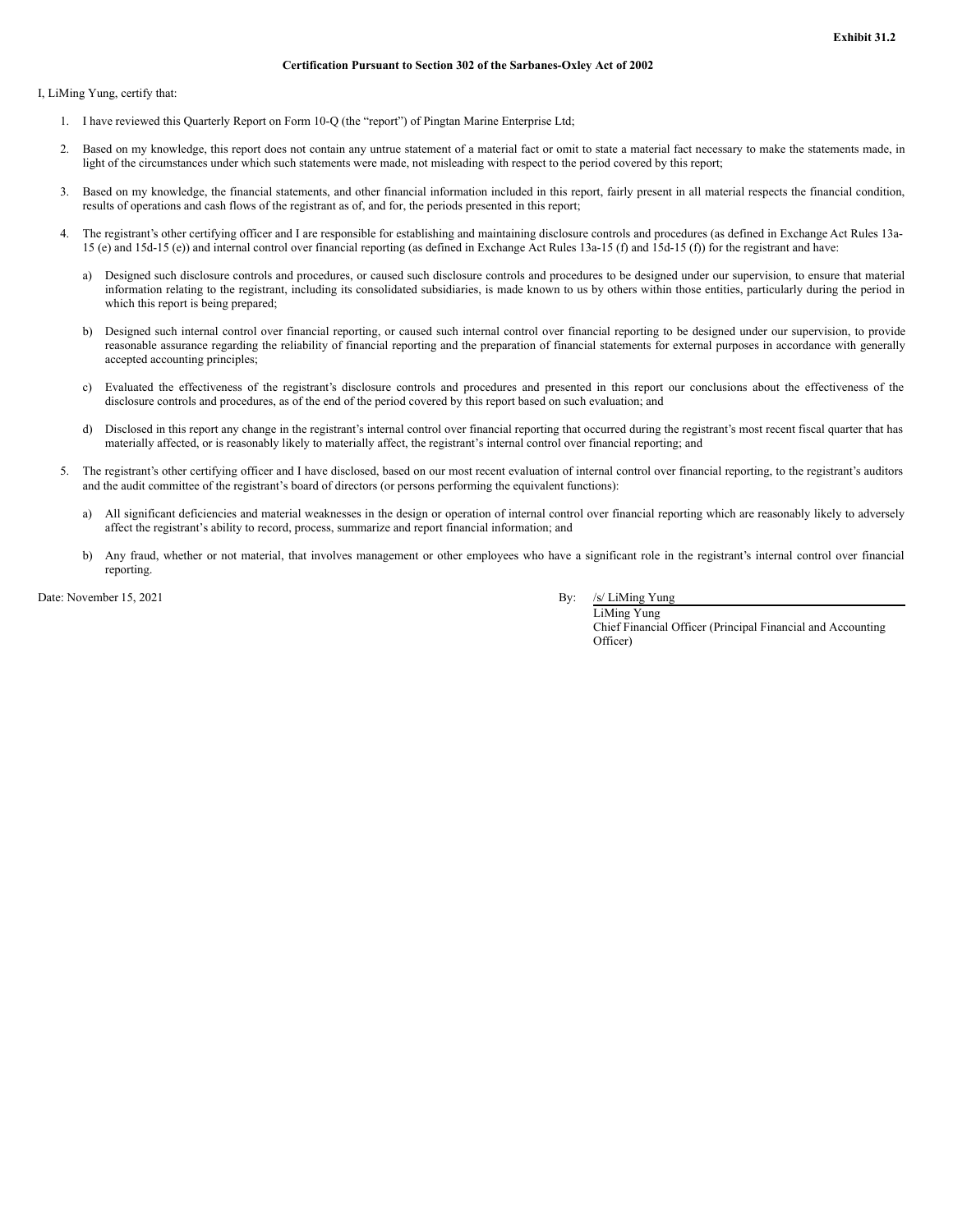**Exhibit 31.2**

**Certification Pursuant to Section 302 of the Sarbanes-Oxley Act of 2002**

I, LiMing Yung, certify that:

1. I have reviewed this Quarterly Report on Form 10-Q (the "report") of Pingtan Marine Enterprise Ltd;

2. Based on my knowledge, this report does not contain any untrue statement of a material fact or omit to state a material fact necessary to make the statements made, in light of the circumstances under which such statements were made, not misleading with respect to the period covered by this report;

3. Based on my knowledge, the financial statements, and other financial information included in this report, fairly present in all material respects the financial condition, results of operations and cash flows of the registrant as of, and for, the periods presented in this report;

4. The registrant's other certifying officer and I are responsible for establishing and maintaining disclosure controls and procedures (as defined in Exchange Act Rules 13a-15 (e) and 15d-15 (e)) and internal control over financial reporting (as defined in Exchange Act Rules 13a-15 (f) and 15d-15 (f)) for the registrant and have:

   a) Designed such disclosure controls and procedures, or caused such disclosure controls and procedures to be designed under our supervision, to ensure that material information relating to the registrant, including its consolidated subsidiaries, is made known to us by others within those entities, particularly during the period in which this report is being prepared;

   b) Designed such internal control over financial reporting, or caused such internal control over financial reporting to be designed under our supervision, to provide reasonable assurance regarding the reliability of financial reporting and the preparation of financial statements for external purposes in accordance with generally accepted accounting principles;

   c) Evaluated the effectiveness of the registrant's disclosure controls and procedures and presented in this report our conclusions about the effectiveness of the disclosure controls and procedures, as of the end of the period covered by this report based on such evaluation; and

   d) Disclosed in this report any change in the registrant's internal control over financial reporting that occurred during the registrant's most recent fiscal quarter that has materially affected, or is reasonably likely to materially affect, the registrant's internal control over financial reporting; and

5. The registrant's other certifying officer and I have disclosed, based on our most recent evaluation of internal control over financial reporting, to the registrant's auditors and the audit committee of the registrant's board of directors (or persons performing the equivalent functions):

   a) All significant deficiencies and material weaknesses in the design or operation of internal control over financial reporting which are reasonably likely to adversely affect the registrant's ability to record, process, summarize and report financial information; and

   b) Any fraud, whether or not material, that involves management or other employees who have a significant role in the registrant's internal control over financial reporting.

Date: November 15, 2021

By: /s/ LiMing Yung
LiMing Yung
Chief Financial Officer (Principal Financial and Accounting Officer)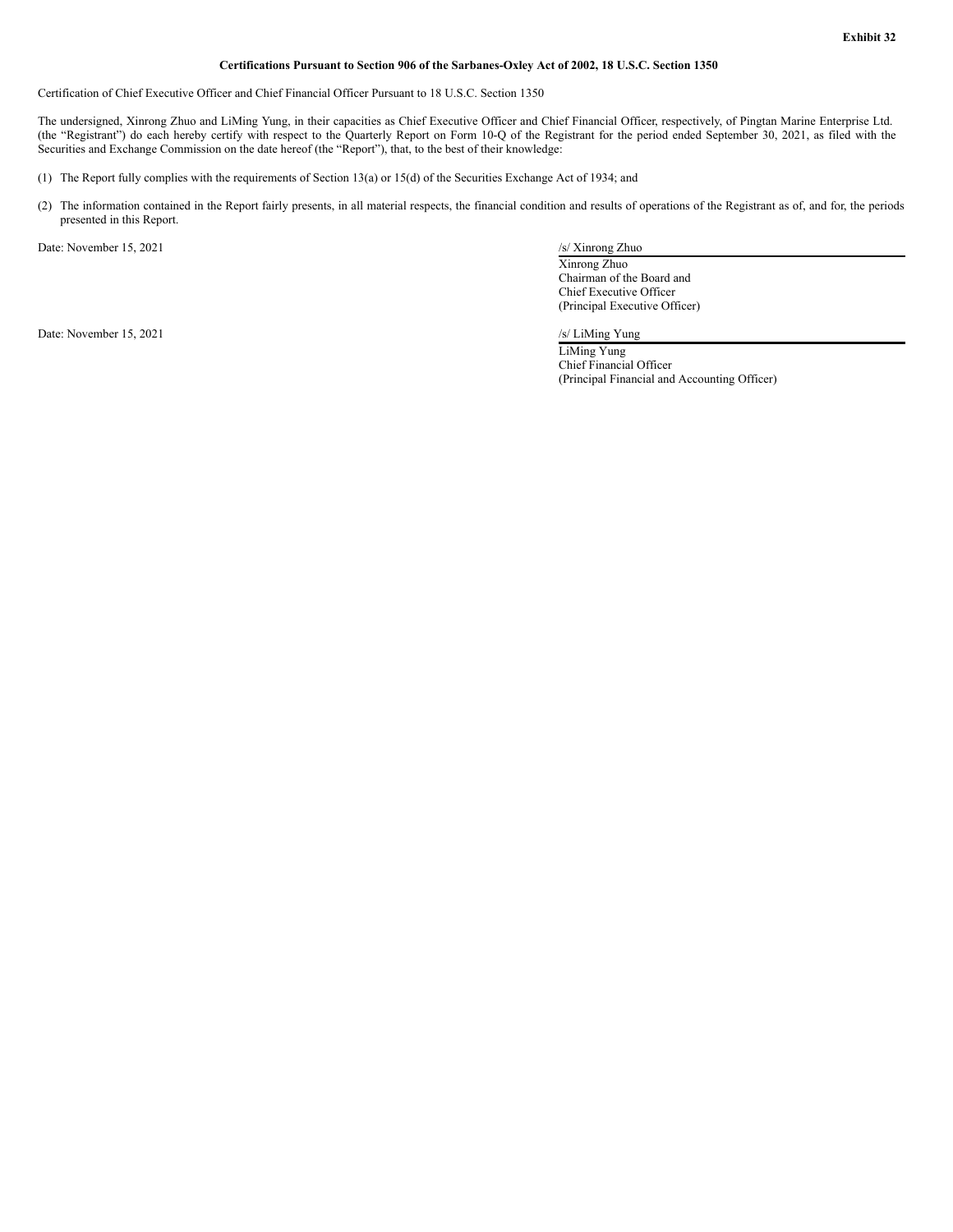**Exhibit 32**

**Certifications Pursuant to Section 906 of the Sarbanes-Oxley Act of 2002, 18 U.S.C. Section 1350**

Certification of Chief Executive Officer and Chief Financial Officer Pursuant to 18 U.S.C. Section 1350

The undersigned, Xinrong Zhuo and LiMing Yung, in their capacities as Chief Executive Officer and Chief Financial Officer, respectively, of Pingtan Marine Enterprise Ltd. (the "Registrant") do each hereby certify with respect to the Quarterly Report on Form 10-Q of the Registrant for the period ended September 30, 2021, as filed with the Securities and Exchange Commission on the date hereof (the "Report"), that, to the best of their knowledge:

(1) The Report fully complies with the requirements of Section 13(a) or 15(d) of the Securities Exchange Act of 1934; and

(2) The information contained in the Report fairly presents, in all material respects, the financial condition and results of operations of the Registrant as of, and for, the periods presented in this Report.

Date: November 15, 2021

/s/ Xinrong Zhuo
Xinrong Zhuo
Chairman of the Board and
Chief Executive Officer
(Principal Executive Officer)

Date: November 15, 2021

/s/ LiMing Yung
LiMing Yung
Chief Financial Officer
(Principal Financial and Accounting Officer)